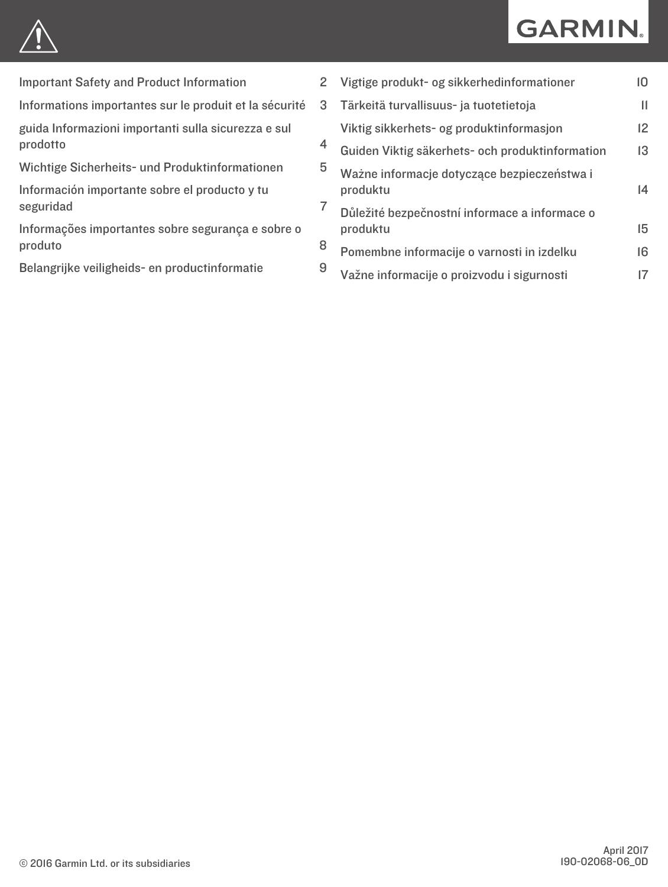GARMIN.

| | |
|---|---|
| Important Safety and Product Information | 2 |
| Informations importantes sur le produit et la sécurité | 3 |
| guida Informazioni importanti sulla sicurezza e sul prodotto | 4 |
| Wichtige Sicherheits- und Produktinformationen | 5 |
| Información importante sobre el producto y tu seguridad | 7 |
| Informações importantes sobre segurança e sobre o produto | 8 |
| Belangrijke veiligheids- en productinformatie | 9 |
| Vigtige produkt- og sikkerhedinformationer | 10 |
| Tärkeitä turvallisuus- ja tuotetietoja | 11 |
| Viktig sikkerhets- og produktinformasjon | 12 |
| Guiden Viktig säkerhets- och produktinformation | 13 |
| Ważne informacje dotyczące bezpieczeństwa i produktu | 14 |
| Důležité bezpečnostní informace a informace o produktu | 15 |
| Pomembne informacije o varnosti in izdelku | 16 |
| Važne informacije o proizvodu i sigurnosti | 17 |

© 2016 Garmin Ltd. or its subsidiaries

April 2017
190-02068-06_0D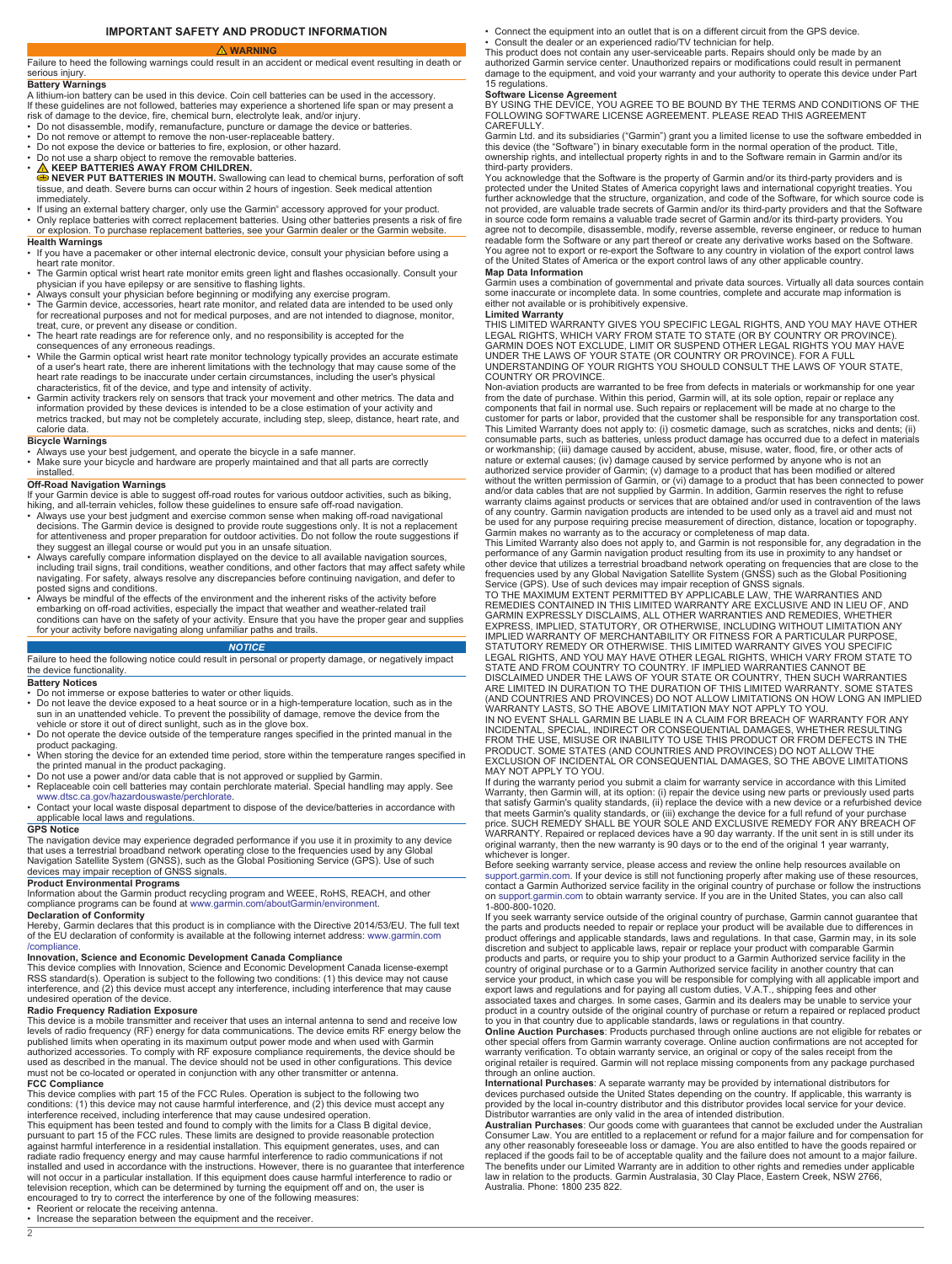# IMPORTANT SAFETY AND PRODUCT INFORMATION

## ⚠ WARNING

Failure to heed the following warnings could result in an accident or medical event resulting in death or serious injury.

### Battery Warnings

A lithium-ion battery can be used in this device. Coin cell batteries can be used in the accessory.
If these guidelines are not followed, batteries may experience a shortened life span or may present a risk of damage to the device, fire, chemical burn, electrolyte leak, and/or injury.

- Do not disassemble, modify, remanufacture, puncture or damage the device or batteries.
- Do not remove or attempt to remove the non-user-replaceable battery.
- Do not expose the device or batteries to fire, explosion, or other hazard.
- Do not use a sharp object to remove the removable batteries.
- ⚠ **KEEP BATTERIES AWAY FROM CHILDREN.**
  **NEVER PUT BATTERIES IN MOUTH.** Swallowing can lead to chemical burns, perforation of soft tissue, and death. Severe burns can occur within 2 hours of ingestion. Seek medical attention immediately.
- If using an external battery charger, only use the Garmin® accessory approved for your product.
- Only replace batteries with correct replacement batteries. Using other batteries presents a risk of fire or explosion. To purchase replacement batteries, see your Garmin dealer or the Garmin website.

### Health Warnings

- If you have a pacemaker or other internal electronic device, consult your physician before using a heart rate monitor.
- The Garmin optical wrist heart rate monitor emits green light and flashes occasionally. Consult your physician if you have epilepsy or are sensitive to flashing lights.
- Always consult your physician before beginning or modifying any exercise program.
- The Garmin device, accessories, heart rate monitor, and related data are intended to be used only for recreational purposes and not for medical purposes, and are not intended to diagnose, monitor, treat, cure, or prevent any disease or condition.
- The heart rate readings are for reference only, and no responsibility is accepted for the consequences of any erroneous readings.
- While the Garmin optical wrist heart rate monitor technology typically provides an accurate estimate of a user's heart rate, there are inherent limitations with the technology that may cause some of the heart rate readings to be inaccurate under certain circumstances, including the user's physical characteristics, fit of the device, and type and intensity of activity.
- Garmin activity trackers rely on sensors that track your movement and other metrics. The data and information provided by these devices is intended to be a close estimation of your activity and metrics tracked, but may not be completely accurate, including step, sleep, distance, heart rate, and calorie data.

### Bicycle Warnings

- Always use your best judgement, and operate the bicycle in a safe manner.
- Make sure your bicycle and hardware are properly maintained and that all parts are correctly installed.

### Off-Road Navigation Warnings

If your Garmin device is able to suggest off-road routes for various outdoor activities, such as biking, hiking, and all-terrain vehicles, follow these guidelines to ensure safe off-road navigation.

- Always use your best judgment and exercise common sense when making off-road navigational decisions. The Garmin device is designed to provide route suggestions only. It is not a replacement for attentiveness and proper preparation for outdoor activities. Do not follow the route suggestions if they suggest an illegal course or would put you in an unsafe situation.
- Always carefully compare information displayed on the device to all available navigation sources, including trail signs, trail conditions, weather conditions, and other factors that may affect safety while navigating. For safety, always resolve any discrepancies before continuing navigation, and defer to posted signs and conditions.
- Always be mindful of the effects of the environment and the inherent risks of the activity before embarking on off-road activities, especially the impact that weather and weather-related trail conditions can have on the safety of your activity. Ensure that you have the proper gear and supplies for your activity before navigating along unfamiliar paths and trails.

## *NOTICE*

Failure to heed the following notice could result in personal or property damage, or negatively impact the device functionality.

### Battery Notices

- Do not immerse or expose batteries to water or other liquids.
- Do not leave the device exposed to a heat source or in a high-temperature location, such as in the sun in an unattended vehicle. To prevent the possibility of damage, remove the device from the vehicle or store it out of direct sunlight, such as in the glove box.
- Do not operate the device outside of the temperature ranges specified in the printed manual in the product packaging.
- When storing the device for an extended time period, store within the temperature ranges specified in the printed manual in the product packaging.
- Do not use a power and/or data cable that is not approved or supplied by Garmin.
- Replaceable coin cell batteries may contain perchlorate material. Special handling may apply. See www.dtsc.ca.gov/hazardouswaste/perchlorate.
- Contact your local waste disposal department to dispose of the device/batteries in accordance with applicable local laws and regulations.

### GPS Notice

The navigation device may experience degraded performance if you use it in proximity to any device that uses a terrestrial broadband network operating close to the frequencies used by any Global Navigation Satellite System (GNSS), such as the Global Positioning Service (GPS). Use of such devices may impair reception of GNSS signals.

### Product Environmental Programs

Information about the Garmin product recycling program and WEEE, RoHS, REACH, and other compliance programs can be found at www.garmin.com/aboutGarmin/environment.

### Declaration of Conformity

Hereby, Garmin declares that this product is in compliance with the Directive 2014/53/EU. The full text of the EU declaration of conformity is available at the following internet address: www.garmin.com/compliance.

### Innovation, Science and Economic Development Canada Compliance

This device complies with Innovation, Science and Economic Development Canada license-exempt RSS standard(s). Operation is subject to the following two conditions: (1) this device may not cause interference, and (2) this device must accept any interference, including interference that may cause undesired operation of the device.

### Radio Frequency Radiation Exposure

This device is a mobile transmitter and receiver that uses an internal antenna to send and receive low levels of radio frequency (RF) energy for data communications. The device emits RF energy below the published limits when operating in its maximum output power mode and when used with Garmin authorized accessories. To comply with RF exposure compliance requirements, the device should be used as described in the manual. The device should not be used in other configurations. This device must not be co-located or operated in conjunction with any other transmitter or antenna.

### FCC Compliance

This device complies with part 15 of the FCC Rules. Operation is subject to the following two conditions: (1) this device may not cause harmful interference, and (2) this device must accept any interference received, including interference that may cause undesired operation.
This equipment has been tested and found to comply with the limits for a Class B digital device, pursuant to part 15 of the FCC rules. These limits are designed to provide reasonable protection against harmful interference in a residential installation. This equipment generates, uses, and can radiate radio frequency energy and may cause harmful interference to radio communications if not installed and used in accordance with the instructions. However, there is no guarantee that interference will not occur in a particular installation. If this equipment does cause harmful interference to radio or television reception, which can be determined by turning the equipment off and on, the user is encouraged to try to correct the interference by one of the following measures:

- Reorient or relocate the receiving antenna.
- Increase the separation between the equipment and the receiver.
- Connect the equipment into an outlet that is on a different circuit from the GPS device.
- Consult the dealer or an experienced radio/TV technician for help.

This product does not contain any user-serviceable parts. Repairs should only be made by an authorized Garmin service center. Unauthorized repairs or modifications could result in permanent damage to the equipment, and void your warranty and your authority to operate this device under Part 15 regulations.

### Software License Agreement

BY USING THE DEVICE, YOU AGREE TO BE BOUND BY THE TERMS AND CONDITIONS OF THE FOLLOWING SOFTWARE LICENSE AGREEMENT. PLEASE READ THIS AGREEMENT CAREFULLY.
Garmin Ltd. and its subsidiaries ("Garmin") grant you a limited license to use the software embedded in this device (the "Software") in binary executable form in the normal operation of the product. Title, ownership rights, and intellectual property rights in and to the Software remain in Garmin and/or its third-party providers.
You acknowledge that the Software is the property of Garmin and/or its third-party providers and is protected under the United States of America copyright laws and international copyright treaties. You further acknowledge that the structure, organization, and code of the Software, for which source code is not provided, are valuable trade secrets of Garmin and/or its third-party providers and that the Software in source code form remains a valuable trade secret of Garmin and/or its third-party providers. You agree not to decompile, disassemble, modify, reverse assemble, reverse engineer, or reduce to human readable form the Software or any part thereof or create any derivative works based on the Software. You agree not to export or re-export the Software to any country in violation of the export control laws of the United States of America or the export control laws of any other applicable country.

### Map Data Information

Garmin uses a combination of governmental and private data sources. Virtually all data sources contain some inaccurate or incomplete data. In some countries, complete and accurate map information is either not available or is prohibitively expensive.

### Limited Warranty

THIS LIMITED WARRANTY GIVES YOU SPECIFIC LEGAL RIGHTS, AND YOU MAY HAVE OTHER LEGAL RIGHTS, WHICH VARY FROM STATE TO STATE (OR BY COUNTRY OR PROVINCE). GARMIN DOES NOT EXCLUDE, LIMIT OR SUSPEND OTHER LEGAL RIGHTS YOU MAY HAVE UNDER THE LAWS OF YOUR STATE (OR COUNTRY OR PROVINCE). FOR A FULL UNDERSTANDING OF YOUR RIGHTS YOU SHOULD CONSULT THE LAWS OF YOUR STATE, COUNTRY OR PROVINCE.
Non-aviation products are warranted to be free from defects in materials or workmanship for one year from the date of purchase. Within this period, Garmin will, at its sole option, repair or replace any components that fail in normal use. Such repairs or replacement will be made at no charge to the customer for parts or labor, provided that the customer shall be responsible for any transportation cost. This Limited Warranty does not apply to: (i) cosmetic damage, such as scratches, nicks and dents; (ii) consumable parts, such as batteries, unless product damage has occurred due to a defect in materials or workmanship; (iii) damage caused by accident, abuse, misuse, water, flood, fire, or other acts of nature or external causes; (iv) damage caused by service performed by anyone who is not an authorized service provider of Garmin; (v) damage to a product that has been modified or altered without the written permission of Garmin, or (vi) damage to a product that has been connected to power and/or data cables that are not supplied by Garmin. In addition, Garmin reserves the right to refuse warranty claims against products or services that are obtained and/or used in contravention of the laws of any country. Garmin navigation products are intended to be used only as a travel aid and must not be used for any purpose requiring precise measurement of direction, distance, location or topography. Garmin makes no warranty as to the accuracy or completeness of map data.
This Limited Warranty also does not apply to, and Garmin is not responsible for, any degradation in the performance of any Garmin navigation product resulting from its use in proximity to any handset or other device that utilizes a terrestrial broadband network operating on frequencies that are close to the frequencies used by any Global Navigation Satellite System (GNSS) such as the Global Positioning Service (GPS). Use of such devices may impair reception of GNSS signals.
TO THE MAXIMUM EXTENT PERMITTED BY APPLICABLE LAW, THE WARRANTIES AND REMEDIES CONTAINED IN THIS LIMITED WARRANTY ARE EXCLUSIVE AND IN LIEU OF, AND GARMIN EXPRESSLY DISCLAIMS, ALL OTHER WARRANTIES AND REMEDIES, WHETHER EXPRESS, IMPLIED, STATUTORY, OR OTHERWISE, INCLUDING WITHOUT LIMITATION ANY IMPLIED WARRANTY OF MERCHANTABILITY OR FITNESS FOR A PARTICULAR PURPOSE, STATUTORY REMEDY OR OTHERWISE. THIS LIMITED WARRANTY GIVES YOU SPECIFIC LEGAL RIGHTS, AND YOU MAY HAVE OTHER LEGAL RIGHTS, WHICH VARY FROM STATE TO STATE AND FROM COUNTRY TO COUNTRY. IF IMPLIED WARRANTIES CANNOT BE DISCLAIMED UNDER THE LAWS OF YOUR STATE OR COUNTRY, THEN SUCH WARRANTIES ARE LIMITED IN DURATION TO THE DURATION OF THIS LIMITED WARRANTY. SOME STATES (AND COUNTRIES AND PROVINCES) DO NOT ALLOW LIMITATIONS ON HOW LONG AN IMPLIED WARRANTY LASTS, SO THE ABOVE LIMITATION MAY NOT APPLY TO YOU.
IN NO EVENT SHALL GARMIN BE LIABLE IN A CLAIM FOR BREACH OF WARRANTY FOR ANY INCIDENTAL, SPECIAL, INDIRECT OR CONSEQUENTIAL DAMAGES, WHETHER RESULTING FROM THE USE, MISUSE OR INABILITY TO USE THIS PRODUCT OR FROM DEFECTS IN THE PRODUCT. SOME STATES (AND COUNTRIES AND PROVINCES) DO NOT ALLOW THE EXCLUSION OF INCIDENTAL OR CONSEQUENTIAL DAMAGES, SO THE ABOVE LIMITATIONS MAY NOT APPLY TO YOU.
If during the warranty period you submit a claim for warranty service in accordance with this Limited Warranty, then Garmin will, at its option: (i) repair the device using new parts or previously used parts that satisfy Garmin's quality standards, (ii) replace the device with a new device or a refurbished device that meets Garmin's quality standards, or (iii) exchange the device for a full refund of your purchase price. SUCH REMEDY SHALL BE YOUR SOLE AND EXCLUSIVE REMEDY FOR ANY BREACH OF WARRANTY. Repaired or replaced devices have a 90 day warranty. If the unit sent in is still under its original warranty, then the new warranty is 90 days or to the end of the original 1 year warranty, whichever is longer.
Before seeking warranty service, please access and review the online help resources available on support.garmin.com. If your device is still not functioning properly after making use of these resources, contact a Garmin Authorized service facility in the original country of purchase or follow the instructions on support.garmin.com to obtain warranty service. If you are in the United States, you can also call 1-800-800-1020.
If you seek warranty service outside of the original country of purchase, Garmin cannot guarantee that the parts and products needed to repair or replace your product will be available due to differences in product offerings and applicable standards, laws and regulations. In that case, Garmin may, in its sole discretion and subject to applicable laws, repair or replace your product with comparable Garmin products and parts, or require you to ship your product to a Garmin Authorized service facility in the country of original purchase or to a Garmin Authorized service facility in another country that can service your product, in which case you will be responsible for complying with all applicable import and export laws and regulations and for paying all custom duties, V.A.T., shipping fees and other associated taxes and charges. In some cases, Garmin and its dealers may be unable to service your product in a country outside of the original country of purchase or return a repaired or replaced product to you in that country due to applicable standards, laws or regulations in that country.
**Online Auction Purchases**: Products purchased through online auctions are not eligible for rebates or other special offers from Garmin warranty coverage. Online auction confirmations are not accepted for warranty verification. To obtain warranty service, an original or copy of the sales receipt from the original retailer is required. Garmin will not replace missing components from any package purchased through an online auction.
**International Purchases**: A separate warranty may be provided by international distributors for devices purchased outside the United States depending on the country. If applicable, this warranty is provided by the local in-country distributor and this distributor provides local service for your device. Distributor warranties are only valid in the area of intended distribution.
**Australian Purchases**: Our goods come with guarantees that cannot be excluded under the Australian Consumer Law. You are entitled to a replacement or refund for a major failure and for compensation for any other reasonably foreseeable loss or damage. You are also entitled to have the goods repaired or replaced if the goods fail to be of acceptable quality and the failure does not amount to a major failure. The benefits under our Limited Warranty are in addition to other rights and remedies under applicable law in relation to the products. Garmin Australasia, 30 Clay Place, Eastern Creek, NSW 2766, Australia. Phone: 1800 235 822.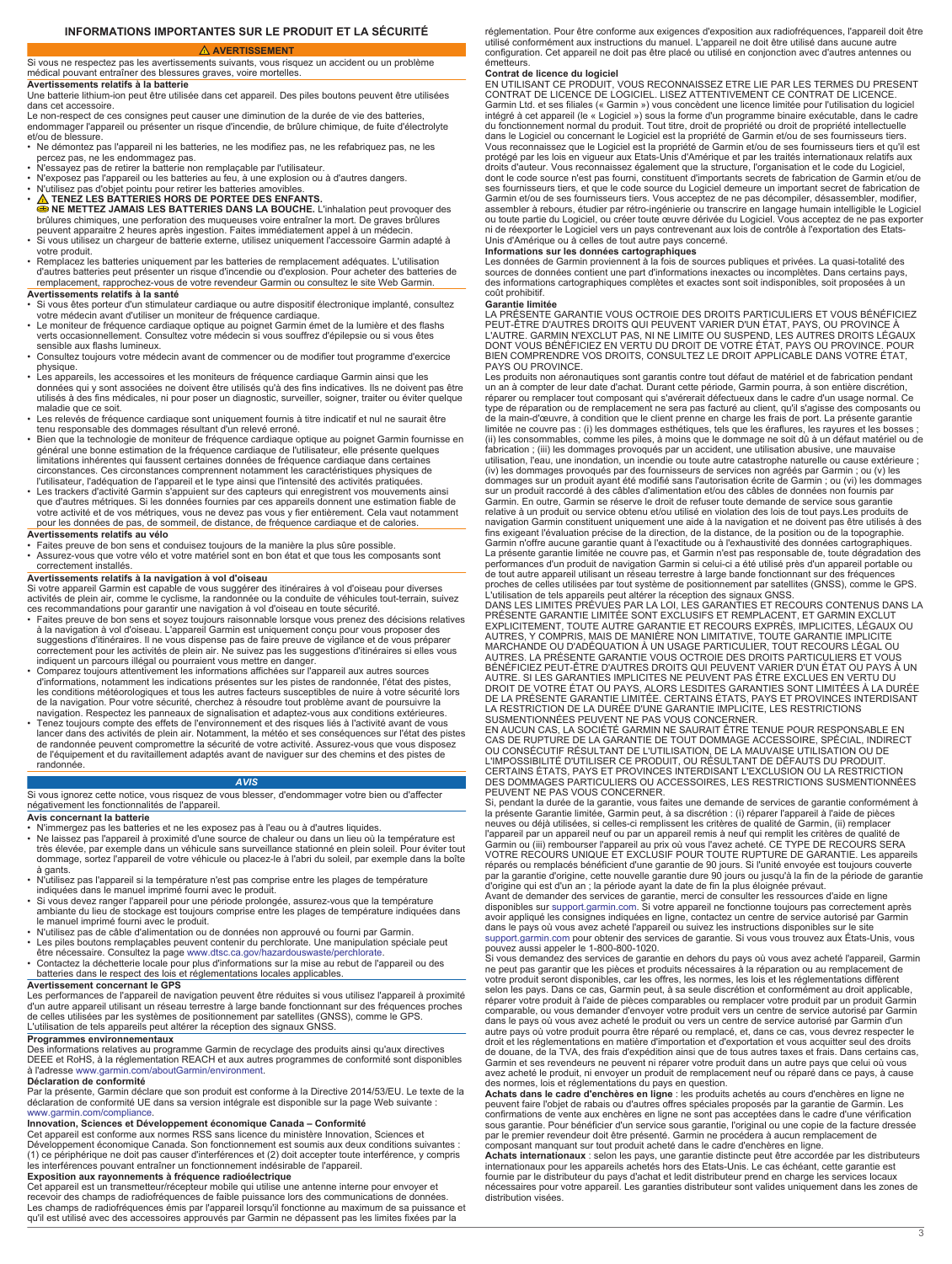## INFORMATIONS IMPORTANTES SUR LE PRODUIT ET LA SÉCURITÉ

### ⚠ AVERTISSEMENT

Si vous ne respectez pas les avertissements suivants, vous risquez un accident ou un problème médical pouvant entraîner des blessures graves, voire mortelles.

**Avertissements relatifs à la batterie**

Une batterie lithium-ion peut être utilisée dans cet appareil. Des piles boutons peuvent être utilisées dans cet accessoire.

Le non-respect de ces consignes peut causer une diminution de la durée de vie des batteries, endommager l'appareil ou présenter un risque d'incendie, de brûlure chimique, de fuite d'électrolyte et/ou de blessure.

- Ne démontez pas l'appareil ni les batteries, ne les modifiez pas, ne les refabriquez pas, ne les percez pas, ne les endommagez pas.
- N'essayez pas de retirer la batterie non remplaçable par l'utilisateur.
- N'exposez pas l'appareil ou les batteries au feu, à une explosion ou à d'autres dangers.
- N'utilisez pas d'objet pointu pour retirer les batteries amovibles.
- ⚠ **TENEZ LES BATTERIES HORS DE PORTEE DES ENFANTS.**
  **NE METTEZ JAMAIS LES BATTERIES DANS LA BOUCHE.** L'inhalation peut provoquer des brûlures chimiques, une perforation des muqueuses voire entraîner la mort. De graves brûlures peuvent apparaître 2 heures après ingestion. Faites immédiatement appel à un médecin.
- Si vous utilisez un chargeur de batterie externe, utilisez uniquement l'accessoire Garmin adapté à votre produit.
- Remplacez les batteries uniquement par les batteries de remplacement adéquates. L'utilisation d'autres batteries peut présenter un risque d'incendie ou d'explosion. Pour acheter des batteries de remplacement, rapprochez-vous de votre revendeur Garmin ou consultez le site Web Garmin.

**Avertissements relatifs à la santé**

- Si vous êtes porteur d'un stimulateur cardiaque ou autre dispositif électronique implanté, consultez votre médecin avant d'utiliser un moniteur de fréquence cardiaque.
- Le moniteur de fréquence cardiaque optique au poignet Garmin émet de la lumière et des flashs verts occasionnellement. Consultez votre médecin si vous souffrez d'épilepsie ou si vous êtes sensible aux flashs lumineux.
- Consultez toujours votre médecin avant de commencer ou de modifier tout programme d'exercice physique.
- Les appareils, les accessoires et les moniteurs de fréquence cardiaque Garmin ainsi que les données qui y sont associées ne doivent être utilisés qu'à des fins indicatives. Ils ne doivent pas être utilisés à des fins médicales, ni pour poser un diagnostic, surveiller, soigner, traiter ou éviter quelque maladie que ce soit.
- Les relevés de fréquence cardiaque sont uniquement fournis à titre indicatif et nul ne saurait être tenu responsable des dommages résultant d'un relevé erroné.
- Bien que la technologie de moniteur de fréquence cardiaque optique au poignet Garmin fournisse en général une bonne estimation de la fréquence cardiaque de l'utilisateur, elle présente quelques limitations inhérentes qui faussent certaines données de fréquence cardiaque dans certaines circonstances. Ces circonstances comprennent notamment les caractéristiques physiques de l'utilisateur, l'adéquation de l'appareil et le type ainsi que l'intensité des activités pratiquées.
- Les trackers d'activité Garmin s'appuient sur des capteurs qui enregistrent vos mouvements ainsi que d'autres métriques. Si les données fournies par ces appareils donnent une estimation fiable de votre activité et de vos métriques, vous ne devez pas vous y fier entièrement. Cela vaut notamment pour les données de pas, de sommeil, de distance, de fréquence cardiaque et de calories.

**Avertissements relatifs au vélo**

- Faites preuve de bon sens et conduisez toujours de la manière la plus sûre possible.
- Assurez-vous que votre vélo et votre matériel sont en bon état et que tous les composants sont correctement installés.

**Avertissements relatifs à la navigation à vol d'oiseau**

Si votre appareil Garmin est capable de vous suggérer des itinéraires à vol d'oiseau pour diverses activités de plein air, comme le cyclisme, la randonnée ou la conduite de véhicules tout-terrain, suivez ces recommandations pour garantir une navigation à vol d'oiseau en toute sécurité.

- Faites preuve de bon sens et soyez toujours raisonnable lorsque vous prenez des décisions relatives à la navigation à vol d'oiseau. L'appareil Garmin est uniquement conçu pour vous proposer des suggestions d'itinéraires. Il ne vous dispense pas de faire preuve de vigilance et de vous préparer correctement pour les activités de plein air. Ne suivez pas les suggestions d'itinéraires si elles vous indiquent un parcours illégal ou pourraient vous mettre en danger.
- Comparez toujours attentivement les informations affichées sur l'appareil aux autres sources d'informations, notamment les indications présentes sur les pistes de randonnée, l'état des pistes, les conditions météorologiques et tous les autres facteurs susceptibles de nuire à votre sécurité lors de la navigation. Pour votre sécurité, cherchez à résoudre tout problème avant de poursuivre la navigation. Respectez les panneaux de signalisation et adaptez-vous aux conditions extérieures.
- Tenez toujours compte des effets de l'environnement et des risques liés à l'activité avant de vous lancer dans des activités de plein air. Notamment, la météo et ses conséquences sur l'état des pistes de randonnée peuvent compromettre la sécurité de votre activité. Assurez-vous que vous disposez de l'équipement et du ravitaillement adaptés avant de naviguer sur des chemins et des pistes de randonnée.

### *AVIS*

Si vous ignorez cette notice, vous risquez de vous blesser, d'endommager votre bien ou d'affecter négativement les fonctionnalités de l'appareil.

**Avis concernant la batterie**

- N'immergez pas les batteries et ne les exposez pas à l'eau ou à d'autres liquides.
- Ne laissez pas l'appareil à proximité d'une source de chaleur ou dans un lieu où la température est très élevée, par exemple dans un véhicule sans surveillance stationné en plein soleil. Pour éviter tout dommage, sortez l'appareil de votre véhicule ou placez-le à l'abri du soleil, par exemple dans la boîte à gants.
- N'utilisez pas l'appareil si la température n'est pas comprise entre les plages de température indiquées dans le manuel imprimé fourni avec le produit.
- Si vous devez ranger l'appareil pour une période prolongée, assurez-vous que la température ambiante du lieu de stockage est toujours comprise entre les plages de température indiquées dans le manuel imprimé fourni avec le produit.
- N'utilisez pas de câble d'alimentation ou de données non approuvé ou fourni par Garmin.
- Les piles boutons remplaçables peuvent contenir du perchlorate. Une manipulation spéciale peut être nécessaire. Consultez la page www.dtsc.ca.gov/hazardouswaste/perchlorate.
- Contactez la déchetterie locale pour plus d'informations sur la mise au rebut de l'appareil ou des batteries dans le respect des lois et réglementations locales applicables.

**Avertissement concernant le GPS**

Les performances de l'appareil de navigation peuvent être réduites si vous utilisez l'appareil à proximité d'un autre appareil utilisant un réseau terrestre à large bande fonctionnant sur des fréquences proches de celles utilisées par les systèmes de positionnement par satellites (GNSS), comme le GPS. L'utilisation de tels appareils peut altérer la réception des signaux GNSS.

**Programmes environnementaux**

Des informations relatives au programme Garmin de recyclage des produits ainsi qu'aux directives DEEE et RoHS, à la réglementation REACH et aux autres programmes de conformité sont disponibles à l'adresse www.garmin.com/aboutGarmin/environment.

**Déclaration de conformité**

Par la présente, Garmin déclare que son produit est conforme à la Directive 2014/53/EU. Le texte de la déclaration de conformité UE dans sa version intégrale est disponible sur la page Web suivante : www.garmin.com/compliance.

**Innovation, Sciences et Développement économique Canada – Conformité**

Cet appareil est conforme aux normes RSS sans licence du ministère Innovation, Sciences et Développement économique Canada. Son fonctionnement est soumis aux deux conditions suivantes : (1) ce périphérique ne doit pas causer d'interférences et (2) doit accepter toute interférence, y compris les interférences pouvant entraîner un fonctionnement indésirable de l'appareil.

**Exposition aux rayonnements à fréquence radioélectrique**

Cet appareil est un transmetteur/récepteur mobile qui utilise une antenne interne pour envoyer et recevoir des champs de radiofréquences de faible puissance lors des communications de données. Les champs de radiofréquences émis par l'appareil lorsqu'il fonctionne au maximum de sa puissance et qu'il est utilisé avec des accessoires approuvés par Garmin ne dépassent pas les limites fixées par la réglementation. Pour être conforme aux exigences d'exposition aux radiofréquences, l'appareil doit être utilisé conformément aux instructions du manuel. L'appareil ne doit être utilisé dans aucune autre configuration. Cet appareil ne doit pas être placé ou utilisé en conjonction avec d'autres antennes ou émetteurs.

**Contrat de licence du logiciel**

EN UTILISANT CE PRODUIT, VOUS RECONNAISSEZ ETRE LIE PAR LES TERMES DU PRESENT CONTRAT DE LICENCE DE LOGICIEL. LISEZ ATTENTIVEMENT CE CONTRAT DE LICENCE.

Garmin Ltd. et ses filiales (« Garmin ») vous concèdent une licence limitée pour l'utilisation du logiciel intégré à cet appareil (le « Logiciel ») sous la forme d'un programme binaire exécutable, dans le cadre du fonctionnement normal du produit. Tout titre, droit de propriété ou droit de propriété intellectuelle dans le Logiciel ou concernant le Logiciel est la propriété de Garmin et/ou de ses fournisseurs tiers.

Vous reconnaissez que le Logiciel est la propriété de Garmin et/ou de ses fournisseurs tiers et qu'il est protégé par les lois en vigueur aux Etats-Unis d'Amérique et par les traités internationaux relatifs aux droits d'auteur. Vous reconnaissez également que la structure, l'organisation et le code du Logiciel, dont le code source n'est pas fourni, constituent d'importants secrets de fabrication de Garmin et/ou de ses fournisseurs tiers, et que le code source du Logiciel demeure un important secret de fabrication de Garmin et/ou de ses fournisseurs tiers. Vous acceptez de ne pas décompiler, désassembler, modifier, assembler à rebours, étudier par rétro-ingénierie ou transcrire en langage humain intelligible le Logiciel ou toute partie du Logiciel, ou créer toute œuvre dérivée du Logiciel. Vous acceptez de ne pas exporter ni de réexporter le Logiciel vers un pays contrevenant aux lois de contrôle à l'exportation des Etats-Unis d'Amérique ou à celles de tout autre pays concerné.

**Informations sur les données cartographiques**

Les données de Garmin proviennent à la fois de sources publiques et privées. La quasi-totalité des sources de données contient une part d'informations inexactes ou incomplètes. Dans certains pays, des informations cartographiques complètes et exactes sont soit indisponibles, soit proposées à un coût prohibitif.

**Garantie limitée**

LA PRÉSENTE GARANTIE VOUS OCTROIE DES DROITS PARTICULIERS ET VOUS BÉNÉFICIEZ PEUT-ÊTRE D'AUTRES DROITS QUI PEUVENT VARIER D'UN ÉTAT, PAYS, OU PROVINCE À L'AUTRE. GARMIN N'EXCLUT PAS, NE LIMITE OU SUSPEND, LES AUTRES DROITS LÉGAUX DONT VOUS BÉNÉFICIEZ EN VERTU DU DROIT DE VOTRE ÉTAT, PAYS OU PROVINCE. POUR BIEN COMPRENDRE VOS DROITS, CONSULTEZ LE DROIT APPLICABLE DANS VOTRE ÉTAT, PAYS OU PROVINCE.

Les produits non aéronautiques sont garantis contre tout défaut de matériel et de fabrication pendant un an à compter de leur date d'achat. Durant cette période, Garmin pourra, à son entière discrétion, réparer ou remplacer tout composant qui s'avérerait défectueux dans le cadre d'un usage normal. Ce type de réparation ou de remplacement ne sera pas facturé au client, qu'il s'agisse des composants ou de la main-d'œuvre, à condition que le client prenne en charge les frais de port. La présente garantie limitée ne couvre pas : (i) les dommages esthétiques, tels que les éraflures, les rayures et les bosses ; (ii) les consommables, comme les piles, à moins que le dommage ne soit dû à un défaut matériel ou de fabrication ; (iii) les dommages provoqués par un accident, une utilisation abusive, une mauvaise utilisation, l'eau, une inondation, un incendie ou toute autre catastrophe naturelle ou cause extérieure ; (iv) les dommages provoqués par des fournisseurs de services non agréés par Garmin ; ou (v) les dommages sur un produit ayant été modifié sans l'autorisation écrite de Garmin ; ou (vi) les dommages sur un produit raccordé à des câbles d'alimentation et/ou des câbles de données non fournis par Garmin. En outre, Garmin se réserve le droit de refuser toute demande de service sous garantie relative à un produit ou service obtenu et/ou utilisé en violation des lois de tout pays.Les produits de navigation Garmin constituent uniquement une aide à la navigation et ne doivent pas être utilisés à des fins exigeant l'évaluation précise de la direction, de la distance, de la position ou de la topographie. Garmin n'offre aucune garantie quant à l'exactitude ou à l'exhaustivité des données cartographiques. La présente garantie limitée ne couvre pas, et Garmin n'est pas responsable de, toute dégradation des performances d'un produit de navigation Garmin si celui-ci a été utilisé près d'un appareil portable ou de tout autre appareil utilisant un réseau terrestre à large bande fonctionnant sur des fréquences proches de celles utilisées par tout système de positionnement par satellites (GNSS), comme le GPS. L'utilisation de tels appareils peut altérer la réception des signaux GNSS.

DANS LES LIMITES PRÉVUES PAR LA LOI, LES GARANTIES ET RECOURS CONTENUS DANS LA PRÉSENTE GARANTIE LIMITÉE SONT EXCLUSIFS ET REMPLACENT, ET GARMIN EXCLUT EXPLICITEMENT, TOUTE AUTRE GARANTIE ET RECOURS EXPRÈS, IMPLICITES, LÉGAUX OU AUTRES, Y COMPRIS, MAIS DE MANIÈRE NON LIMITATIVE, TOUTE GARANTIE IMPLICITE MARCHANDE OU D'ADÉQUATION À UN USAGE PARTICULIER, TOUT RECOURS LÉGAL OU AUTRES. LA PRÉSENTE GARANTIE VOUS OCTROIE DES DROITS PARTICULIERS ET VOUS BÉNÉFICIEZ PEUT-ÊTRE D'AUTRES DROITS QUI PEUVENT VARIER D'UN ÉTAT OU PAYS À UN AUTRE. SI LES GARANTIES IMPLICITES NE PEUVENT PAS ÊTRE EXCLUES EN VERTU DU DROIT DE VOTRE ÉTAT OU PAYS, ALORS LESDITES GARANTIES SONT LIMITÉES À LA DURÉE DE LA PRÉSENTE GARANTIE LIMITÉE. CERTAINS ÉTATS, PAYS ET PROVINCES INTERDISANT LA RESTRICTION DE LA DURÉE D'UNE GARANTIE IMPLICITE, LES RESTRICTIONS SUSMENTIONNÉES PEUVENT NE PAS VOUS CONCERNER.

EN AUCUN CAS, LA SOCIÉTÉ GARMIN NE SAURAIT ÊTRE TENUE POUR RESPONSABLE EN CAS DE RUPTURE DE LA GARANTIE DE TOUT DOMMAGE ACCESSOIRE, SPÉCIAL, INDIRECT OU CONSÉCUTIF RÉSULTANT DE L'UTILISATION, DE LA MAUVAISE UTILISATION OU DE L'IMPOSSIBILITÉ D'UTILISER CE PRODUIT, OU RÉSULTANT DE DÉFAUTS DU PRODUIT. CERTAINS ÉTATS, PAYS ET PROVINCES INTERDISANT L'EXCLUSION OU LA RESTRICTION DES DOMMAGES PARTICULIERS OU ACCESSOIRES, LES RESTRICTIONS SUSMENTIONNÉES PEUVENT NE PAS VOUS CONCERNER.

Si, pendant la durée de la garantie, vous faites une demande de services de garantie conformément à la présente Garantie limitée, Garmin peut, à sa discrétion : (i) réparer l'appareil à l'aide de pièces neuves ou déjà utilisées, si celles-ci remplissent les critères de qualité de Garmin, (ii) remplacer l'appareil par un appareil neuf ou par un appareil remis à neuf qui remplit les critères de qualité de Garmin ou (iii) rembourser l'appareil au prix où vous l'avez acheté. CE TYPE DE RECOURS SERA VOTRE RECOURS UNIQUE ET EXCLUSIF POUR TOUTE RUPTURE DE GARANTIE. Les appareils réparés ou remplacés bénéficient d'une garantie de 90 jours. Si l'unité envoyée est toujours couverte par la garantie d'origine, cette nouvelle garantie dure 90 jours ou jusqu'à la fin de la période de garantie d'origine qui est d'un an ; la période ayant la date de fin la plus éloignée prévaut.

Avant de demander des services de garantie, merci de consulter les ressources d'aide en ligne disponibles sur support.garmin.com. Si votre appareil ne fonctionne toujours pas correctement après avoir appliqué les consignes indiquées en ligne, contactez un centre de service autorisé par Garmin dans le pays où vous avez acheté l'appareil ou suivez les instructions disponibles sur le site support.garmin.com pour obtenir des services de garantie. Si vous vous trouvez aux États-Unis, vous pouvez aussi appeler le 1-800-800-1020.

Si vous demandez des services de garantie en dehors du pays où vous avez acheté l'appareil, Garmin ne peut pas garantir que les pièces et produits nécessaires à la réparation ou au remplacement de votre produit seront disponibles, car les offres, les normes, les lois et les réglementations diffèrent selon les pays. Dans ce cas, Garmin peut, à sa seule discrétion et conformément au droit applicable, réparer votre produit à l'aide de pièces comparables ou remplacer votre produit par un produit Garmin comparable, ou vous demander d'envoyer votre produit vers un centre de service autorisé par Garmin dans le pays où vous avez acheté le produit ou vers un centre de service autorisé par Garmin d'un autre pays où votre produit pourra être réparé ou remplacé, et, dans ce cas, vous devrez respecter le droit et les réglementations en matière d'importation et d'exportation et vous acquitter seul des droits de douane, de la TVA, des frais d'expédition ainsi que de tous autres taxes et frais. Dans certains cas, Garmin et ses revendeurs ne peuvent ni réparer votre produit dans un autre pays que celui où vous avez acheté le produit, ni envoyer un produit de remplacement neuf ou réparé dans ce pays, à cause des normes, lois et réglementations du pays en question.

**Achats dans le cadre d'enchères en ligne** : les produits achetés au cours d'enchères en ligne ne peuvent faire l'objet de rabais ou d'autres offres spéciales proposés par la garantie de Garmin. Les confirmations de vente aux enchères en ligne ne sont pas acceptées dans le cadre d'une vérification sous garantie. Pour bénéficier d'un service sous garantie, l'original ou une copie de la facture dressée par le premier revendeur doit être présenté. Garmin ne procèdera à aucun remplacement de composant manquant sur tout produit acheté dans le cadre d'enchères en ligne.

**Achats internationaux** : selon les pays, une garantie distincte peut être accordée par les distributeurs internationaux pour les appareils achetés hors des Etats-Unis. Le cas échéant, cette garantie est fournie par le distributeur du pays d'achat et ledit distributeur prend en charge les services locaux nécessaires pour votre appareil. Les garanties distributeur sont valides uniquement dans les zones de distribution visées.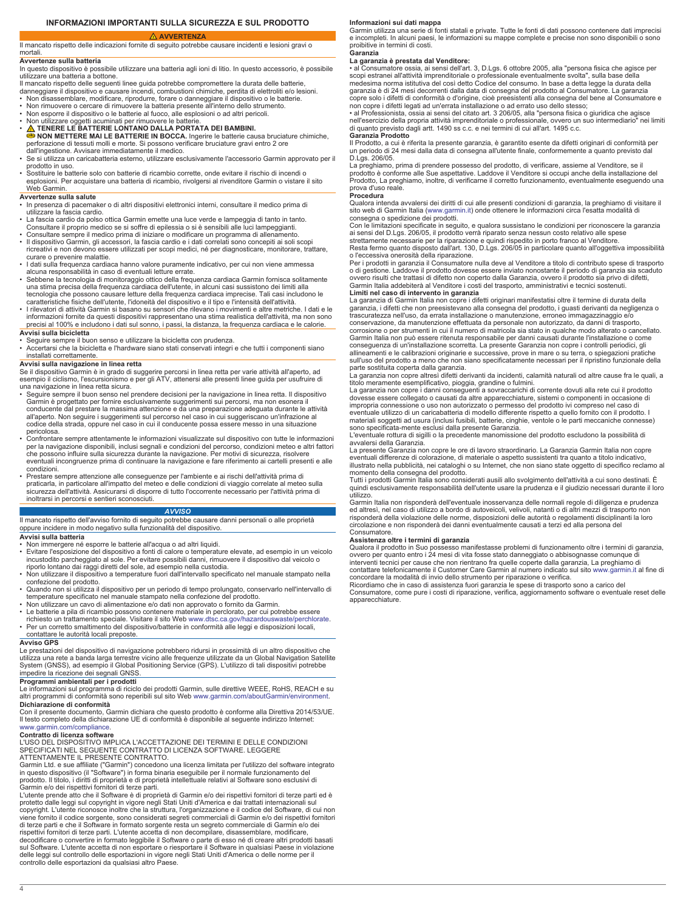# INFORMAZIONI IMPORTANTI SULLA SICUREZZA E SUL PRODOTTO

## ⚠ AVVERTENZA

Il mancato rispetto delle indicazioni fornite di seguito potrebbe causare incidenti e lesioni gravi o mortali.

### Avvertenze sulla batteria

In questo dispositivo è possibile utilizzare una batteria agli ioni di litio. In questo accessorio, è possibile utilizzare una batteria a bottone.

Il mancato rispetto delle seguenti linee guida potrebbe compromettere la durata delle batterie, danneggiare il dispositivo e causare incendi, combustioni chimiche, perdita di elettroliti e/o lesioni.

- Non disassemblare, modificare, riprodurre, forare o danneggiare il dispositivo o le batterie.
- Non rimuovere o cercare di rimuovere la batteria presente all'interno dello strumento.
- Non esporre il dispositivo o le batterie al fuoco, alle esplosioni o ad altri pericoli.
- Non utilizzare oggetti acuminati per rimuovere le batterie.
- ⚠ **TENERE LE BATTERIE LONTANO DALLA PORTATA DEI BAMBINI.**
  **NON METTERE MAI LE BATTERIE IN BOCCA.** Ingerire le batterie causa bruciature chimiche, perforazione di tessuti molli e morte. Si possono verificare bruciature gravi entro 2 ore dall'ingestione. Avvisare immediatamente il medico.
- Se si utilizza un caricabatteria esterno, utilizzare esclusivamente l'accessorio Garmin approvato per il prodotto in uso.
- Sostituire le batterie solo con batterie di ricambio corrette, onde evitare il rischio di incendi o esplosioni. Per acquistare una batteria di ricambio, rivolgersi al rivenditore Garmin o vistare il sito Web Garmin.

### Avvertenze sulla salute

- In presenza di pacemaker o di altri dispositivi elettronici interni, consultare il medico prima di utilizzare la fascia cardio.
- La fascia cardio da polso ottica Garmin emette una luce verde e lampeggia di tanto in tanto. Consultare il proprio medico se si soffre di epilessia o si è sensibili alle luci lampeggianti.
- Consultare sempre il medico prima di iniziare o modificare un programma di allenamento.
- Il dispositivo Garmin, gli accessori, la fascia cardio e i dati correlati sono concepiti ai soli scopi ricreativi e non devono essere utilizzati per scopi medici, né per diagnosticare, monitorare, trattare, curare o prevenire malattie.
- I dati sulla frequenza cardiaca hanno valore puramente indicativo, per cui non viene ammessa alcuna responsabilità in caso di eventuali letture errate.
- Sebbene la tecnologia di monitoraggio ottico della frequenza cardiaca Garmin fornisca solitamente una stima precisa della frequenza cardiaca dell'utente, in alcuni casi sussistono dei limiti alla tecnologia che possono causare letture della frequenza cardiaca imprecise. Tali casi includono le caratteristiche fisiche dell'utente, l'idoneità del dispositivo e il tipo e l'intensità dell'attività.
- I rilevatori di attività Garmin si basano su sensori che rilevano i movimenti e altre metriche. I dati e le informazioni fornite da questi dispositivi rappresentano una stima realistica dell'attività, ma non sono precisi al 100% e includono i dati sul sonno, i passi, la distanza, la frequenza cardiaca e le calorie.

### Avvisi sulla bicicletta

- Seguire sempre il buon senso e utilizzare la bicicletta con prudenza.
- Accertarsi che la bicicletta e l'hardware siano stati conservati integri e che tutti i componenti siano installati correttamente.

### Avvisi sulla navigazione in linea retta

Se il dispositivo Garmin è in grado di suggerire percorsi in linea retta per varie attività all'aperto, ad esempio il ciclismo, l'escursionismo e per gli ATV, attenersi alle presenti linee guida per usufruire di una navigazione in linea retta sicura.

- Seguire sempre il buon senso nel prendere decisioni per la navigazione in linea retta. Il dispositivo Garmin è progettato per fornire esclusivamente suggerimenti sui percorsi, ma non esonera il conducente dal prestare la massima attenzione e da una preparazione adeguata durante le attività all'aperto. Non seguire i suggerimenti sul percorso nel caso in cui suggeriscano un'infrazione al codice della strada, oppure nel caso in cui il conducente possa essere messo in una situazione pericolosa.
- Confrontare sempre attentamente le informazioni visualizzate sul dispositivo con tutte le informazioni per la navigazione disponibili, inclusi segnali e condizioni del percorso, condizioni meteo e altri fattori che possono influire sulla sicurezza durante la navigazione. Per motivi di sicurezza, risolvere eventuali incongruenze prima di continuare la navigazione e fare riferimento ai cartelli presenti e alle condizioni.
- Prestare sempre attenzione alle conseguenze per l'ambiente e ai rischi dell'attività prima di praticarla, in particolare all'impatto del meteo e delle condizioni di viaggio correlate al meteo sulla sicurezza dell'attività. Assicurarsi di disporre di tutto l'occorrente necessario per l'attività prima di inoltrarsi in percorsi e sentieri sconosciuti.

## AVVISO

Il mancato rispetto dell'avviso fornito di seguito potrebbe causare danni personali o alle proprietà oppure incidere in modo negativo sulla funzionalità del dispositivo.

### Avvisi sulla batteria

- Non immergere né esporre le batterie all'acqua o ad altri liquidi.
- Evitare l'esposizione del dispositivo a fonti di calore o temperature elevate, ad esempio in un veicolo incustodito parcheggiato al sole. Per evitare possibili danni, rimuovere il dispositivo dal veicolo o riporlo lontano dai raggi diretti del sole, ad esempio nella custodia.
- Non utilizzare il dispositivo a temperature fuori dall'intervallo specificato nel manuale stampato nella confezione del prodotto.
- Quando non si utilizza il dispositivo per un periodo di tempo prolungato, conservarlo nell'intervallo di temperature specificato nel manuale stampato nella confezione del prodotto.
- Non utilizzare un cavo di alimentazione e/o dati non approvato o fornito da Garmin.
- Le batterie a pila di ricambio possono contenere materiale in perclorato, per cui potrebbe essere richiesto un trattamento speciale. Visitare il sito Web www.dtsc.ca.gov/hazardouswaste/perchlorate.
- Per un corretto smaltimento del dispositivo/batterie in conformità alle leggi e disposizioni locali, contattare le autorità locali preposte.

### Avviso GPS

Le prestazioni del dispositivo di navigazione potrebbero ridursi in prossimità di un altro dispositivo che utilizza una rete a banda larga terrestre vicino alle frequenze utilizzate da un Global Navigation Satellite System (GNSS), ad esempio il Global Positioning Service (GPS). L'utilizzo di tali dispositivi potrebbe impedire la ricezione dei segnali GNSS.

### Programmi ambientali per i prodotti

Le informazioni sul programma di riciclo dei prodotti Garmin, sulle direttive WEEE, RoHS, REACH e su altri programmi di conformità sono reperibili sul sito Web www.garmin.com/aboutGarmin/environment.

### Dichiarazione di conformità

Con il presente documento, Garmin dichiara che questo prodotto è conforme alla Direttiva 2014/53/UE. Il testo completo della dichiarazione UE di conformità è disponibile al seguente indirizzo Internet: www.garmin.com/compliance.

### Contratto di licenza software

L'USO DEL DISPOSITIVO IMPLICA L'ACCETTAZIONE DEI TERMINI E DELLE CONDIZIONI SPECIFICATI NEL SEGUENTE CONTRATTO DI LICENZA SOFTWARE. LEGGERE ATTENTAMENTE IL PRESENTE CONTRATTO.

Garmin Ltd. e sue affiliate ("Garmin") concedono una licenza limitata per l'utilizzo del software integrato in questo dispositivo (il "Software") in forma binaria eseguibile per il normale funzionamento del prodotto. Il titolo, i diritti di proprietà e di proprietà intellettuale relativi al Software sono esclusivi di Garmin e/o dei rispettivi fornitori di terze parti.

L'utente prende atto che il Software è di proprietà di Garmin e/o dei rispettivi fornitori di terze parti ed è protetto dalle leggi sul copyright in vigore negli Stati Uniti d'America e dai trattati internazionali sul copyright. L'utente riconosce inoltre che la struttura, l'organizzazione e il codice del Software, di cui non viene fornito il codice sorgente, sono considerati segreti commerciali di Garmin e/o dei rispettivi fornitori di terze parti e che il Software in formato sorgente resta un segreto commerciale di Garmin e/o dei rispettivi fornitori di terze parti. L'utente accetta di non decompilare, disassemblare, modificare, decodificare o convertire in formato leggibile il Software o parte di esso né di creare altri prodotti basati sul Software. L'utente accetta di non esportare o riesportare il Software in qualsiasi Paese in violazione delle leggi sul controllo delle esportazioni in vigore negli Stati Uniti d'America o delle norme per il controllo delle esportazioni da qualsiasi altro Paese.

### Informazioni sui dati mappa

Garmin utilizza una serie di fonti statali e private. Tutte le fonti di dati possono contenere dati imprecisi e incompleti. In alcuni paesi, le informazioni su mappe complete e precise non sono disponibili o sono proibitive in termini di costi.

### Garanzia

**La garanzia è prestata dal Venditore:**

• al Consumatore ossia, ai sensi dell'art. 3, D.Lgs. 6 ottobre 2005, alla "persona fisica che agisce per scopi estranei all'attività imprenditoriale o professionale eventualmente svolta", sulla base della medesima norma istitutiva del così detto Codice del consumo. In base a detta legge la durata della garanzia è di 24 mesi decorrenti dalla data di consegna del prodotto al Consumatore. La garanzia copre solo i difetti di conformità o d'origine, cioè preesistenti alla consegna del bene al Consumatore e non copre i difetti legati ad un'errata installazione o ad errato uso dello stesso;

• al Professionista, ossia ai sensi del citato art. 3 206/05, alla "persona fisica o giuridica che agisce nell'esercizio della propria attività imprenditoriale o professionale, ovvero un suo intermediario" nei limiti di quanto previsto dagli artt. 1490 ss c.c. e nei termini di cui all'art. 1495 c.c.

**Garanzia Prodotto**

Il Prodotto, a cui è riferita la presente garanzia, è garantito esente da difetti originari di conformità per un periodo di 24 mesi dalla data di consegna all'utente finale, conformemente a quanto previsto dal D.Lgs. 206/05.

La preghiamo, prima di prendere possesso del prodotto, di verificare, assieme al Venditore, se il prodotto è conforme alle Sue aspettative. Laddove il Venditore si occupi anche della installazione del Prodotto, La preghiamo, inoltre, di verificarne il corretto funzionamento, eventualmente eseguendo una prova d'uso reale.

**Procedura**

Qualora intenda avvalersi dei diritti di cui alle presenti condizioni di garanzia, la preghiamo di visitare il sito web di Garmin Italia (www.garmin.it) onde ottenere le informazioni circa l'esatta modalità di consegna o spedizione dei prodotti.

Con le limitazioni specificate in seguito, e qualora sussistano le condizioni per riconoscere la garanzia ai sensi del D.Lgs. 206/05, il prodotto verrà riparato senza nessun costo relativo alle spese strettamente necessarie per la riparazione e quindi rispedito in porto franco al Venditore.

Resta fermo quanto disposto dall'art. 130, D.Lgs. 206/05 in particolare quanto all'oggettiva impossibilità o l'eccessiva onerosità della riparazione.

Per i prodotti in garanzia il Consumatore nulla deve al Venditore a titolo di contributo spese di trasporto o di gestione. Laddove il prodotto dovesse essere inviato nonostante il periodo di garanzia sia scaduto ovvero risulti che trattasi di difetto non coperto dalla Garanzia, ovvero il prodotto sia privo di difetti, Garmin Italia addebiterà al Venditore i costi del trasporto, amministrativi e tecnici sostenuti.

**Limiti nel caso di intervento in garanzia**

La garanzia di Garmin Italia non copre i difetti originari manifestatisi oltre il termine di durata della garanzia, i difetti che non preesistevano alla consegna del prodotto, i guasti derivanti da negligenza o trascuratezza nell'uso, da errata installazione o manutenzione, erroneo immagazzinaggio e/o conservazione, da manutenzione effettuata da personale non autorizzato, da danni di trasporto, corrosione o per strumenti in cui il numero di matricola sia stato in qualche modo alterato o cancellato. Garmin Italia non può essere ritenuta responsabile per danni causati durante l'installazione o come conseguenza di un'installazione scorretta. La presente Garanzia non copre i controlli periodici, gli allineamenti e le calibrazioni originarie e successive, prove in mare o su terra, o spiegazioni pratiche sull'uso del prodotto a meno che non siano specificatamente necessari per il ripristino funzionale della parte sostituita coperta dalla garanzia.

La garanzia non copre altresì difetti derivanti da incidenti, calamità naturali od altre cause fra le quali, a titolo meramente esemplificativo, pioggia, grandine o fulmini.

La garanzia non copre i danni conseguenti a sovraccarichi di corrente dovuti alla rete cui il prodotto dovesse essere collegato o causati da altre apparecchiature, sistemi o componenti in occasione di impropria connessione o uso non autorizzato o permesso del prodotto ivi compreso nel caso di eventuale utilizzo di un caricabatteria di modello differente rispetto a quello fornito con il prodotto. I materiali soggetti ad usura (inclusi fusibili, batterie, cinghie, ventole o le parti meccaniche connesse) sono specificata-mente esclusi dalla presente Garanzia.

L'eventuale rottura di sigilli o la precedente manomissione del prodotto escludono la possibilità di avvalersi della Garanzia.

La presente Garanzia non copre le ore di lavoro straordinario. La Garanzia Garmin Italia non copre eventuali differenze di colorazione, di materiale o aspetto sussistenti tra quanto a titolo indicativo, illustrato nella pubblicità, nei cataloghi o su Internet, che non siano state oggetto di specifico reclamo al momento della consegna del prodotto.

Tutti i prodotti Garmin Italia sono considerati ausili allo svolgimento dell'attività a cui sono destinati. È quindi esclusivamente responsabilità dell'utente usare la prudenza e il giudizio necessari durante il loro utilizzo.

Garmin Italia non risponderà dell'eventuale inosservanza delle normali regole di diligenza e prudenza ed altresì, nel caso di utilizzo a bordo di autoveicoli, velivoli, natanti o di altri mezzi di trasporto non risponderà della violazione delle norme, disposizioni delle autorità o regolamenti disciplinanti la loro circolazione e non risponderà dei danni eventualmente causati a terzi ed alla persona del Consumatore.

**Assistenza oltre i termini di garanzia**

Qualora il prodotto in Suo possesso manifestasse problemi di funzionamento oltre i termini di garanzia, ovvero per quanto entro i 24 mesi di vita fosse stato danneggiato o abbisognasse comunque di interventi tecnici per cause che non rientrano fra quelle coperte dalla garanzia, La preghiamo di contattare telefonicamente il Customer Care Garmin al numero indicato sul sito www.garmin.it al fine di concordare la modalità di invio dello strumento per riparazione o verifica.

Ricordiamo che in caso di assistenza fuori garanzia le spese di trasporto sono a carico del Consumatore, come pure i costi di riparazione, verifica, aggiornamento software o eventuale reset delle apparecchiature.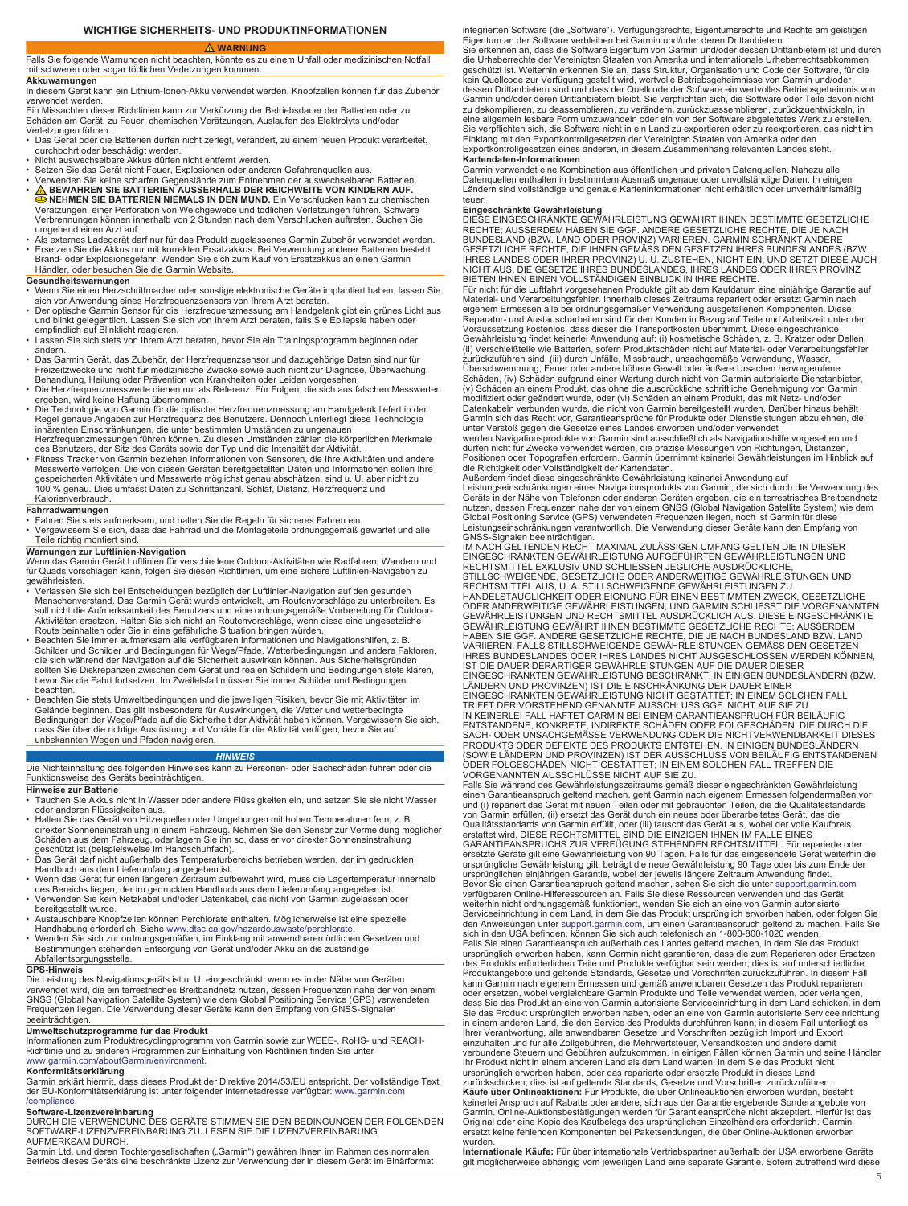## WICHTIGE SICHERHEITS- UND PRODUKTINFORMATIONEN

**⚠ WARNUNG**

Falls Sie folgende Warnungen nicht beachten, könnte es zu einem Unfall oder medizinischen Notfall mit schweren oder sogar tödlichen Verletzungen kommen.

### Akkuwarnungen

In diesem Gerät kann ein Lithium-Ionen-Akku verwendet werden. Knopfzellen können für das Zubehör verwendet werden.

Ein Missachten dieser Richtlinien kann zur Verkürzung der Betriebsdauer der Batterien oder zu Schäden am Gerät, zu Feuer, chemischen Verätzungen, Auslaufen des Elektrolyts und/oder Verletzungen führen.

- Das Gerät oder die Batterien dürfen nicht zerlegt, verändert, zu einem neuen Produkt verarbeitet, durchbohrt oder beschädigt werden.
- Nicht auswechselbare Akkus dürfen nicht entfernt werden.
- Setzen Sie das Gerät nicht Feuer, Explosionen oder anderen Gefahrenquellen aus.
- Verwenden Sie keine scharfen Gegenstände zum Entnehmen der auswechselbaren Batterien.
- ⚠ **BEWAHREN SIE BATTERIEN AUSSERHALB DER REICHWEITE VON KINDERN AUF.**
- ⚠ **NEHMEN SIE BATTERIEN NIEMALS IN DEN MUND.** Ein Verschlucken kann zu chemischen Verätzungen, einer Perforation von Weichgewebe und tödlichen Verletzungen führen. Schwere Verbrennungen können innerhalb von 2 Stunden nach dem Verschlucken auftreten. Suchen Sie umgehend einen Arzt auf.
- Als externes Ladegerät darf nur für das Produkt zugelassenes Garmin Zubehör verwendet werden.
- Ersetzen Sie die Akkus nur mit korrekten Ersatzakkus. Bei Verwendung anderer Batterien besteht Brand- oder Explosionsgefahr. Wenden Sie sich zum Kauf von Ersatzakkus an einen Garmin Händler, oder besuchen Sie die Garmin Website.

### Gesundheitswarnungen

- Wenn Sie einen Herzschrittmacher oder sonstige elektronische Geräte implantiert haben, lassen Sie sich vor Anwendung eines Herzfrequenzsensors von Ihrem Arzt beraten.
- Der optische Garmin Sensor für die Herzfrequenzmessung am Handgelenk gibt ein grünes Licht aus und blinkt gelegentlich. Lassen Sie sich von Ihrem Arzt beraten, falls Sie Epilepsie haben oder empfindlich auf Blinklicht reagieren.
- Lassen Sie sich stets von Ihrem Arzt beraten, bevor Sie ein Trainingsprogramm beginnen oder ändern.
- Das Garmin Gerät, das Zubehör, der Herzfrequenzsensor und dazugehörige Daten sind nur für Freizeitzwecke und nicht für medizinische Zwecke sowie auch nicht zur Diagnose, Überwachung, Behandlung, Heilung oder Prävention von Krankheiten oder Leiden vorgesehen.
- Die Herzfrequenzmesswerte dienen nur als Referenz. Für Folgen, die sich aus falschen Messwerten ergeben, wird keine Haftung übernommen.
- Die Technologie von Garmin für die optische Herzfrequenzmessung am Handgelenk liefert in der Regel genaue Angaben zur Herzfrequenz des Benutzers. Dennoch unterliegt diese Technologie inhärenten Einschränkungen, die unter bestimmten Umständen zu ungenauen Herzfrequenzmessungen führen können. Zu diesen Umständen zählen die körperlichen Merkmale des Benutzers, der Sitz des Geräts sowie der Typ und die Intensität der Aktivität.
- Fitness Tracker von Garmin beziehen Informationen von Sensoren, die Ihre Aktivitäten und andere Messwerte verfolgen. Die von diesen Geräten bereitgestellten Daten und Informationen sollen Ihre gespeicherten Aktivitäten und Messwerte möglichst genau abschätzen, sind u. U. aber nicht zu 100 % genau. Dies umfasst Daten zu Schrittanzahl, Schlaf, Distanz, Herzfrequenz und Kalorienverbrauch.

### Fahrradwarnungen

- Fahren Sie stets aufmerksam, und halten Sie die Regeln für sicheres Fahren ein.
- Vergewissern Sie sich, dass das Fahrrad und die Montageteile ordnungsgemäß gewartet und alle Teile richtig montiert sind.

### Warnungen zur Luftlinien-Navigation

Wenn das Garmin Gerät Luftlinien für verschiedene Outdoor-Aktivitäten wie Radfahren, Wandern und für Quads vorschlagen kann, folgen Sie diesen Richtlinien, um eine sichere Luftlinien-Navigation zu gewährleisten.

- Verlassen Sie sich bei Entscheidungen bezüglich der Luftlinien-Navigation auf den gesunden Menschenverstand. Das Garmin Gerät wurde entwickelt, um Routenvorschläge zu unterbreiten. Es soll nicht die Aufmerksamkeit des Benutzers und eine ordnungsgemäße Vorbereitung für Outdoor-Aktivitäten ersetzen. Halten Sie sich nicht an Routenvorschläge, wenn diese eine ungesetzliche Route beinhalten oder Sie in eine gefährliche Situation bringen würden.
- Beachten Sie immer aufmerksam alle verfügbaren Informationen und Navigationshilfen, z. B. Schilder und Schilder und Bedingungen für Wege/Pfade, Wetterbedingungen und andere Faktoren, die sich während der Navigation auf die Sicherheit auswirken können. Aus Sicherheitsgründen sollten Sie Diskrepanzen zwischen dem Gerät und realen Schildern und Bedingungen stets klären, bevor Sie die Fahrt fortsetzen. Im Zweifelsfall müssen Sie immer Schilder und Bedingungen beachten.
- Beachten Sie stets Umweltbedingungen und die jeweiligen Risiken, bevor Sie mit Aktivitäten im Gelände beginnen. Das gilt insbesondere für Auswirkungen, die Wetter und wetterbedingte Bedingungen der Wege/Pfade auf die Sicherheit der Aktivität haben können. Vergewissern Sie sich, dass Sie über die richtige Ausrüstung und Vorräte für die Aktivität verfügen, bevor Sie auf unbekannten Wegen und Pfaden navigieren.

***HINWEIS***

Die Nichteinhaltung des folgenden Hinweises kann zu Personen- oder Sachschäden führen oder die Funktionsweise des Geräts beeinträchtigen.

### Hinweise zur Batterie

- Tauchen Sie Akkus nicht in Wasser oder andere Flüssigkeiten ein, und setzen Sie sie nicht Wasser oder anderen Flüssigkeiten aus.
- Halten Sie das Gerät von Hitzequellen oder Umgebungen mit hohen Temperaturen fern, z. B. direkter Sonneneinstrahlung in einem Fahrzeug. Nehmen Sie den Sensor zur Vermeidung möglicher Schäden aus dem Fahrzeug, oder lagern Sie ihn so, dass er vor direkter Sonneneinstrahlung geschützt ist (beispielsweise im Handschuhfach).
- Das Gerät darf nicht außerhalb des Temperaturbereichs betrieben werden, der im gedruckten Handbuch aus dem Lieferumfang angegeben ist.
- Wenn das Gerät für einen längeren Zeitraum aufbewahrt wird, muss die Lagertemperatur innerhalb des Bereichs liegen, der im gedruckten Handbuch aus dem Lieferumfang angegeben ist.
- Verwenden Sie kein Netzkabel und/oder Datenkabel, das nicht von Garmin zugelassen oder bereitgestellt wurde.
- Austauschbare Knopfzellen können Perchlorate enthalten. Möglicherweise ist eine spezielle Handhabung erforderlich. Siehe www.dtsc.ca.gov/hazardouswaste/perchlorate.
- Wenden Sie sich zur ordnungsgemäßen, im Einklang mit anwendbaren örtlichen Gesetzen und Bestimmungen stehenden Entsorgung von Gerät und/oder Akku an die zuständige Abfallentsorgungsstelle.

### GPS-Hinweis

Die Leistung des Navigationsgeräts ist u. U. eingeschränkt, wenn es in der Nähe von Geräten verwendet wird, die ein terrestrisches Breitbandnetz nutzen, dessen Frequenzen nahe der von einem GNSS (Global Navigation Satellite System) wie dem Global Positioning Service (GPS) verwendeten Frequenzen liegen. Die Verwendung dieser Geräte kann den Empfang von GNSS-Signalen beeinträchtigen.

### Umweltschutzprogramme für das Produkt

Informationen zum Produktrecyclingprogramm von Garmin sowie zur WEEE-, RoHS- und REACH-Richtlinie und zu anderen Programmen zur Einhaltung von Richtlinien finden Sie unter www.garmin.com/aboutGarmin/environment.

### Konformitätserklärung

Garmin erklärt hiermit, dass dieses Produkt der Direktive 2014/53/EU entspricht. Der vollständige Text der EU-Konformitätserklärung ist unter folgender Internetadresse verfügbar: www.garmin.com/compliance.

### Software-Lizenzvereinbarung

DURCH DIE VERWENDUNG DES GERÄTS STIMMEN SIE DEN BEDINGUNGEN DER FOLGENDEN SOFTWARE-LIZENZVEREINBARUNG ZU. LESEN SIE DIE LIZENZVEREINBARUNG AUFMERKSAM DURCH.

Garmin Ltd. und deren Tochtergesellschaften („Garmin") gewähren Ihnen im Rahmen des normalen Betriebs dieses Geräts eine beschränkte Lizenz zur Verwendung der in diesem Gerät im Binärformat integrierten Software (die „Software"). Verfügungsrechte, Eigentumsrechte und Rechte am geistigen Eigentum an der Software verbleiben bei Garmin und/oder deren Drittanbietern.

Sie erkennen an, dass die Software Eigentum von Garmin und/oder dessen Drittanbietern ist und durch die Urheberrechte der Vereinigten Staaten von Amerika und internationale Urheberrechtsabkommen geschützt ist. Weiterhin erkennen Sie an, dass Struktur, Organisation und Code der Software, für die kein Quellcode zur Verfügung gestellt wird, wertvolle Betriebsgeheimnisse von Garmin und/oder dessen Drittanbietern sind und dass der Quellcode der Software ein wertvolles Betriebsgeheimnis von Garmin und/oder deren Drittanbietern bleibt. Sie verpflichten sich, die Software oder Teile davon nicht zu dekompilieren, zu deassemblieren, zu verändern, zurückzuassemblieren, zurückzuentwickeln, in eine allgemein lesbare Form umzuwandeln oder ein von der Software abgeleitetes Werk zu erstellen. Sie verpflichten sich, die Software nicht in ein Land zu exportieren oder zu reexportieren, das nicht im Einklang mit den Exportkontrollgesetzen der Vereinigten Staaten von Amerika oder den Exportkontrollgesetzen eines anderen, in diesem Zusammenhang relevanten Landes steht.

### Kartendaten-Informationen

Garmin verwendet eine Kombination aus öffentlichen und privaten Datenquellen. Nahezu alle Datenquellen enthalten in bestimmtem Ausmaß ungenaue oder unvollständige Daten. In einigen Ländern sind vollständige und genaue Karteninformationen nicht erhältlich oder unverhältnismäßig teuer.

### Eingeschränkte Gewährleistung

DIESE EINGESCHRÄNKTE GEWÄHRLEISTUNG GEWÄHRT IHNEN BESTIMMTE GESETZLICHE RECHTE; AUSSERDEM HABEN SIE GGF. ANDERE GESETZLICHE RECHTE, DIE JE NACH BUNDESLAND (BZW. LAND ODER PROVINZ) VARIIEREN. GARMIN SCHRÄNKT ANDERE GESETZLICHE RECHTE, DIE IHNEN GEMÄSS DEN GESETZEN IHRES BUNDESLANDES (BZW. IHRES LANDES ODER IHRER PROVINZ) U. U. ZUSTEHEN, NICHT EIN, UND SETZT DIESE AUCH NICHT AUS. DIE GESETZE IHRES BUNDESLANDES, IHRES LANDES ODER IHRER PROVINZ BIETEN IHNEN EINEN VOLLSTÄNDIGEN EINBLICK IN IHRE RECHTE.

Für nicht für die Luftfahrt vorgesehenen Produkte gilt ab dem Kaufdatum eine einjährige Garantie auf Material- und Verarbeitungsfehler. Innerhalb dieses Zeitraums repariert oder ersetzt Garmin nach eigenem Ermessen alle bei ordnungsgemäßer Verwendung ausgefallenen Komponenten. Diese Reparatur- und Austauscharbeiten sind für den Kunden in Bezug auf Teile und Arbeitszeit unter der Voraussetzung kostenlos, dass dieser die Transportkosten übernimmt. Diese eingeschränkte Gewährleistung findet keinerlei Anwendung auf: (i) kosmetische Schäden, z. B. Kratzer oder Dellen, (ii) Verschleißteile wie Batterien, sofern Produktschäden nicht auf Material- oder Verarbeitungsfehler zurückzuführen sind, (iii) durch Unfälle, Missbrauch, unsachgemäße Verwendung, Wasser, Überschwemmung, Feuer oder andere höhere Gewalt oder äußere Ursachen hervorgerufene Schäden, (iv) Schäden aufgrund einer Wartung durch nicht von Garmin autorisierte Dienstanbieter, (v) Schäden an einem Produkt, das ohne die ausdrückliche schriftliche Genehmigung von Garmin modifiziert oder geändert wurde, oder (vi) Schäden an einem Produkt, das mit Netz- und/oder Datenkabeln verbunden wurde, die nicht von Garmin bereitgestellt wurden. Darüber hinaus behält Garmin sich das Recht vor, Garantieansprüche für Produkte oder Dienstleistungen abzulehnen, die unter Verstoß gegen die Gesetze eines Landes erworben und/oder verwendet werden.

Navigationsprodukte von Garmin sind ausschließlich als Navigationshilfe vorgesehen und dürfen nicht für Zwecke verwendet werden, die präzise Messungen von Richtungen, Distanzen, Positionen oder Topografien erfordern. Garmin übernimmt keinerlei Gewährleistungen im Hinblick auf die Richtigkeit oder Vollständigkeit der Kartendaten.

Außerdem findet diese eingeschränkte Gewährleistung keinerlei Anwendung auf Leistungseinschränkungen eines Navigationsprodukts von Garmin, die sich durch die Verwendung des Geräts in der Nähe von Telefonen oder anderen Geräten ergeben, die ein terrestrisches Breitbandnetz nutzen, dessen Frequenzen nahe der von einem GNSS (Global Navigation Satellite System) wie dem Global Positioning Service (GPS) verwendeten Frequenzen liegen, noch ist Garmin für diese Leistungseinschränkungen verantwortlich. Die Verwendung dieser Geräte kann den Empfang von GNSS-Signalen beeinträchtigen.

IM NACH GELTENDEN RECHT MAXIMAL ZULÄSSIGEN UMFANG GELTEN DIE IN DIESER EINGESCHRÄNKTEN GEWÄHRLEISTUNG AUFGEFÜHRTEN GEWÄHRLEISTUNGEN UND RECHTSMITTEL EXKLUSIV UND SCHLIESSEN JEGLICHE AUSDRÜCKLICHE, STILLSCHWEIGENDE, GESETZLICHE ODER ANDERWEITIGE GEWÄHRLEISTUNGEN UND RECHTSMITTEL AUS, U. A. STILLSCHWEIGENDE GEWÄHRLEISTUNGEN ZU HANDELSTAUGLICHKEIT ODER EIGNUNG FÜR EINEN BESTIMMTEN ZWECK, GESETZLICHE ODER ANDERWEITIGE GEWÄHRLEISTUNGEN, UND GARMIN SCHLIESST DIE VORGENANNTEN GEWÄHRLEISTUNGEN UND RECHTSMITTEL AUSDRÜCKLICH AUS. DIESE EINGESCHRÄNKTE GEWÄHRLEISTUNG GEWÄHRT IHNEN BESTIMMTE GESETZLICHE RECHTE; AUSSERDEM HABEN SIE GGF. ANDERE GESETZLICHE RECHTE, DIE JE NACH BUNDESLAND BZW. LAND VARIIEREN. FALLS STILLSCHWEIGENDE GEWÄHRLEISTUNGEN GEMÄSS DEN GESETZEN IHRES BUNDESLANDES ODER IHRES LANDES NICHT AUSGESCHLOSSEN WERDEN KÖNNEN, IST DIE DAUER DERARTIGER GEWÄHRLEISTUNGEN AUF DIE DAUER DIESER EINGESCHRÄNKTEN GEWÄHRLEISTUNG BESCHRÄNKT. IN EINIGEN BUNDESLÄNDERN (BZW. LÄNDERN UND PROVINZEN) IST DIE EINSCHRÄNKUNG DER DAUER EINER EINGESCHRÄNKTEN GEWÄHRLEISTUNG NICHT GESTATTET; IN EINEM SOLCHEN FALL TRIFFT DER VORSTEHEND GENANNTE AUSSCHLUSS GGF. NICHT AUF SIE ZU.

IN KEINERLEI FALL HAFTET GARMIN BEI EINEM GARANTIEANSPRUCH FÜR BEILÄUFIG ENTSTANDENE, KONKRETE, INDIREKTE SCHÄDEN ODER FOLGESCHÄDEN, DIE DURCH DIE SACH- ODER UNSACHGEMÄSSE VERWENDUNG ODER DIE NICHTVERWENDBARKEIT DIESES PRODUKTS ODER DEFEKTE DES PRODUKTS ENTSTEHEN. IN EINIGEN BUNDESLÄNDERN (SOWIE LÄNDERN UND PROVINZEN) IST DER AUSSCHLUSS VON BEILÄUFIG ENTSTANDENEN ODER FOLGESCHÄDEN NICHT GESTATTET; IN EINEM SOLCHEN FALL TREFFEN DIE VORGENANNTEN AUSSCHLÜSSE NICHT AUF SIE ZU.

Falls Sie während des Gewährleistungszeitraums gemäß dieser eingeschränkten Gewährleistung einen Garantieanspruch geltend machen, geht Garmin nach eigenem Ermessen folgendermaßen vor und (i) repariert das Gerät mit neuen Teilen oder mit gebrauchten Teilen, die die Qualitätsstandards von Garmin erfüllen, (ii) ersetzt das Gerät durch ein neues oder überarbeitetes Gerät, das die Qualitätsstandards von Garmin erfüllt, oder (iii) tauscht das Gerät aus, wobei der volle Kaufpreis erstattet wird. DIESE RECHTSMITTEL SIND DIE EINZIGEN IHNEN IM FALLE EINES GARANTIEANSPRUCHS ZUR VERFÜGUNG STEHENDEN RECHTSMITTEL. Für reparierte oder ersetzte Geräte gilt eine Gewährleistung von 90 Tagen. Falls für das eingesendete Gerät weiterhin die ursprüngliche Gewährleistung gilt, beträgt die neue Gewährleistung 90 Tage oder bis zum Ende der ursprünglichen einjährigen Garantie, wobei der jeweils längere Zeitraum Anwendung findet.

Bevor Sie einen Garantieanspruch geltend machen, sehen Sie sich die unter support.garmin.com verfügbaren Online-Hilferessourcen an. Falls Sie diese Ressourcen verwenden und das Gerät weiterhin nicht ordnungsgemäß funktioniert, wenden Sie sich an eine von Garmin autorisierte Serviceeinrichtung in dem Land, in dem Sie das Produkt ursprünglich erworben haben, oder folgen Sie den Anweisungen unter support.garmin.com, um einen Garantieanspruch geltend zu machen. Falls Sie sich in den USA befinden, können Sie sich auch telefonisch an 1-800-800-1020 wenden.

Falls Sie einen Garantieanspruch außerhalb des Landes geltend machen, in dem Sie das Produkt ursprünglich erworben haben, kann Garmin nicht garantieren, dass die zum Reparieren oder Ersetzen des Produkts erforderlichen Teile und Produkte verfügbar sein werden; dies ist auf unterschiedliche Produktangebote und geltende Standards, Gesetze und Vorschriften zurückzuführen. In diesem Fall kann Garmin nach eigenem Ermessen und gemäß anwendbaren Gesetzen das Produkt reparieren oder ersetzen, wobei vergleichbare Garmin Produkte und Teile verwendet werden, oder verlangen, dass Sie das Produkt an eine von Garmin autorisierte Serviceeinrichtung in dem Land schicken, in dem Sie das Produkt ursprünglich erworben haben, oder an eine von Garmin autorisierte Serviceeinrichtung in einem anderen Land, die den Service des Produkts durchführen kann; in diesem Fall unterliegt es Ihrer Verantwortung, alle anwendbaren Gesetze und Vorschriften bezüglich Import und Export einzuhalten und für alle Zollgebühren, die Mehrwertsteuer, Versandkosten und andere damit verbundene Steuern und Gebühren aufzukommen. In einigen Fällen können Garmin und seine Händler Ihr Produkt nicht in einem anderen Land als dem Land warten, in dem Sie das Produkt nicht ursprünglich erworben haben, oder das reparierte oder ersetzte Produkt in dieses Land zurückschicken; dies ist auf geltende Standards, Gesetze und Vorschriften zurückzuführen.

**Käufe über Onlineaktionen:** Für Produkte, die über Onlineauktionen erworben wurden, besteht keinerlei Anspruch auf Rabatte oder andere, sich aus der Garantie ergebende Sonderangebote von Garmin. Online-Auktionsbestätigungen werden für Garantieansprüche nicht akzeptiert. Hierfür ist das Original oder eine Kopie des Kaufbelegs des ursprünglichen Einzelhändlers erforderlich. Garmin ersetzt keine fehlenden Komponenten bei Paketsendungen, die über Online-Auktionen erworben wurden.

**Internationale Käufe:** Für über internationale Vertriebspartner außerhalb der USA erworbene Geräte gilt möglicherweise abhängig vom jeweiligen Land eine separate Garantie. Sofern zutreffend wird diese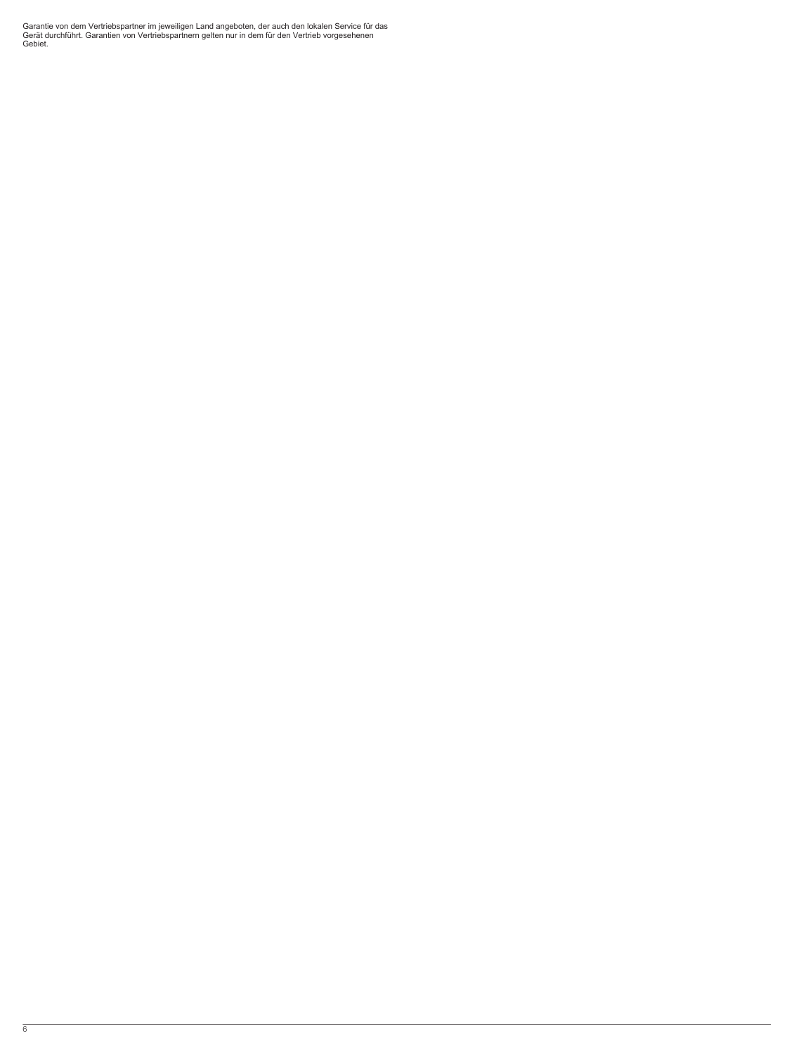Garantie von dem Vertriebspartner im jeweiligen Land angeboten, der auch den lokalen Service für das Gerät durchführt. Garantien von Vertriebspartnern gelten nur in dem für den Vertrieb vorgesehenen Gebiet.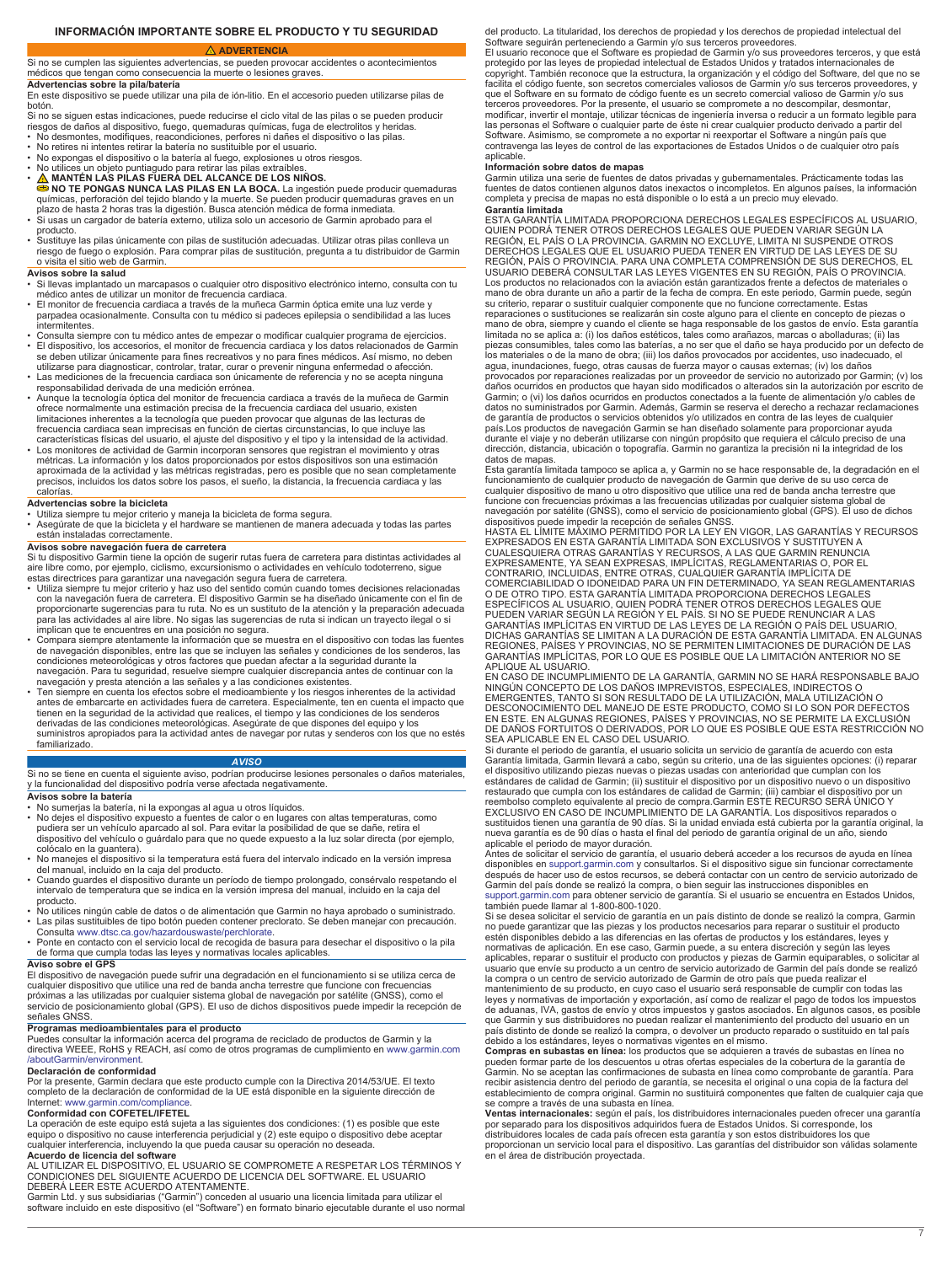## INFORMACIÓN IMPORTANTE SOBRE EL PRODUCTO Y TU SEGURIDAD

### ⚠ ADVERTENCIA

Si no se cumplen las siguientes advertencias, se pueden provocar accidentes o acontecimientos médicos que tengan como consecuencia la muerte o lesiones graves.

**Advertencias sobre la pila/batería**

En este dispositivo se puede utilizar una pila de ión-litio. En el accesorio pueden utilizarse pilas de botón.

Si no se siguen estas indicaciones, puede reducirse el ciclo vital de las pilas o se pueden producir riesgos de daños al dispositivo, fuego, quemaduras químicas, fuga de electrolitos y heridas.

- No desmontes, modifiques, reacondiciones, perfores ni dañes el dispositivo o las pilas.
- No retires ni intentes retirar la batería no sustituible por el usuario.
- No expongas el dispositivo o la batería al fuego, explosiones u otros riesgos.
- No utilices un objeto puntiagudo para retirar las pilas extraíbles.
- ⚠ **MANTÉN LAS PILAS FUERA DEL ALCANCE DE LOS NIÑOS.**
  **NO TE PONGAS NUNCA LAS PILAS EN LA BOCA.** La ingestión puede producir quemaduras químicas, perforación del tejido blando y la muerte. Se pueden producir quemaduras graves en un plazo de hasta 2 horas tras la digestión. Busca atención médica de forma inmediata.
- Si usas un cargador de batería externo, utiliza solo un accesorio de Garmin aprobado para el producto.
- Sustituye las pilas únicamente con pilas de sustitución adecuadas. Utilizar otras pilas conlleva un riesgo de fuego o explosión. Para comprar pilas de sustitución, pregunta a tu distribuidor de Garmin o visita el sitio web de Garmin.

**Avisos sobre la salud**

- Si llevas implantado un marcapasos o cualquier otro dispositivo electrónico interno, consulta con tu médico antes de utilizar un monitor de frecuencia cardiaca.
- El monitor de frecuencia cardiaca a través de la muñeca Garmin óptica emite una luz verde y parpadea ocasionalmente. Consulta con tu médico si padeces epilepsia o sendibilidad a las luces intermitentes.
- Consulta siempre con tu médico antes de empezar o modificar cualquier programa de ejercicios.
- El dispositivo, los accesorios, el monitor de frecuencia cardiaca y los datos relacionados de Garmin se deben utilizar únicamente para fines recreativos y no para fines médicos. Así mismo, no deben utilizarse para diagnosticar, controlar, tratar, curar o prevenir ninguna enfermedad o afección.
- Las mediciones de la frecuencia cardiaca son únicamente de referencia y no se acepta ninguna responsabilidad derivada de una medición errónea.
- Aunque la tecnología óptica del monitor de frecuencia cardiaca a través de la muñeca de Garmin ofrece normalmente una estimación precisa de la frecuencia cardiaca del usuario, existen limitaciones inherentes a la tecnología que pueden provocar que algunas de las lecturas de frecuencia cardiaca sean imprecisas en función de ciertas circunstancias, lo que incluye las características físicas del usuario, el ajuste del dispositivo y el tipo y la intensidad de la actividad.
- Los monitores de actividad de Garmin incorporan sensores que registran el movimiento y otras métricas. La información y los datos proporcionados por estos dispositivos son una estimación aproximada de la actividad y las métricas registradas, pero es posible que no sean completamente precisos, incluidos los datos sobre los pasos, el sueño, la distancia, la frecuencia cardiaca y las calorías.

**Advertencias sobre la bicicleta**

- Utiliza siempre tu mejor criterio y maneja la bicicleta de forma segura.
- Asegúrate de que la bicicleta y el hardware se mantienen de manera adecuada y todas las partes están instaladas correctamente.

**Avisos sobre navegación fuera de carretera**

Si tu dispositivo Garmin tiene la opción de sugerir rutas fuera de carretera para distintas actividades al aire libre como, por ejemplo, ciclismo, excursionismo o actividades en vehículo todoterreno, sigue estas directrices para garantizar una navegación segura fuera de carretera.

- Utiliza siempre tu mejor criterio y haz uso del sentido común cuando tomes decisiones relacionadas con la navegación fuera de carretera. El dispositivo Garmin se ha diseñado únicamente con el fin de proporcionarte sugerencias para tu ruta. No es un sustituto de la atención y la preparación adecuada para las actividades al aire libre. No sigas las sugerencias de ruta si indican un trayecto ilegal o si implican que te encuentres en una posición no segura.
- Compara siempre atentamente la información que se muestra en el dispositivo con todas las fuentes de navegación disponibles, entre las que se incluyen las señales y condiciones de los senderos, las condiciones meteorológicas y otros factores que puedan afectar a la seguridad durante la navegación. Para tu seguridad, resuelve siempre cualquier discrepancia antes de continuar con la navegación y presta atención a las señales y a las condiciones existentes.
- Ten siempre en cuenta los efectos sobre el medioambiente y los riesgos inherentes de la actividad antes de embarcarte en actividades fuera de carretera. Especialmente, ten en cuenta el impacto que tienen en la seguridad de la actividad que realices, el tiempo y las condiciones de los senderos derivadas de las condiciones meteorológicas. Asegúrate de que dispones del equipo y los suministros apropiados para la actividad antes de navegar por rutas y senderos con los que no estés familiarizado.

### AVISO

Si no se tiene en cuenta el siguiente aviso, podrían producirse lesiones personales o daños materiales, y la funcionalidad del dispositivo podría verse afectada negativamente.

**Avisos sobre la batería**

- No sumerjas la batería, ni la expongas al agua u otros líquidos.
- No dejes el dispositivo expuesto a fuentes de calor o en lugares con altas temperaturas, como pudiera ser un vehículo aparcado al sol. Para evitar la posibilidad de que se dañe, retira el dispositivo del vehículo o guárdalo para que no quede expuesto a la luz solar directa (por ejemplo, colócalo en la guantera).
- No manejes el dispositivo si la temperatura está fuera del intervalo indicado en la versión impresa del manual, incluido en la caja del producto.
- Cuando guardes el dispositivo durante un período de tiempo prolongado, consérvalo respetando el intervalo de temperatura que se indica en la versión impresa del manual, incluido en la caja del producto.
- No utilices ningún cable de datos o de alimentación que Garmin no haya aprobado o suministrado.
- Las pilas sustituibles de tipo botón pueden contener preclorato. Se deben manejar con precaución. Consulta www.dtsc.ca.gov/hazardouswaste/perchlorate.
- Ponte en contacto con el servicio local de recogida de basura para desechar el dispositivo o la pila de forma que cumpla todas las leyes y normativas locales aplicables.

**Aviso sobre el GPS**

El dispositivo de navegación puede sufrir una degradación en el funcionamiento si se utiliza cerca de cualquier dispositivo que utilice una red de banda ancha terrestre que funcione con frecuencias próximas a las utilizadas por cualquier sistema global de navegación por satélite (GNSS), como el servicio de posicionamiento global (GPS). El uso de dichos dispositivos puede impedir la recepción de señales GNSS.

**Programas medioambientales para el producto**

Puedes consultar la información acerca del programa de reciclado de productos de Garmin y la directiva WEEE, RoHS y REACH, así como de otros programas de cumplimiento en www.garmin.com/aboutGarmin/environment.

**Declaración de conformidad**

Por la presente, Garmin declara que este producto cumple con la Directiva 2014/53/UE. El texto completo de la declaración de conformidad de la UE está disponible en la siguiente dirección de Internet: www.garmin.com/compliance.

**Conformidad con COFETEL/IFETEL**

La operación de este equipo está sujeta a las siguientes dos condiciones: (1) es posible que este equipo o dispositivo no cause interferencia perjudicial y (2) este equipo o dispositivo debe aceptar cualquier interferencia, incluyendo la que pueda causar su operación no deseada.

**Acuerdo de licencia del software**

AL UTILIZAR EL DISPOSITIVO, EL USUARIO SE COMPROMETE A RESPETAR LOS TÉRMINOS Y CONDICIONES DEL SIGUIENTE ACUERDO DE LICENCIA DEL SOFTWARE. EL USUARIO DEBERÁ LEER ESTE ACUERDO ATENTAMENTE.

Garmin Ltd. y sus subsidiarias ("Garmin") conceden al usuario una licencia limitada para utilizar el software incluido en este dispositivo (el "Software") en formato binario ejecutable durante el uso normal del producto. La titularidad, los derechos de propiedad y los derechos de propiedad intelectual del Software seguirán perteneciendo a Garmin y/o sus terceros proveedores.

El usuario reconoce que el Software es propiedad de Garmin y/o sus proveedores terceros, y que está protegido por las leyes de propiedad intelectual de Estados Unidos y tratados internacionales de copyright. También reconoce que la estructura, la organización y el código del Software, del que no se facilita el código fuente, son secretos comerciales valiosos de Garmin y/o sus terceros proveedores, y que el Software en su formato de código fuente es un secreto comercial valioso de Garmin y/o sus terceros proveedores. Por la presente, el usuario se compromete a no descompilar, desmontar, modificar, invertir el montaje, utilizar técnicas de ingeniería inversa o reducir a un formato legible para las personas el Software o cualquier parte de éste ni crear cualquier producto derivado a partir del Software. Asimismo, se compromete a no exportar ni reexportar el Software a ningún país que contravenga las leyes de control de las exportaciones de Estados Unidos o de cualquier otro país aplicable.

**Información sobre datos de mapas**

Garmin utiliza una serie de fuentes de datos privadas y gubernamentales. Prácticamente todas las fuentes de datos contienen algunos datos inexactos o incompletos. En algunos países, la información completa y precisa de mapas no está disponible o lo está a un precio muy elevado.

**Garantía limitada**

ESTA GARANTÍA LIMITADA PROPORCIONA DERECHOS LEGALES ESPECÍFICOS AL USUARIO, QUIEN PODRÁ TENER OTROS DERECHOS LEGALES QUE PUEDEN VARIAR SEGÚN LA REGIÓN, EL PAÍS O LA PROVINCIA. GARMIN NO EXCLUYE, LIMITA NI SUSPENDE OTROS DERECHOS LEGALES QUE EL USUARIO PUEDA TENER EN VIRTUD DE LAS LEYES DE SU REGIÓN, PAÍS O PROVINCIA. PARA UNA COMPLETA COMPRENSIÓN DE SUS DERECHOS, EL USUARIO DEBERÁ CONSULTAR LAS LEYES VIGENTES EN SU REGIÓN, PAÍS O PROVINCIA.

Los productos no relacionados con la aviación están garantizados frente a defectos de materiales o mano de obra durante un año a partir de la fecha de compra. En este periodo, Garmin puede, según su criterio, reparar o sustituir cualquier componente que no funcione correctamente. Estas reparaciones o sustituciones se realizarán sin coste alguno para el cliente en concepto de piezas o mano de obra, siempre y cuando el cliente se haga responsable de los gastos de envío. Esta garantía limitada no se aplica a: (i) los daños estéticos, tales como arañazos, marcas o abolladuras; (ii) las piezas consumibles, tales como las baterías, a no ser que el daño se haya producido por un defecto de los materiales o de la mano de obra; (iii) los daños provocados por accidentes, uso inadecuado, el agua, inundaciones, fuego, otras causas de fuerza mayor o causas externas; (iv) los daños provocados por reparaciones realizadas por un proveedor de servicio no autorizado por Garmin; (v) los daños ocurridos en productos que hayan sido modificados o alterados sin la autorización por escrito de Garmin; o (vi) los daños ocurridos en productos conectados a la fuente de alimentación y/o cables de datos no suministrados por Garmin. Además, Garmin se reserva el derecho a rechazar reclamaciones de garantía de productos o servicios obtenidos y/o utilizados en contra de las leyes de cualquier país.Los productos de navegación Garmin se han diseñado solamente para proporcionar ayuda durante el viaje y no deberán utilizarse con ningún propósito que requiera el cálculo preciso de una dirección, distancia, ubicación o topografía. Garmin no garantiza la precisión ni la integridad de los datos de mapas.

Esta garantía limitada tampoco se aplica a, y Garmin no se hace responsable de, la degradación en el funcionamiento de cualquier producto de navegación de Garmin que derive de su uso cerca de cualquier dispositivo de mano u otro dispositivo que utilice una red de banda ancha terrestre que funcione con frecuencias próximas a las frecuencias utilizadas por cualquier sistema global de navegación por satélite (GNSS), como el servicio de posicionamiento global (GPS). El uso de dichos dispositivos puede impedir la recepción de señales GNSS.

HASTA EL LÍMITE MÁXIMO PERMITIDO POR LA LEY EN VIGOR, LAS GARANTÍAS Y RECURSOS EXPRESADOS EN ESTA GARANTÍA LIMITADA SON EXCLUSIVOS Y SUSTITUYEN A CUALESQUIERA OTRAS GARANTÍAS Y RECURSOS, A LAS QUE GARMIN RENUNCIA EXPRESAMENTE, YA SEAN EXPRESAS, IMPLÍCITAS, REGLAMENTARIAS O, POR EL CONTRARIO, INCLUIDAS, ENTRE OTRAS, CUALQUIER GARANTÍA IMPLÍCITA DE COMERCIABILIDAD O IDONEIDAD PARA UN FIN DETERMINADO, YA SEAN REGLAMENTARIAS O DE OTRO TIPO. ESTA GARANTÍA LIMITADA PROPORCIONA DERECHOS LEGALES ESPECÍFICOS AL USUARIO, QUIEN PODRÁ TENER OTROS DERECHOS LEGALES QUE PUEDEN VARIAR SEGÚN LA REGIÓN Y EL PAÍS. SI NO SE PUEDE RENUNCIAR A LAS GARANTÍAS IMPLÍCITAS EN VIRTUD DE LAS LEYES DE LA REGIÓN O PAÍS DEL USUARIO, DICHAS GARANTÍAS SE LIMITAN A LA DURACIÓN DE ESTA GARANTÍA LIMITADA. EN ALGUNAS REGIONES, PAÍSES Y PROVINCIAS, NO SE PERMITEN LIMITACIONES DE DURACIÓN DE LAS GARANTÍAS IMPLÍCITAS, POR LO QUE ES POSIBLE QUE LA LIMITACIÓN ANTERIOR NO SE APLIQUE AL USUARIO.

EN CASO DE INCUMPLIMIENTO DE LA GARANTÍA, GARMIN NO SE HARÁ RESPONSABLE BAJO NINGÚN CONCEPTO DE LOS DAÑOS IMPREVISTOS, ESPECIALES, INDIRECTOS O EMERGENTES, TANTO SI SON RESULTADO DE LA UTILIZACIÓN, MALA UTILIZACIÓN O DESCONOCIMIENTO DEL MANEJO DE ESTE PRODUCTO, COMO SI LO SON POR DEFECTOS EN ESTE. EN ALGUNAS REGIONES, PAÍSES Y PROVINCIAS, NO SE PERMITE LA EXCLUSIÓN DE DAÑOS FORTUITOS O DERIVADOS, POR LO QUE ES POSIBLE QUE ESTA RESTRICCIÓN NO SEA APLICABLE EN EL CASO DEL USUARIO.

Si durante el periodo de garantía, el usuario solicita un servicio de garantía de acuerdo con esta Garantía limitada, Garmin llevará a cabo, según su criterio, una de las siguientes opciones: (i) reparar el dispositivo utilizando piezas nuevas o piezas usadas con anterioridad que cumplan con los estándares de calidad de Garmin; (ii) sustituir el dispositivo por un dispositivo nuevo o un dispositivo restaurado que cumpla con los estándares de calidad de Garmin; (iii) cambiar el dispositivo por un reembolso completo equivalente al precio de compra.Garmin ESTE RECURSO SERÁ ÚNICO Y EXCLUSIVO EN CASO DE INCUMPLIMIENTO DE LA GARANTÍA. Los dispositivos reparados o sustituidos tienen una garantía de 90 días. Si la unidad enviada está cubierta por la garantía original, la nueva garantía es de 90 días o hasta el final del periodo de garantía original de un año, siendo aplicable el periodo de mayor duración.

Antes de solicitar el servicio de garantía, el usuario deberá acceder a los recursos de ayuda en línea disponibles en support.garmin.com y consultarlos. Si el dispositivo sigue sin funcionar correctamente después de hacer uso de estos recursos, se deberá contactar con un centro de servicio autorizado de Garmin del país donde se realizó la compra, o bien seguir las instrucciones disponibles en support.garmin.com para obtener servicio de garantía. Si el usuario se encuentra en Estados Unidos, también puede llamar al 1-800-800-1020.

Si se desea solicitar el servicio de garantía en un país distinto de donde se realizó la compra, Garmin no puede garantizar que las piezas y los productos necesarios para reparar o sustituir el producto estén disponibles debido a las diferencias en las ofertas de productos y los estándares, leyes y normativas de aplicación. En ese caso, Garmin puede, a su entera discreción y según las leyes aplicables, reparar o sustituir el producto con productos y piezas de Garmin equiparables, o solicitar al usuario que envíe su producto a un centro de servicio autorizado de Garmin del país donde se realizó la compra o un centro de servicio autorizado de Garmin de otro país que pueda realizar el mantenimiento de su producto, en cuyo caso el usuario será responsable de cumplir con todas las leyes y normativas de importación y exportación, así como de realizar el pago de todos los impuestos de aduanas, IVA, gastos de envío y otros impuestos y gastos asociados. En algunos casos, es posible que Garmin y sus distribuidores no puedan realizar el mantenimiento del producto del usuario en un país distinto de donde se realizó la compra, o devolver un producto reparado o sustituido en tal país debido a los estándares, leyes o normativas vigentes en el mismo.

**Compras en subastas en línea:** los productos que se adquieren a través de subastas en línea no pueden formar parte de los descuentos u otras ofertas especiales de la cobertura de la garantía de Garmin. No se aceptan las confirmaciones de subasta en línea como comprobante de garantía. Para recibir asistencia dentro del periodo de garantía, se necesita el original o una copia de la factura del establecimiento de compra original. Garmin no sustituirá componentes que falten de cualquier caja que se compre a través de una subasta en línea.

**Ventas internacionales:** según el país, los distribuidores internacionales pueden ofrecer una garantía por separado para los dispositivos adquiridos fuera de Estados Unidos. Si corresponde, los distribuidores locales de cada país ofrecen esta garantía y son estos distribuidores los que proporcionan un servicio local para el dispositivo. Las garantías del distribuidor son válidas solamente en el área de distribución proyectada.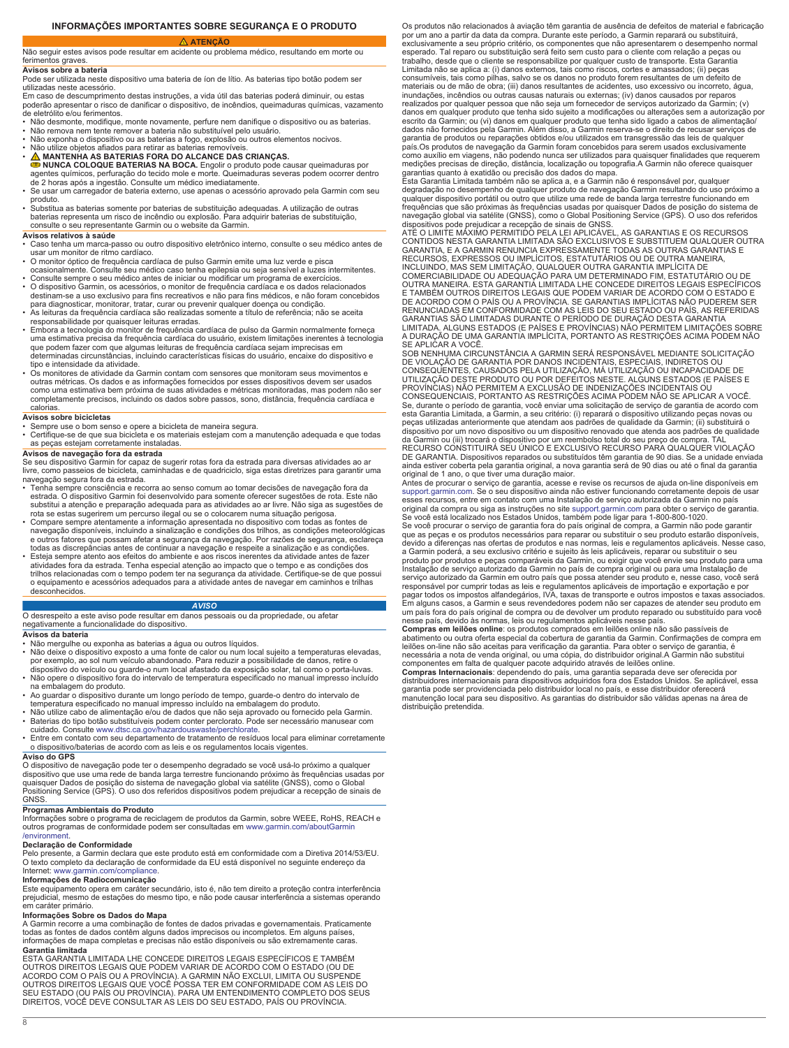# INFORMAÇÕES IMPORTANTES SOBRE SEGURANÇA E O PRODUTO

## ⚠ ATENÇÃO

Não seguir estes avisos pode resultar em acidente ou problema médico, resultando em morte ou ferimentos graves.

### Avisos sobre a bateria

Pode ser utilizada neste dispositivo uma bateria de íon de lítio. As baterias tipo botão podem ser utilizadas neste acessório.

Em caso de descumprimento destas instruções, a vida útil das baterias poderá diminuir, ou estas poderão apresentar o risco de danificar o dispositivo, de incêndios, queimaduras químicas, vazamento de eletrólito e/ou ferimentos.

- Não desmonte, modifique, monte novamente, perfure nem danifique o dispositivo ou as baterias.
- Não remova nem tente remover a bateria não substituível pelo usuário.
- Não exponha o dispositivo ou as baterias a fogo, explosão ou outros elementos nocivos.
- Não utilize objetos afiados para retirar as baterias removíveis.
- ⚠ **MANTENHA AS BATERIAS FORA DO ALCANCE DAS CRIANÇAS.**
- **NUNCA COLOQUE BATERIAS NA BOCA.** Engolir o produto pode causar queimaduras por agentes químicos, perfuração do tecido mole e morte. Queimaduras severas podem ocorrer dentro de 2 horas após a ingestão. Consulte um médico imediatamente.
- Se usar um carregador de bateria externo, use apenas o acessório aprovado pela Garmin com seu produto.
- Substitua as baterias somente por baterias de substituição adequadas. A utilização de outras baterias representa um risco de incêndio ou explosão. Para adquirir baterias de substituição, consulte o seu representante Garmin ou o website da Garmin.

### Avisos relativos à saúde

- Caso tenha um marca-passo ou outro dispositivo eletrônico interno, consulte o seu médico antes de usar um monitor de ritmo cardíaco.
- O monitor óptico de frequência cardíaca de pulso Garmin emite uma luz verde e pisca ocasionalmente. Consulte seu médico caso tenha epilepsia ou seja sensível a luzes intermitentes.
- Consulte sempre o seu médico antes de iniciar ou modificar um programa de exercícios.
- O dispositivo Garmin, os acessórios, o monitor de frequência cardíaca e os dados relacionados destinam-se a uso exclusivo para fins recreativos e não para fins médicos, e não foram concebidos para diagnosticar, monitorar, tratar, curar ou prevenir qualquer doença ou condição.
- As leituras da frequência cardíaca são realizadas somente a título de referência; não se aceita responsabilidade por quaisquer leituras erradas.
- Embora a tecnologia do monitor de frequência cardíaca de pulso da Garmin normalmente forneça uma estimativa precisa da frequência cardíaca do usuário, existem limitações inerentes à tecnologia que podem fazer com que algumas leituras de frequência cardíaca sejam imprecisas em determinadas circunstâncias, incluindo características físicas do usuário, encaixe do dispositivo e tipo e intensidade da atividade.
- Os monitores de atividade da Garmin contam com sensores que monitoram seus movimentos e outras métricas. Os dados e as informações fornecidos por esses dispositivos devem ser usados como uma estimativa bem próxima de suas atividades e métricas monitoradas, mas podem não ser completamente precisos, incluindo os dados sobre passos, sono, distância, frequência cardíaca e calorias.

### Avisos sobre bicicletas

- Sempre use o bom senso e opere a bicicleta de maneira segura.
- Certifique-se de que sua bicicleta e os materiais estejam com a manutenção adequada e que todas as peças estejam corretamente instaladas.

### Avisos de navegação fora da estrada

Se seu dispositivo Garmin for capaz de sugerir rotas fora da estrada para diversas atividades ao ar livre, como passeios de bicicleta, caminhadas e de quadriciclo, siga estas diretrizes para garantir uma navegação segura fora da estrada.

- Tenha sempre consciência e recorra ao senso comum ao tomar decisões de navegação fora da estrada. O dispositivo Garmin foi desenvolvido para somente oferecer sugestões de rota. Este não substitui a atenção e preparação adequada para as atividades ao ar livre. Não siga as sugestões de rota se estas sugerirem um percurso ilegal ou se o colocarem numa situação perigosa.
- Compare sempre atentamente a informação apresentada no dispositivo com todas as fontes de navegação disponíveis, incluindo a sinalização e condições dos trilhos, as condições meteorológicas e outros fatores que possam afetar a segurança da navegação. Por razões de segurança, esclareça todas as discrepâncias antes de continuar a navegação e respeite a sinalização e as condições.
- Esteja sempre atento aos efeitos do ambiente e aos riscos inerentes da atividade antes de fazer atividades fora da estrada. Tenha especial atenção ao impacto que o tempo e as condições dos trilhos relacionadas com o tempo podem ter na segurança da atividade. Certifique-se de que possui o equipamento e acessórios adequados para a atividade antes de navegar em caminhos e trilhas desconhecidos.

## AVISO

O desrespeito a este aviso pode resultar em danos pessoais ou da propriedade, ou afetar negativamente a funcionalidade do dispositivo.

### Avisos da bateria

- Não mergulhe ou exponha as baterias a água ou outros líquidos.
- Não deixe o dispositivo exposto a uma fonte de calor ou num local sujeito a temperaturas elevadas, por exemplo, ao sol num veículo abandonado. Para reduzir a possibilidade de danos, retire o dispositivo do veículo ou guarde-o num local afastado da exposição solar, tal como o porta-luvas.
- Não opere o dispositivo fora do intervalo de temperatura especificado no manual impresso incluído na embalagem do produto.
- Ao guardar o dispositivo durante um longo período de tempo, guarde-o dentro do intervalo de temperatura especificado no manual impresso incluído na embalagem do produto.
- Não utilize cabo de alimentação e/ou de dados que não seja aprovado ou fornecido pela Garmin.
- Baterias do tipo botão substituíveis podem conter perclorato. Pode ser necessário manusear com cuidado. Consulte www.dtsc.ca.gov/hazardouswaste/perchlorate.
- Entre em contato com seu departamento de tratamento de resíduos local para eliminar corretamente o dispositivo/baterias de acordo com as leis e os regulamentos locais vigentes.

### Aviso do GPS

O dispositivo de navegação pode ter o desempenho degradado se você usá-lo próximo a qualquer dispositivo que use uma rede de banda larga terrestre funcionando próximo às frequências usadas por quaisquer Dados de posição do sistema de navegação global via satélite (GNSS), como o Global Positioning Service (GPS). O uso dos referidos dispositivos podem prejudicar a recepção de sinais de GNSS.

### Programas Ambientais do Produto

Informações sobre o programa de reciclagem de produtos da Garmin, sobre WEEE, RoHS, REACH e outros programas de conformidade podem ser consultadas em www.garmin.com/aboutGarmin/environment.

### Declaração de Conformidade

Pelo presente, a Garmin declara que este produto está em conformidade com a Diretiva 2014/53/EU. O texto completo da declaração de conformidade da EU está disponível no seguinte endereço da Internet: www.garmin.com/compliance.

### Informações de Radiocomunicação

Este equipamento opera em caráter secundário, isto é, não tem direito a proteção contra interferência prejudicial, mesmo de estações do mesmo tipo, e não pode causar interferência a sistemas operando em caráter primário.

### Informações Sobre os Dados do Mapa

A Garmin recorre a uma combinação de fontes de dados privadas e governamentais. Praticamente todas as fontes de dados contêm alguns dados imprecisos ou incompletos. Em alguns países, informações de mapa completas e precisas não estão disponíveis ou são extremamente caras.

### Garantia limitada

ESTA GARANTIA LIMITADA LHE CONCEDE DIREITOS LEGAIS ESPECÍFICOS E TAMBÉM OUTROS DIREITOS LEGAIS QUE PODEM VARIAR DE ACORDO COM O ESTADO (OU DE ACORDO COM O PAÍS OU A PROVÍNCIA). A GARMIN NÃO EXCLUI, LIMITA OU SUSPENDE OUTROS DIREITOS LEGAIS QUE VOCÊ POSSA TER EM CONFORMIDADE COM AS LEIS DO SEU ESTADO (OU PAÍS OU PROVÍNCIA). PARA UM ENTENDIMENTO COMPLETO DOS SEUS DIREITOS, VOCÊ DEVE CONSULTAR AS LEIS DO SEU ESTADO, PAÍS OU PROVÍNCIA.

Os produtos não relacionados à aviação têm garantia de ausência de defeitos de material e fabricação por um ano a partir da data da compra. Durante este período, a Garmin reparará ou substituirá, exclusivamente a seu próprio critério, os componentes que não apresentarem o desempenho normal esperado. Tal reparo ou substituição será feito sem custo para o cliente com relação a peças ou trabalho, desde que o cliente se responsabilize por qualquer custo de transporte. Esta Garantia Limitada não se aplica a: (i) danos externos, tais como riscos, cortes e amassados; (ii) peças consumíveis, tais como pilhas, salvo se os danos no produto forem resultantes de um defeito de materiais ou de mão de obra; (iii) danos resultantes de acidentes, uso excessivo ou incorreto, água, inundações, incêndios ou outras causas naturais ou externas; (iv) danos causados por reparos realizados por qualquer pessoa que não seja um fornecedor de serviços autorizado da Garmin; (v) danos em qualquer produto que tenha sido sujeito a modificações ou alterações sem a autorização por escrito da Garmin; ou (vi) danos em qualquer produto que tenha sido ligado a cabos de alimentação/dados não fornecidos pela Garmin. Além disso, a Garmin reserva-se o direito de recusar serviços de garantia de produtos ou reparações obtidos e/ou utilizados em transgressão das leis de qualquer país.Os produtos de navegação da Garmin foram concebidos para serem usados exclusivamente como auxílio em viagens, não podendo nunca ser utilizados para quaisquer finalidades que requerem medições precisas de direção, distância, localização ou topografia.A Garmin não oferece quaisquer garantias quanto à exatidão ou precisão dos dados do mapa.

Esta Garantia Limitada também não se aplica a, e a Garmin não é responsável por, qualquer degradação no desempenho de qualquer produto de navegação Garmin resultando do uso próximo a qualquer dispositivo portátil ou outro que utilize uma rede de banda larga terrestre funcionando em frequências que são próximas às frequências usadas por quaisquer Dados de posição do sistema de navegação global via satélite (GNSS), como o Global Positioning Service (GPS). O uso dos referidos dispositivos pode prejudicar a recepção de sinais de GNSS.

ATÉ O LIMITE MÁXIMO PERMITIDO PELA LEI APLICÁVEL, AS GARANTIAS E OS RECURSOS CONTIDOS NESTA GARANTIA LIMITADA SÃO EXCLUSIVOS E SUBSTITUEM QUALQUER OUTRA GARANTIA, E A GARMIN RENUNCIA EXPRESSAMENTE TODAS AS OUTRAS GARANTIAS E RECURSOS, EXPRESSOS OU IMPLÍCITOS, ESTATUTÁRIOS OU DE OUTRA MANEIRA, INCLUINDO, MAS SEM LIMITAÇÃO, QUALQUER OUTRA GARANTIA IMPLÍCITA DE COMERCIABILIDADE OU ADEQUAÇÃO PARA UM DETERMINADO FIM, ESTATUTÁRIO OU DE OUTRA MANEIRA. ESTA GARANTIA LIMITADA LHE CONCEDE DIREITOS LEGAIS ESPECÍFICOS E TAMBÉM OUTROS DIREITOS LEGAIS QUE PODEM VARIAR DE ACORDO COM O ESTADO E DE ACORDO COM O PAÍS OU A PROVÍNCIA. SE GARANTIAS IMPLÍCITAS NÃO PUDEREM SER RENUNCIADAS EM CONFORMIDADE COM AS LEIS DO SEU ESTADO OU PAÍS, AS REFERIDAS GARANTIAS SÃO LIMITADAS DURANTE O PERÍODO DE DURAÇÃO DESTA GARANTIA LIMITADA. ALGUNS ESTADOS (E PAÍSES E PROVÍNCIAS) NÃO PERMITEM LIMITAÇÕES SOBRE A DURAÇÃO DE UMA GARANTIA IMPLÍCITA, PORTANTO AS RESTRIÇÕES ACIMA PODEM NÃO SE APLICAR A VOCÊ.

SOB NENHUMA CIRCUNSTÂNCIA A GARMIN SERÁ RESPONSÁVEL MEDIANTE SOLICITAÇÃO DE VIOLAÇÃO DE GARANTIA POR DANOS INCIDENTAIS, ESPECIAIS, INDIRETOS OU CONSEQUENTES, CAUSADOS PELA UTILIZAÇÃO, MÁ UTILIZAÇÃO OU INCAPACIDADE DE UTILIZAÇÃO DESTE PRODUTO OU POR DEFEITOS NESTE. ALGUNS ESTADOS (E PAÍSES E PROVÍNCIAS) NÃO PERMITEM A EXCLUSÃO DE INDENIZAÇÕES INCIDENTAIS OU CONSEQUENCIAIS, PORTANTO AS RESTRIÇÕES ACIMA PODEM NÃO SE APLICAR A VOCÊ.

Se, durante o período de garantia, você enviar uma solicitação de serviço de garantia de acordo com esta Garantia Limitada, a Garmin, a seu critério: (i) reparará o dispositivo utilizando peças novas ou peças utilizadas anteriormente que atendam aos padrões de qualidade da Garmin; (ii) substituirá o dispositivo por um novo dispositivo ou um dispositivo renovado que atenda aos padrões de qualidade da Garmin ou (iii) trocará o dispositivo por um reembolso total do seu preço de compra. TAL RECURSO CONSTITUIRÁ SEU ÚNICO E EXCLUSIVO RECURSO PARA QUALQUER VIOLAÇÃO DE GARANTIA. Dispositivos reparados ou substituídos têm garantia de 90 dias. Se a unidade enviada ainda estiver coberta pela garantia original, a nova garantia será de 90 dias ou até o final da garantia original de 1 ano, o que tiver uma duração maior.

Antes de procurar o serviço de garantia, acesse e revise os recursos de ajuda on-line disponíveis em support.garmin.com. Se o seu dispositivo ainda não estiver funcionando corretamente depois de usar esses recursos, entre em contato com uma Instalação de serviço autorizada da Garmin no país original da compra ou siga as instruções no site support.garmin.com para obter o serviço de garantia. Se você está localizado nos Estados Unidos, também pode ligar para 1-800-800-1020.

Se você procurar o serviço de garantia fora do país original de compra, a Garmin não pode garantir que as peças e os produtos necessários para reparar ou substituir o seu produto estarão disponíveis, devido a diferenças nas ofertas de produtos e nas normas, leis e regulamentos aplicáveis. Nesse caso, a Garmin poderá, a seu exclusivo critério e sujeito às leis aplicáveis, reparar ou substituir o seu produto por produtos e peças comparáveis da Garmin, ou exigir que você envie seu produto para uma Instalação de serviço autorizado da Garmin no país de compra original ou para uma Instalação de serviço autorizado da Garmin em outro país que possa atender seu produto e, nesse caso, você será responsável por cumprir todas as leis e regulamentos aplicáveis de importação e exportação e por pagar todos os impostos alfandegários, IVA, taxas de transporte e outros impostos e taxas associados. Em alguns casos, a Garmin e seus revendedores podem não ser capazes de atender seu produto em um país fora do país original de compra ou de devolver um produto reparado ou substituído para você nesse país, devido às normas, leis ou regulamentos aplicáveis nesse país.

**Compras em leilões online**: os produtos comprados em leilões online não são passíveis de abatimento ou outra oferta especial da cobertura de garantia da Garmin. Confirmações de compra em leilões on-line não são aceitas para verificação da garantia. Para obter o serviço de garantia, é necessária a nota de venda original, ou uma cópia, do distribuidor original.A Garmin não substitui componentes em falta de qualquer pacote adquirido através de leilões online.

**Compras Internacionais**: dependendo do país, uma garantia separada deve ser oferecida por distribuidores internacionais para dispositivos adquiridos fora dos Estados Unidos. Se aplicável, essa garantia pode ser providenciada pelo distribuidor local no país, e esse distribuidor oferecerá manutenção local para seu dispositivo. As garantias do distribuidor são válidas apenas na área de distribuição pretendida.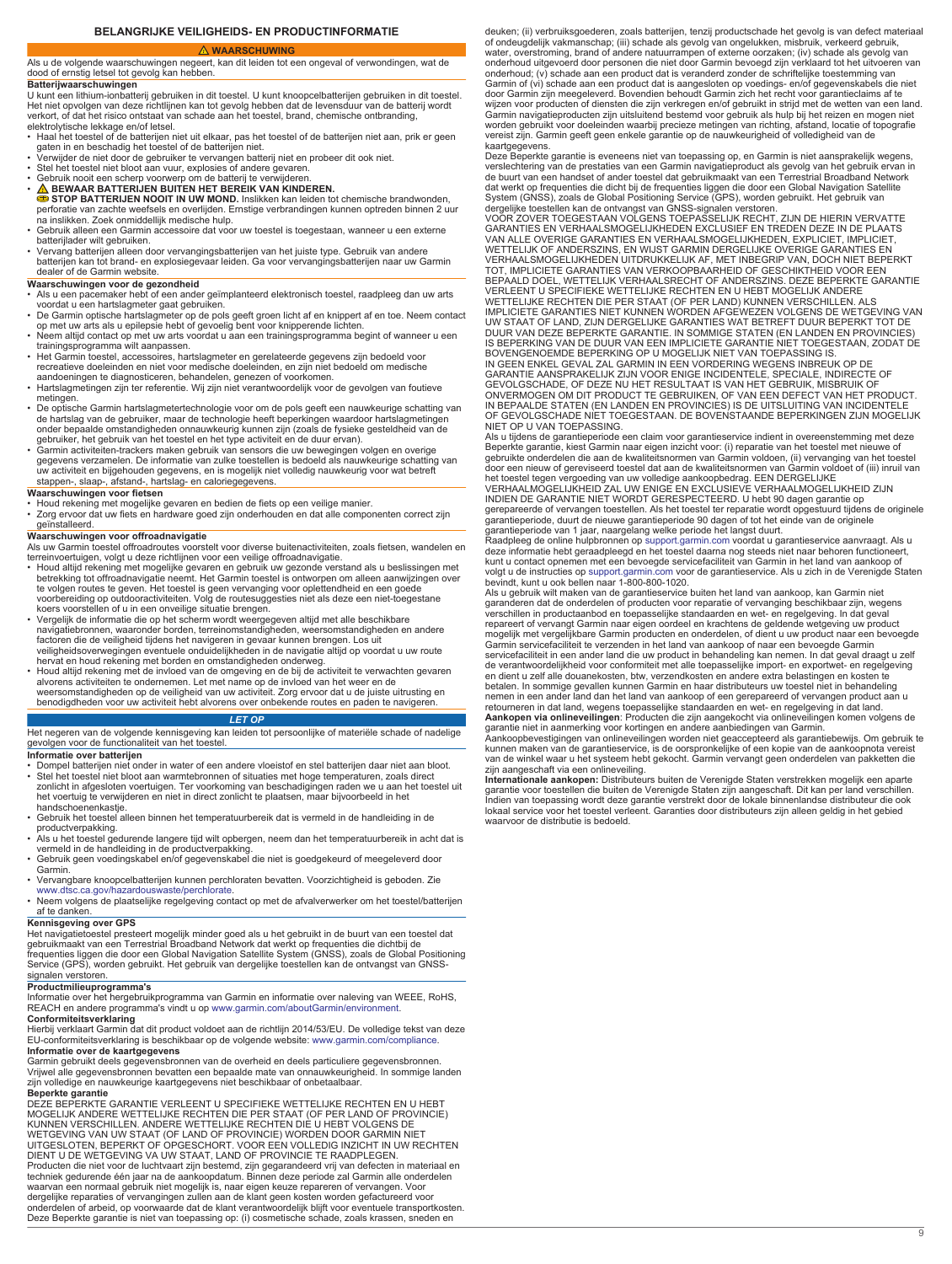# BELANGRIJKE VEILIGHEIDS- EN PRODUCTINFORMATIE

**⚠ WAARSCHUWING**

Als u de volgende waarschuwingen negeert, kan dit leiden tot een ongeval of verwondingen, wat de dood of ernstig letsel tot gevolg kan hebben.

## Batterijwaarschuwingen

U kunt een lithium-ionbatterij gebruiken in dit toestel. U kunt knoopcelbatterijen gebruiken in dit toestel. Het niet opvolgen van deze richtlijnen kan tot gevolg hebben dat de levensduur van de batterij wordt verkort, of dat het risico ontstaat van schade aan het toestel, brand, chemische ontbranding, elektrolytische lekkage en/of letsel.

- Haal het toestel of de batterijen niet uit elkaar, pas het toestel of de batterijen niet aan, prik er geen gaten in en beschadig het toestel of de batterijen niet.
- Verwijder de niet door de gebruiker te vervangen batterij niet en probeer dit ook niet.
- Stel het toestel niet bloot aan vuur, explosies of andere gevaren.
- Gebruik nooit een scherp voorwerp om de batterij te verwijderen.
- ⚠ **BEWAAR BATTERIJEN BUITEN HET BEREIK VAN KINDEREN.**
- **STOP BATTERIJEN NOOIT IN UW MOND.** Inslikken kan leiden tot chemische brandwonden, perforatie van zachte weefsels en overlijden. Ernstige verbrandingen kunnen optreden binnen 2 uur na inslikken. Zoek onmiddellijk medische hulp.
- Gebruik alleen een Garmin accessoire dat voor uw toestel is toegestaan, wanneer u een externe batterijlader wilt gebruiken.
- Vervang batterijen alleen door vervangingsbatterijen van het juiste type. Gebruik van andere batterijen kan tot brand- en explosiegevaar leiden. Ga voor vervangingsbatterijen naar uw Garmin dealer of de Garmin website.

## Waarschuwingen voor de gezondheid

- Als u een pacemaker hebt of een ander geïmplanteerd elektronisch toestel, raadpleeg dan uw arts voordat u een hartslagmeter gaat gebruiken.
- De Garmin optische hartslagmeter op de pols geeft groen licht af en knippert af en toe. Neem contact op met uw arts als u epilepsie hebt of gevoelig bent voor knipperende lichten.
- Neem altijd contact op met uw arts voordat u aan een trainingsprogramma begint of wanneer u een trainingsprogramma wilt aanpassen.
- Het Garmin toestel, accessoires, hartslagmeter en gerelateerde gegevens zijn bedoeld voor recreatieve doeleinden en niet voor medische doeleinden, en zijn niet bedoeld om medische aandoeningen te diagnosticeren, behandelen, genezen of voorkomen.
- Hartslagmetingen zijn ter referentie. Wij zijn niet verantwoordelijk voor de gevolgen van foutieve metingen.
- De optische Garmin hartslagmetertechnologie voor om de pols geeft een nauwkeurige schatting van de hartslag van de gebruiker, maar de technologie heeft beperkingen waardoor hartslagmetingen onder bepaalde omstandigheden onnauwkeurig kunnen zijn (zoals de fysieke gesteldheid van de gebruiker, het gebruik van het toestel en het type activiteit en de duur ervan).
- Garmin activiteiten-trackers maken gebruik van sensors die uw bewegingen volgen en overige gegevens verzamelen. De informatie van zulke toestellen is bedoeld als nauwkeurige schatting van uw activiteit en bijgehouden gegevens, en is mogelijk niet volledig nauwkeurig voor wat betreft stappen-, slaap-, afstand-, hartslag- en caloriegegevens.

## Waarschuwingen voor fietsen

- Houd rekening met mogelijke gevaren en bedien de fiets op een veilige manier.
- Zorg ervoor dat uw fiets en hardware goed zijn onderhouden en dat alle componenten correct zijn geïnstalleerd.

## Waarschuwingen voor offroadnavigatie

Als uw Garmin toestel offroadroutes voorstelt voor diverse buitenactiviteiten, zoals fietsen, wandelen en terreinvoertuigen, volgt u deze richtlijnen voor een veilige offroadnavigatie.

- Houd altijd rekening met mogelijke gevaren en gebruik uw gezonde verstand als u beslissingen met betrekking tot offroadnavigatie neemt. Het Garmin toestel is ontworpen om alleen aanwijzingen over te volgen routes te geven. Het toestel is geen vervanging voor oplettendheid en een goede voorbereiding op outdooractiviteiten. Volg de routesuggesties niet als deze een niet-toegestane koers voorstellen of u in een onveilige situatie brengen.
- Vergelijk de informatie die op het scherm wordt weergegeven altijd met alle beschikbare navigatiebronnen, waaronder borden, terreinomstandigheden, weersomstandigheden en andere factoren die de veiligheid tijdens het navigeren in gevaar kunnen brengen. Los uit veiligheidsoverwegingen eventuele onduidelijkheden in de navigatie altijd op voordat u uw route hervat en houd rekening met borden en omstandigheden onderweg.
- Houd altijd rekening met de invloed van de omgeving en de bij de activiteit te verwachten gevaren alvorens activiteiten te ondernemen. Let met name op de invloed van het weer en de weersomstandigheden op de veiligheid van uw activiteit. Zorg ervoor dat u de juiste uitrusting en benodigdheden voor uw activiteit hebt alvorens over onbekende routes en paden te navigeren.

**LET OP**

Het negeren van de volgende kennisgeving kan leiden tot persoonlijke of materiële schade of nadelige gevolgen voor de functionaliteit van het toestel.

## Informatie over batterijen

- Dompel batterijen niet onder in water of een andere vloeistof en stel batterijen daar niet aan bloot.
- Stel het toestel niet bloot aan warmtebronnen of situaties met hoge temperaturen, zoals direct zonlicht in afgesloten voertuigen. Ter voorkoming van beschadigingen raden we u aan het toestel uit het voertuig te verwijderen en niet in direct zonlicht te plaatsen, maar bijvoorbeeld in het handschoenenkastje.
- Gebruik het toestel alleen binnen het temperatuurbereik dat is vermeld in de handleiding in de productverpakking.
- Als u het toestel gedurende langere tijd wilt opbergen, neem dan het temperatuurbereik in acht dat is vermeld in de handleiding in de productverpakking.
- Gebruik geen voedingskabel en/of gegevenskabel die niet is goedgekeurd of meegeleverd door Garmin.
- Vervangbare knoopcelbatterijen kunnen perchloraten bevatten. Voorzichtigheid is geboden. Zie www.dtsc.ca.gov/hazardouswaste/perchlorate.
- Neem volgens de plaatselijke regelgeving contact op met de afvalverwerker om het toestel/batterijen af te danken.

## Kennisgeving over GPS

Het navigatietoestel presteert mogelijk minder goed als u het gebruikt in de buurt van een toestel dat gebruikmaakt van een Terrestrial Broadband Network dat werkt op frequenties die dichtbij de frequenties liggen die door een Global Navigation Satellite System (GNSS), zoals de Global Positioning Service (GPS), worden gebruikt. Het gebruik van dergelijke toestellen kan de ontvangst van GNSS-signalen verstoren.

## Productmilieuprogramma's

Informatie over het hergebruikprogramma van Garmin en informatie over naleving van WEEE, RoHS, REACH en andere programma's vindt u op www.garmin.com/aboutGarmin/environment.

## Conformiteitsverklaring

Hierbij verklaart Garmin dat dit product voldoet aan de richtlijn 2014/53/EU. De volledige tekst van deze EU-conformiteitsverklaring is beschikbaar op de volgende website: www.garmin.com/compliance.

## Informatie over de kaartgegevens

Garmin gebruikt deels gegevensbronnen van de overheid en deels particuliere gegevensbronnen. Vrijwel alle gegevensbronnen bevatten een bepaalde mate van onnauwkeurigheid. In sommige landen zijn volledige en nauwkeurige kaartgegevens niet beschikbaar of onbetaalbaar.

## Beperkte garantie

DEZE BEPERKTE GARANTIE VERLEENT U SPECIFIEKE WETTELIJKE RECHTEN EN U HEBT MOGELIJK ANDERE WETTELIJKE RECHTEN DIE PER STAAT (OF PER LAND OF PROVINCIE) KUNNEN VERSCHILLEN. ANDERE WETTELIJKE RECHTEN DIE U HEBT VOLGENS DE WETGEVING VAN UW STAAT (OF LAND OF PROVINCIE) WORDEN DOOR GARMIN NIET UITGESLOTEN, BEPERKT OF OPGESCHORT. VOOR EEN VOLLEDIG INZICHT IN UW RECHTEN DIENT U DE WETGEVING VA UW STAAT, LAND OF PROVINCIE TE RAADPLEGEN.

Producten die niet voor de luchtvaart zijn bestemd, zijn gegarandeerd vrij van defecten in materiaal en techniek gedurende één jaar na de aankoopdatum. Binnen deze periode zal Garmin alle onderdelen waarvan een normaal gebruik niet mogelijk is, naar eigen keuze repareren of vervangen. Voor dergelijke reparaties of vervangingen zullen aan de klant geen kosten worden gefactureerd voor onderdelen of arbeid, op voorwaarde dat de klant verantwoordelijk blijft voor eventuele transportkosten. Deze Beperkte garantie is niet van toepassing op: (i) cosmetische schade, zoals krassen, sneden en deuken; (ii) verbruiksgoederen, zoals batterijen, tenzij productschade het gevolg is van een defect materiaal of ondeugdelijk vakmanschap; (iii) schade als gevolg van ongelukken, misbruik, verkeerd gebruik, water, overstroming, brand of andere natuurrampen of externe oorzaken; (iv) schade als gevolg van onderhoud uitgevoerd door personen die niet door Garmin bevoegd zijn verklaard tot het uitvoeren van onderhoud; (v) schade aan een product dat is veranderd zonder de schriftelijke toestemming van Garmin of (vi) schade aan een product dat is aangesloten op voedings- en/of gegevenskabels die niet door Garmin zijn meegeleverd. Bovendien behoudt Garmin zich het recht voor garantieclaims af te wijzen voor producten of diensten die zijn verkregen en/of gebruikt in strijd met de wetten van een land. Garmin navigatieproducten zijn uitsluitend bestemd voor gebruik als hulp bij het reizen en mogen niet worden gebruikt voor doeleinden waarbij precieze metingen van richting, afstand, locatie of topografie vereist zijn. Garmin geeft geen enkele garantie op de nauwkeurigheid of volledigheid van de kaartgegevens.

Deze Beperkte garantie is eveneens niet van toepassing op, en Garmin is niet aansprakelijk wegens, verslechtering van de prestaties van een Garmin navigatieproduct als gevolg van het gebruik ervan in de buurt van een handset of ander toestel dat gebruikmaakt van een Terrestrial Broadband Network dat werkt op frequenties die dicht bij de frequenties liggen die door een Global Navigation Satellite System (GNSS), zoals de Global Positioning Service (GPS), worden gebruikt. Het gebruik van dergelijke toestellen kan de ontvangst van GNSS-signalen verstoren.

VOOR ZOVER TOEGESTAAN VOLGENS TOEPASSELIJK RECHT, ZIJN DE HIERIN VERVATTE GARANTIES EN VERHAALSMOGELIJKHEDEN EXCLUSIEF EN TREDEN DEZE IN DE PLAATS VAN ALLE OVERIGE GARANTIES EN VERHAALSMOGELIJKHEDEN, EXPLICIET, IMPLICIET, WETTELIJK OF ANDERSZINS, EN WIJST GARMIN DERGELIJKE OVERIGE GARANTIES EN VERHAALSMOGELIJKHEDEN UITDRUKKELIJK AF, MET INBEGRIP VAN, DOCH NIET BEPERKT TOT, IMPLICIETE GARANTIES VAN VERKOOPBAARHEID OF GESCHIKTHEID VOOR EEN BEPAALD DOEL, WETTELIJK VERHAALSRECHT OF ANDERSZINS. DEZE BEPERKTE GARANTIE VERLEENT U SPECIFIEKE WETTELIJKE RECHTEN EN U HEBT MOGELIJK ANDERE WETTELIJKE RECHTEN DIE PER STAAT (OF PER LAND) KUNNEN VERSCHILLEN. ALS IMPLICIETE GARANTIES NIET KUNNEN WORDEN AFGEWEZEN VOLGENS DE WETGEVING VAN UW STAAT OF LAND, ZIJN DERGELIJKE GARANTIES WAT BETREFT DUUR BEPERKT TOT DE DUUR VAN DEZE BEPERKTE GARANTIE. IN SOMMIGE STATEN (EN LANDEN EN PROVINCIES) IS BEPERKING VAN DE DUUR VAN EEN IMPLICIETE GARANTIE NIET TOEGESTAAN, ZODAT DE BOVENGENOEMDE BEPERKING OP U MOGELIJK NIET VAN TOEPASSING IS.

IN GEEN ENKEL GEVAL ZAL GARMIN IN EEN VORDERING WEGENS INBREUK OP DE GARANTIE AANSPRAKELIJK ZIJN VOOR ENIGE INCIDENTELE, SPECIALE, INDIRECTE OF GEVOLGSCHADE, OF DEZE NU HET RESULTAAT IS VAN HET GEBRUIK, MISBRUIK OF ONVERMOGEN OM DIT PRODUCT TE GEBRUIKEN, OF VAN EEN DEFECT VAN HET PRODUCT. IN BEPAALDE STATEN (EN LANDEN EN PROVINCIES) IS DE UITSLUITING VAN INCIDENTELE OF GEVOLGSCHADE NIET TOEGESTAAN. DE BOVENSTAANDE BEPERKINGEN ZIJN MOGELIJK NIET OP U VAN TOEPASSING.

Als u tijdens de garantieperiode een claim voor garantieservice indient in overeenstemming met deze Beperkte garantie, kiest Garmin naar eigen inzicht voor: (i) reparatie van het toestel met nieuwe of gebruikte onderdelen die aan de kwaliteitsnormen van Garmin voldoen, (ii) vervanging van het toestel door een nieuw of gereviseerd toestel dat aan de kwaliteitsnormen van Garmin voldoet of (iii) inruil van het toestel tegen vergoeding van uw volledige aankoopbedrag. EEN DERGELIJKE VERHAALMOGELIJKHEID ZAL UW ENIGE EN EXCLUSIEVE VERHAALMOGELIJKHEID ZIJN INDIEN DE GARANTIE NIET WORDT GERESPECTEERD. U hebt 90 dagen garantie op gerepareerde of vervangen toestellen. Als het toestel ter reparatie wordt opgestuurd tijdens de originele garantieperiode, duurt de nieuwe garantieperiode 90 dagen of tot het einde van de originele garantieperiode van 1 jaar, naargelang welke periode het langst duurt.

Raadpleeg de online hulpbronnen op support.garmin.com voordat u garantieservice aanvraagt. Als u deze informatie hebt geraadpleegd en het toestel daarna nog steeds niet naar behoren functioneert, kunt u contact opnemen met een bevoegde servicefaciliteit van Garmin in het land van aankoop of volgt u de instructies op support.garmin.com voor de garantieservice. Als u zich in de Verenigde Staten bevindt, kunt u ook bellen naar 1-800-800-1020.

Als u gebruik wilt maken van de garantieservice buiten het land van aankoop, kan Garmin niet garanderen dat de onderdelen of producten voor reparatie of vervanging beschikbaar zijn, wegens verschillen in productaanbod en toepasselijke standaarden en wet- en regelgeving. In dat geval repareert of vervangt Garmin naar eigen oordeel en krachtens de geldende wetgeving uw product mogelijk met vergelijkbare Garmin producten en onderdelen, of dient u uw product naar een bevoegde Garmin servicefaciliteit te verzenden in het land van aankoop of naar een bevoegde Garmin servicefaciliteit in een ander land die uw product in behandeling kan nemen. In dat geval draagt u zelf de verantwoordelijkheid voor conformiteit met alle toepasselijke import- en exportwet- en regelgeving en dient u zelf alle douanekosten, btw, verzendkosten en andere extra belastingen en kosten te betalen. In sommige gevallen kunnen Garmin en haar distributeurs uw toestel niet in behandeling nemen in een ander land dan het land van aankoop of een gerepareerd of vervangen product aan u retourneren in dat land, wegens toepasselijke standaarden en wet- en regelgeving in dat land.

**Aankopen via onlineveilingen**: Producten die zijn aangekocht via onlineveilingen komen volgens de garantie niet in aanmerking voor kortingen en andere aanbiedingen van Garmin. Aankoopbevestigingen van onlineveilingen worden niet geaccepteerd als garantiebewijs. Om gebruik te kunnen maken van de garantieservice, is de oorspronkelijke of een kopie van de aankoopnota vereist van de winkel waar u het systeem hebt gekocht. Garmin vervangt geen onderdelen van pakketten die zijn aangeschaft via een onlineveiling.

**Internationale aankopen:** Distributeurs buiten de Verenigde Staten verstrekken mogelijk een aparte garantie voor toestellen die buiten de Verenigde Staten zijn aangeschaft. Dit kan per land verschillen. Indien van toepassing wordt deze garantie verstrekt door de lokale binnenlandse distributeur die ook lokaal service voor het toestel verleent. Garanties door distributeurs zijn alleen geldig in het gebied waarvoor de distributie is bedoeld.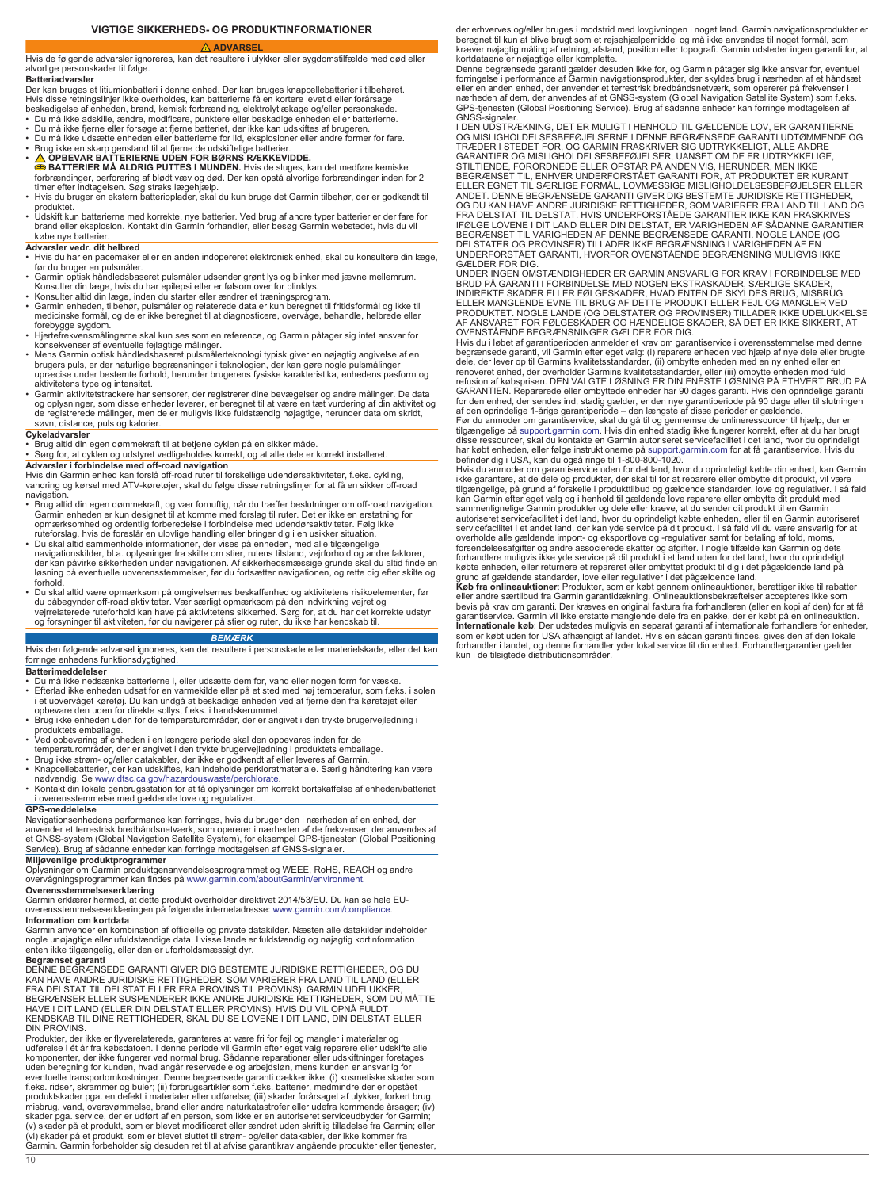## VIGTIGE SIKKERHEDS- OG PRODUKTINFORMATIONER

**⚠ ADVARSEL**

Hvis de følgende advarsler ignoreres, kan det resultere i ulykker eller sygdomstilfælde med død eller alvorlige personskader til følge.

### Batteriadvarsler

Der kan bruges et litiumionbatteri i denne enhed. Der kan bruges knapcellebatterier i tilbehøret. Hvis disse retningslinjer ikke overholdes, kan batterierne få en kortere levetid eller forårsage beskadigelse af enheden, brand, kemisk forbrænding, elektrolytlækage og/eller personskade.

- Du må ikke adskille, ændre, modificere, punktere eller beskadige enheden eller batterierne.
- Du må ikke fjerne eller forsøge at fjerne batteriet, der ikke kan udskiftes af brugeren.
- Du må ikke udsætte enheden eller batterierne for ild, eksplosioner eller andre former for fare.
- Brug ikke en skarp genstand til at fjerne de udskiftelige batterier.
- **⚠ OPBEVAR BATTERIERNE UDEN FOR BØRNS RÆKKEVIDDE.**
  **BATTERIER MÅ ALDRIG PUTTES I MUNDEN.** Hvis de sluges, kan det medføre kemiske forbrændinger, perforering af blødt væv og død. Der kan opstå alvorlige forbrændinger inden for 2 timer efter indtagelsen. Søg straks lægehjælp.
- Hvis du bruger en ekstern batterioplader, skal du kun bruge det Garmin tilbehør, der er godkendt til produktet.
- Udskift kun batterierne med korrekte, nye batterier. Ved brug af andre typer batterier er der fare for brand eller eksplosion. Kontakt din Garmin forhandler, eller besøg Garmin webstedet, hvis du vil købe nye batterier.

### Advarsler vedr. dit helbred

- Hvis du har en pacemaker eller en anden indopereret elektronisk enhed, skal du konsultere din læge, før du bruger en pulsmåler.
- Garmin optisk håndledsbaseret pulsmåler udsender grønt lys og blinker med jævne mellemrum. Konsulter din læge, hvis du har epilepsi eller er følsom over for blinklys.
- Konsulter altid din læge, inden du starter eller ændrer et træningsprogram.
- Garmin enheden, tilbehør, pulsmåler og relaterede data er kun beregnet til fritidsformål og ikke til medicinske formål, og de er ikke beregnet til at diagnosticere, overvåge, behandle, helbrede eller forebygge sygdom.
- Hjertefrekvensmålingerne skal kun ses som en reference, og Garmin påtager sig intet ansvar for konsekvenser af eventuelle fejlagtige målinger.
- Mens Garmin optisk håndledsbaseret pulsmålerteknologi typisk giver en nøjagtig angivelse af en brugers puls, er der naturlige begrænsninger i teknologien, der kan gøre nogle pulsmålinger upræcise under bestemte forhold, herunder brugerens fysiske karakteristika, enhedens pasform og aktivitetens type og intensitet.
- Garmin aktivitetstrackere har sensorer, der registrerer dine bevægelser og andre målinger. De data og oplysninger, som disse enheder leverer, er beregnet til at være en tæt vurdering af din aktivitet og de registrerede målinger, men de er muligvis ikke fuldstændig nøjagtige, herunder data om skridt, søvn, distance, puls og kalorier.

### Cykeladvarsler

- Brug altid din egen dømmekraft til at betjene cyklen på en sikker måde.
- Sørg for, at cyklen og udstyret vedligeholdes korrekt, og at alle dele er korrekt installeret.

### Advarsler i forbindelse med off-road navigation

Hvis din Garmin enhed kan forslå off-road ruter til forskellige udendørsaktiviteter, f.eks. cykling, vandring og kørsel med ATV-køretøjer, skal du følge disse retningslinjer for at få en sikker off-road navigation.

- Brug altid din egen dømmekraft, og vær fornuftig, når du træffer beslutninger om off-road navigation. Garmin enheden er kun designet til at komme med forslag til ruter. Det er ikke en erstatning for opmærksomhed og ordentlig forberedelse i forbindelse med udendørsaktiviteter. Følg ikke ruteforslag, hvis de foreslår en ulovlige handling eller bringer dig i en usikker situation.
- Du skal altid sammenholde informationer, der vises på enheden, med alle tilgængelige navigationskilder, bl.a. oplysninger fra skilte om stier, rutens tilstand, vejrforhold og andre faktorer, der kan påvirke sikkerheden under navigationen. Af sikkerhedsmæssige grunde skal du altid finde en løsning på eventuelle uoverensstemmelser, før du fortsætter navigationen, og rette dig efter skilte og forhold.
- Du skal altid være opmærksom på omgivelsernes beskaffenhed og aktivitetens risikoelementer, før du påbegynder off-road aktiviteter. Vær særligt opmærksom på den indvirkning vejret og vejrrelaterede ruteforhold kan have på aktivitetens sikkerhed. Sørg for, at du har det korrekte udstyr og forsyninger til aktiviteten, før du navigerer på stier og ruter, du ikke har kendskab til.

***BEMÆRK***

Hvis den følgende advarsel ignoreres, kan det resultere i personskade eller materielskade, eller det kan forringe enhedens funktionsdygtighed.

### Batterimeddelelser

- Du må ikke nedsænke batterierne i, eller udsætte dem for, vand eller nogen form for væske.
- Efterlad ikke enheden udsat for en varmekilde eller på et sted med høj temperatur, som f.eks. i solen i et uovervåget køretøj. Du kan undgå at beskadige enheden ved at fjerne den fra køretøjet eller opbevare den uden for direkte sollys, f.eks. i handskerummet.
- Brug ikke enheden uden for de temperaturområder, der er angivet i den trykte brugervejledning i produktets emballage.
- Ved opbevaring af enheden i en længere periode skal den opbevares inden for de temperaturområder, der er angivet i den trykte brugervejledning i produktets emballage.
- Brug ikke strøm- og/eller datakabler, der ikke er godkendt af eller leveres af Garmin.
- Knapcellebatterier, der kan udskiftes, kan indeholde perkloratmateriale. Særlig håndtering kan være nødvendig. Se www.dtsc.ca.gov/hazardouswaste/perchlorate.
- Kontakt din lokale genbrugsstation for at få oplysninger om korrekt bortskaffelse af enheden/batteriet i overensstemmelse med gældende love og regulativer.

### GPS-meddelelse

Navigationsenhedens performance kan forringes, hvis du bruger den i nærheden af en enhed, der anvender et terrestrisk bredbåndsnetværk, som opererer i nærheden af de frekvenser, der anvendes af et GNSS-system (Global Navigation Satellite System), for eksempel GPS-tjenesten (Global Positioning Service). Brug af sådanne enheder kan forringe modtagelsen af GNSS-signaler.

### Miljøvenlige produktprogrammer

Oplysninger om Garmin produktgenanvendelsesprogrammet og WEEE, RoHS, REACH og andre overvågningsprogrammer kan findes på www.garmin.com/aboutGarmin/environment.

### Overensstemmelseserklæring

Garmin erklærer hermed, at dette produkt overholder direktivet 2014/53/EU. Du kan se hele EU-overensstemmelseserklæringen på følgende internetadresse: www.garmin.com/compliance.

### Information om kortdata

Garmin anvender en kombination af officielle og private datakilder. Næsten alle datakilder indeholder nogle unøjagtige eller ufuldstændige data. I visse lande er fuldstændig og nøjagtig kortinformation enten ikke tilgængelig, eller den er uforholdsmæssigt dyr.

### Begrænset garanti

DENNE BEGRÆNSEDE GARANTI GIVER DIG BESTEMTE JURIDISKE RETTIGHEDER, OG DU KAN HAVE ANDRE JURIDISKE RETTIGHEDER, SOM VARIERER FRA LAND TIL LAND (ELLER FRA DELSTAT TIL DELSTAT ELLER FRA PROVINS TIL PROVINS). GARMIN UDELUKKER, BEGRÆNSER ELLER SUSPENDERER IKKE ANDRE JURIDISKE RETTIGHEDER, SOM DU MÅTTE HAVE I DIT LAND (ELLER DIN DELSTAT ELLER PROVINS). HVIS DU VIL OPNÅ FULDT KENDSKAB TIL DINE RETTIGHEDER, SKAL DU SE LOVENE I DIT LAND, DIN DELSTAT ELLER DIN PROVINS.

Produkter, der ikke er flyverelaterede, garanteres at være fri for fejl og mangler i materialer og udførelse i ét år fra købsdatoen. I denne periode vil Garmin efter eget valg reparere eller udskifte alle komponenter, der ikke fungerer ved normal brug. Sådanne reparationer eller udskiftninger foretages uden beregning for kunden, hvad angår reservedele og arbejdsløn, men kunden er ansvarlig for eventuelle transportomkostninger. Denne begrænsede garanti dækker ikke: (i) kosmetiske skader som f.eks. ridser, skrammer og buler; (ii) forbrugsartikler som f.eks. batterier, medmindre der er opstået produktskader pga. en defekt i materialer eller udførelse; (iii) skader forårsaget af ulykker, forkert brug, misbrug, vand, oversvømmelse, brand eller andre naturkatastrofer eller udefra kommende årsager; (iv) skader pga. service, der er udført af en person, som ikke er en autoriseret serviceudbyder for Garmin; (v) skader på et produkt, som er blevet modificeret eller ændret uden skriftlig tilladelse fra Garmin; eller (vi) skader på et produkt, som er blevet sluttet til strøm- og/eller datakabler, der ikke kommer fra Garmin. Garmin forbeholder sig desuden ret til at afvise garantikrav angående produkter eller tjenester, der erhverves og/eller bruges i modstrid med lovgivningen i nogel land. Garmin navigationsprodukter er beregnet til kun at blive brugt som et rejsehjælpemiddel og må ikke anvendes til noget formål, som kræver nøjagtig måling af retning, afstand, position eller topografi. Garmin udsteder ingen garanti for, at kortdataene er nøjagtige eller komplette.

Denne begrænsede garanti gælder desuden ikke for, og Garmin påtager sig ikke ansvar for, eventuel forringelse i performance af Garmin navigationsprodukter, der skyldes brug i nærheden af et håndsæt eller en anden enhed, der anvender et terrestrisk bredbåndsnetværk, som opererer på frekvenser i nærheden af dem, der anvendes af et GNSS-system (Global Navigation Satellite System) som f.eks. GPS-tjenesten (Global Positioning Service). Brug af sådanne enheder kan forringe modtagelsen af GNSS-signaler.

I DEN UDSTRÆKNING, DET ER MULIGT I HENHOLD TIL GÆLDENDE LOV, ER GARANTIERNE OG MISLIGHOLDELSESBEFØJELSERNE I DENNE BEGRÆNSEDE GARANTI UDTØMMENDE OG TRÆDER I STEDET FOR, OG GARMIN FRASKRIVER SIG UDTRYKKELIGT, ALLE ANDRE GARANTIER OG MISLIGHOLDELSESBEFØJELSER, UANSET OM DE ER UDTRYKKELIGE, STILTIENDE, FORORDNEDE ELLER OPSTÅR PÅ ANDEN VIS, HERUNDER, MEN IKKE BEGRÆNSET TIL, ENHVER UNDERFORSTÅET GARANTI FOR, AT PRODUKTET ER KURANT ELLER EGNET TIL SÆRLIGE FORMÅL, LOVMÆSSIGE MISLIGHOLDELSESBEFØJELSER ELLER ANDET. DENNE BEGRÆNSEDE GARANTI GIVER DIG BESTEMTE JURIDISKE RETTIGHEDER, OG DU KAN HAVE ANDRE JURIDISKE RETTIGHEDER, SOM VARIERER FRA LAND TIL LAND OG FRA DELSTAT TIL DELSTAT. HVIS UNDERFORSTÅEDE GARANTIER IKKE KAN FRASKRIVES IFØLGE LOVENE I DIT LAND ELLER DIN DELSTAT, ER VARIGHEDEN AF SÅDANNE GARANTIER BEGRÆNSET TIL VARIGHEDEN AF DENNE BEGRÆNSEDE GARANTI. NOGLE LANDE (OG DELSTATER OG PROVINSER) TILLADER IKKE BEGRÆNSNING I VARIGHEDEN AF EN UNDERFORSTÅET GARANTI, HVORFOR OVENSTÅENDE BEGRÆNSNING MULIGVIS IKKE GÆLDER FOR DIG.

UNDER INGEN OMSTÆNDIGHEDER ER GARMIN ANSVARLIG FOR KRAV I FORBINDELSE MED BRUD PÅ GARANTI I FORBINDELSE MED NOGEN EKSTRASKADER, SÆRLIGE SKADER, INDIREKTE SKADER ELLER FØLGESKADER, HVAD ENTEN DE SKYLDES BRUG, MISBRUG ELLER MANGLENDE EVNE TIL BRUG AF DETTE PRODUKT ELLER FEJL OG MANGLER VED PRODUKTET. NOGLE LANDE (OG DELSTATER OG PROVINSER) TILLADER IKKE UDELUKKELSE AF ANSVARET FOR FØLGESKADER OG HÆNDELIGE SKADER, SÅ DET ER IKKE SIKKERT, AT OVENSTÅENDE BEGRÆNSNINGER GÆLDER FOR DIG.

Hvis du i løbet af garantiperioden anmelder et krav om garantiservice i overensstemmelse med denne begrænsede garanti, vil Garmin efter eget valg: (i) reparere enheden ved hjælp af nye dele eller brugte dele, der lever op til Garmins kvalitetsstandarder, (ii) ombytte enheden med en ny enhed eller en renoveret enhed, der overholder Garmins kvalitetsstandarder, eller (iii) ombytte enheden mod fuld refusion af købsprisen. DEN VALGTE LØSNING ER DIN ENESTE LØSNING PÅ ETHVERT BRUD PÅ GARANTIEN. Reparerede eller ombyttede enheder har 90 dages garanti. Hvis den oprindelige garanti for den enhed, der sendes ind, stadig gælder, er den nye garantiperiode på 90 dage eller til slutningen af den oprindelige 1-årige garantiperiode – den længste af disse perioder er gældende.

Før du anmoder om garantiservice, skal du gå til og gennemse de onlineressourcer til hjælp, der er tilgængelige på support.garmin.com. Hvis din enhed stadig ikke fungerer korrekt, efter at du har brugt disse ressourcer, skal du kontakte en Garmin autoriseret servicefacilitet i det land, hvor du oprindeligt har købt enheden, eller følge instruktionerne på support.garmin.com for at få garantiservice. Hvis du befinder dig i USA, kan du også ringe til 1-800-800-1020.

Hvis du anmoder om garantiservice uden for det land, hvor du oprindeligt købte din enhed, kan Garmin ikke garantere, at de dele og produkter, der skal til for at reparere eller ombytte dit produkt, vil være tilgængelige, på grund af forskelle i produkttilbud og gældende standarder, love og regulativer. I så fald kan Garmin efter eget valg og i henhold til gældende love reparere eller ombytte dit produkt med sammenlignelige Garmin produkter og dele eller kræve, at du sender dit produkt til en Garmin autoriseret servicefacilitet i det land, hvor du oprindeligt købte enheden, eller til en Garmin autoriseret servicefacilitet i et andet land, der kan yde service på dit produkt. I så fald vil du være ansvarlig for at overholde alle gældende import- og eksportlove og -regulativer samt for betaling af told, moms, forsendelsesafgifter og andre associerede skatter og afgifter. I nogle tilfælde kan Garmin og dets forhandlere muligvis ikke yde service på dit produkt i et land uden for det land, hvor du oprindeligt købte enheden, eller returnere et repareret eller ombyttet produkt til dig i det pågældende land på grund af gældende standarder, love eller regulativer i det pågældende land.

**Køb fra onlineauktioner**: Produkter, som er købt gennem onlineauktioner, berettiger ikke til rabatter eller andre særtilbud fra Garmin garantidækning. Onlineauktionsbekræftelser accepteres ikke som bevis på krav om garanti. Der kræves en original faktura fra forhandleren (eller en kopi af den) for at få garantiservice. Garmin vil ikke erstatte manglende dele fra en pakke, der er købt på en onlineauktion.

**Internationale køb**: Der udstedes muligvis en separat garanti af internationale forhandlere for enheder, som er købt uden for USA afhængigt af landet. Hvis en sådan garanti findes, gives den af den lokale forhandler i landet, og denne forhandler yder lokal service til din enhed. Forhandlergarantier gælder kun i de tilsigtede distributionsområder.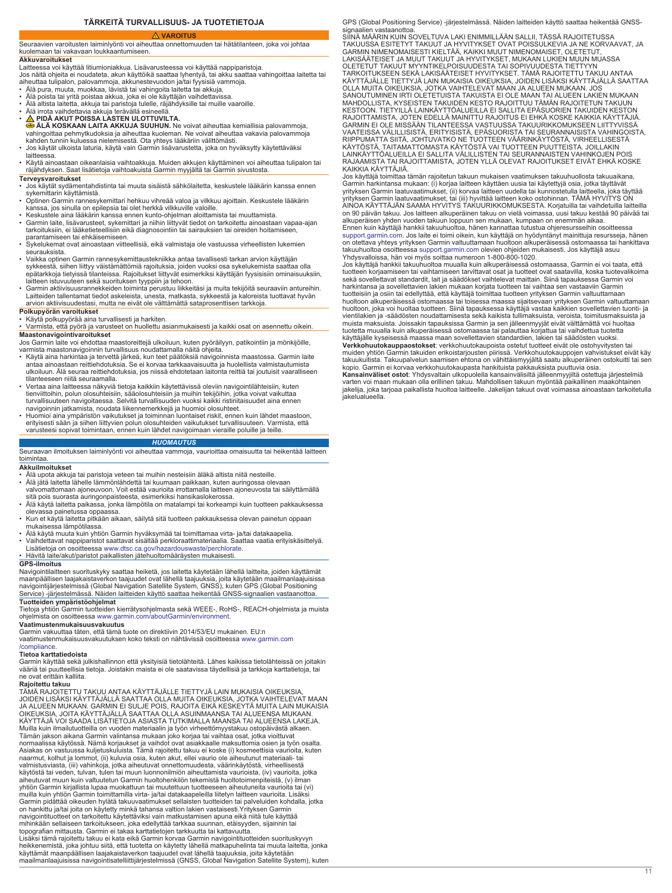# TÄRKEITÄ TURVALLISUUS- JA TUOTETIETOJA

## ⚠ VAROITUS

Seuraavien varoitusten laiminlyönti voi aiheuttaa onnettomuuden tai hätätilanteen, joka voi johtaa kuolemaan tai vakavaan loukkaantumiseen.

### Akkuvaroitukset

Laitteessa voi käyttää litiumioniakkua. Lisävarusteessa voi käyttää nappiparistoja.

Jos näitä ohjeita ei noudateta, akun käyttöikä saattaa lyhentyä, tai akku saattaa vahingoittaa laitetta tai aiheuttaa tulipalon, palovammoja, akkunestevuodon ja/tai fyysisiä vammoja.

- Älä pura, muuta, muokkaa, lävistä tai vahingoita laitetta tai akkuja.
- Älä poista tai yritä poistaa akkua, joka ei ole käyttäjän vaihdettavissa.
- Älä altista laitetta, akkuja tai paristoja tulelle, räjähdyksille tai muille vaaroille.
- Älä irrota vaihdettavia akkuja terävällä esineellä.
- ⚠ **PIDÄ AKUT POISSA LASTEN ULOTTUVILTA.**
  **ÄLÄ KOSKAAN LAITA AKKUJA SUUHUN.** Ne voivat aiheuttaa kemiallisia palovammoja, vahingoittaa pehmytkudoksia ja aiheuttaa kuoleman. Ne voivat aiheuttaa vakavia palovammoja kahden tunnin kuluessa nielemisestä. Ota yhteys lääkäriin välittömästi.
- Jos käytät ulkoista laturia, käytä vain Garmin lisävarustetta, joka on hyväksytty käytettäväksi laitteessa.
- Käytä ainoastaan oikeanlaisia vaihtoakkuja. Muiden akkujen käyttäminen voi aiheuttaa tulipalon tai räjähdyksen. Saat lisätietoja vaihtoakuista Garmin myyjältä tai Garmin sivustosta.

### Terveysvaroitukset

- Jos käytät sydämentahdistinta tai muuta sisäistä sähkölaitetta, keskustele lääkärin kanssa ennen sykemittarin käyttämistä.
- Optinen Garmin rannesykemittari hehkuu vihreää valoa ja vilkkuu ajoittain. Keskustele lääkärin kanssa, jos sinulla on epilepsia tai olet herkkä vilkkuville valoille.
- Keskustele aina lääkärin kanssa ennen kunto-ohjelman aloittamista tai muuttamista.
- Garmin laite, lisävarusteet, sykemittarit ja niihin liittyvät tiedot on tarkoitettu ainoastaan vapaa-ajan tarkoituksiin, ei lääketieteellisiin eikä diagnosointiin tai sairauksien tai oireiden hoitamiseen, parantamiseen tai ehkäisemiseen.
- Sykelukemat ovat ainoastaan viitteellisiä, eikä valmistaja ole vastuussa virheellisten lukemien seurauksista.
- Vaikka optinen Garmin rannesykemittaustekniikka antaa tavallisesti tarkan arvion käyttäjän sykkeestä, siihen liittyy väistämättömiä rajoituksia, joiden vuoksi osa sykelukemista saattaa olla epätarkkoja tietyissä tilanteissa. Rajoitukset liittyvät esimerkiksi käyttäjän fyysisiin ominaisuuksiin, laitteen istuvuuteen sekä suoritusten tyyppiin ja tehoon.
- Garmin aktiivisuusrannekkeiden toiminta perustuu liiketaitoi ja muita tekijöitä seuraaviin antureihin. Laitteiden tallentamat tiedot askeleista, unesta, matkasta, sykkeestä ja kaloreista tuottavat hyvän arvion aktiivisuudestasi, mutta ne eivät ole välttämättä sataprosenttisen tarkkoja.

### Polkupyörän varoitukset

- Käytä polkupyörää aina turvallisesti ja harkiten.
- Varmista, että pyörä ja varusteet on huollettu asianmukaisesti ja kaikki osat on asennettu oikein.

### Maastonavigointivaroitukset

Jos Garmin laite voi ehdottaa maastoreittejä ulkoiluun, kuten pyöräilyyn, patikointiin ja mönkijöille, varmista maastonavigoinnin turvallisuus noudattamalla näitä ohjeita.

- Käytä aina harkintaa ja tervettä järkeä, kun teet päätöksiä navigoinnista maastossa. Garmin laite antaa ainoastaan reittiehdotuksia. Se ei korvaa tarkkaavaisuutta ja huolellista valmistautumista ulkoiluun. Älä seuraa reittiehdotuksia, jos niissä ehdotetaan laitonta reittiä tai joutuisit vaaralliseen tilanteeseen niitä seuraamalla.
- Vertaa aina laitteessa näkyviä tietoja kaikkiin käytettävissä oleviin navigointilähteisiin, kuten tienviittoihin, polun olosuhteisiin, sääolosuhteisiin ja muihin tekijöihin, jotka voivat vaikuttaa turvallisuuteen navigoitaessa. Selvitä turvallisuuden vuoksi kaikki ristiriitaisuudet aina ennen navigoinnin jatkamista, noudata liikennemerkkejä ja huomioi olosuhteet.
- Huomioi aina ympäristön vaikutukset ja toiminnan luontaiset riskit, ennen kuin lähdet maastoon, erityisesti sään ja siihen liittyvien polun olosuhteiden vaikutukset turvallisuuteen. Varmista, että varusteesi sopivat toimintaan, ennen kuin lähdet navigoimaan vieraille poluille ja teille.

## HUOMAUTUS

Seuraavan ilmoituksen laiminlyönti voi aiheuttaa vammoja, vaurioittaa omaisuutta tai heikentää laitteen toimintaa.

### Akkuilmoitukset

- Älä upota akkuja tai paristoja veteen tai muihin nesteisiin äläkä altista niitä nesteille.
- Älä jätä laitetta lähelle lämmönlähdettä tai kuumaan paikkaan, kuten auringossa olevaan valvomattomaan ajoneuvoon. Voit estää vaurioita irrottamalla laitteen ajoneuvosta tai säilyttämällä sitä pois suorasta auringonpaisteesta, esimerkiksi hansikaslokerossa.
- Älä käytä laitetta paikassa, jonka lämpötila on matalampi tai korkeampi kuin tuotteen pakkauksessa olevassa painetussa oppaassa.
- Kun et käytä laitetta pitkään aikaan, säilytä sitä tuotteen pakkauksessa olevan painetun oppaan mukaisessa lämpötilassa.
- Älä käytä muuta kuin yhtiön Garmin hyväksymää tai toimittamaa virta- ja/tai datakaapelia.
- Vaihdettavat nappiparistot saattavat sisältää perkloraattimateriaalia. Saattaa vaatia erityiskäsittelyä. Lisätietoja on osoitteessa www.dtsc.ca.gov/hazardouswaste/perchlorate.
- Hävitä laite/akut/paristot paikallisten jätehuoltomääräysten mukaisesti.

### GPS-ilmoitus

Navigointilaitteen suorituskyky saattaa heiketä, jos laitetta käytetään lähellä laitteita, joiden käyttämät maanpäällisen laajakaistaverkon taajuudet ovat lähellä taajuuksia, joita käytetään maailmanlaajuisissa navigointijärjestelmissä (Global Navigation Satellite System, GNSS), kuten GPS (Global Positioning Service) -järjestelmässä. Näiden laitteiden käyttö saattaa heikentää GNSS-signaalien vastaanottoa.

### Tuotteiden ympäristöohjelmat

Tietoja yhtiön Garmin tuotteiden kierrätysohjelmasta sekä WEEE-, RoHS-, REACH-ohjelmista ja muista ohjelmista on osoitteessa www.garmin.com/aboutGarmin/environment.

### Vaatimustenmukaisuusvakuutus

Garmin vakuuttaa täten, että tämä tuote on direktiivin 2014/53/EU mukainen. EU:n vaatimustenmukaisuusvakuutuksen koko teksti on nähtävissä osoitteessa www.garmin.com/compliance.

### Tietoa karttatiedoista

Garmin käyttää sekä julkishallinnon että yksityisiä tietolähteitä. Lähes kaikissa tietolähteissä on joitakin vääriä tai puutteellisia tietoja. Joistakin maista ei ole saatavissa täydellisiä ja tarkkoja karttatietoja, tai ne ovat erittäin kalliita.

### Rajoitettu takuu

TÄMÄ RAJOITETTU TAKUU ANTAA KÄYTTÄJÄLLE TIETTYJÄ LAIN MUKAISIA OIKEUKSIA, JOIDEN LISÄKSI KÄYTTÄJÄLLÄ SAATTAA OLLA MUITA OIKEUKSIA, JOTKA VAIHTELEVAT MAAN JA ALUEEN MUKAAN. GARMIN EI SULJE POIS, RAJOITA EIKÄ KESKEYTÄ MUITA LAIN MUKAISIA OIKEUKSIA, JOITA KÄYTTÄJÄLLÄ SAATTAA OLLA ASUINMAANSA TAI ALUEENSA MUKAAN. KÄYTTÄJÄ VOI SAADA LISÄTIETOJA ASIASTA TUTKIMALLA MAANSA TAI ALUEENSA LAKEJA. Muilla kuin ilmailutuotteilla on vuoden materiaalin ja työn virheettömyystakuu ostopäivästä alkaen. Tämän jakson aikana Garmin valintansa mukaan joko korjaa tai vaihtaa osat, jotka vioittuvat normaalissa käytössä. Nämä korjaukset ja vaihdot ovat asiakkaalle maksuttomia osien ja työn osalta. Asiakas on vastuussa kuljetuskuluista. Tämä rajoitettu takuu ei koske (i) kosmeettisia vaurioita, kuten naarmut, kolhut ja lommot, (ii) kuluvia osia, kuten akut, ellei vaurio ole aiheutunut materiaali- tai valmistusviasta, (iii) vahinkoja, jotka aiheutuvat onnettomuudesta, väärinkäytöstä, virheellisestä käytöstä tai veden, tulvan, tulen tai muun luonnonilmiön aiheuttamista vaurioista, (iv) vaurioita, jotka aiheutuvat muun kuin valtuutetun Garmin huoltohenkilön tekemistä huoltotoimenpiteistä, (v) ilman yhtiön Garmin kirjallista lupaa muokattuun tai muutettuun tuotteeseen aiheutuneita vaurioita tai (vi) muilla kuin yhtiön Garmin toimittamilla virta- ja/tai datakaapeleilla liitetyn laitteen vaurioita. Lisäksi Garmin pidättää oikeuden hylätä takuuvaatimukset sellaisten tuotteiden tai palveluiden kohdalla, jotka on hankittu ja/tai joita on käytetty minkä tahansa valtion lakien vastaisesti.Yrityksen Garmin navigointituotteet on tarkoitettu käytettäviksi vain matkustamisen apuna eikä niitä tule käyttää mihinkään sellaiseen tarkoitukseen, joka edellyttää tarkkaa suunnan, etäisyyden, sijainnin tai topografian mittausta. Garmin ei takaa karttatietojen tarkkuutta tai kattavuutta.

Lisäksi tämä rajoitettu takuu ei kata eikä Garmin korvaa Garmin navigointituotteiden suorituskyvyn heikkenemistä, joka johtuu siitä, että tuotetta on käytetty lähellä matkapuhelinta tai muuta laitetta, jonka käyttämät maanpäällisen laajakaistaverkon taajuudet ovat lähellä taajuuksia, joita käytetään maailmanlaajuisissa navigointisatelliittijärjestelmissä (GNSS, Global Navigation Satellite System), kuten GPS (Global Positioning Service) -järjestelmässä. Näiden laitteiden käyttö saattaa heikentää GNSS-signaalien vastaanottoa.

SIINÄ MÄÄRIN KUIN SOVELTUVA LAKI ENIMMILLÄÄN SALLII, TÄSSÄ RAJOITETUSSA TAKUUSSA ESITETYT TAKUUT JA HYVITYKSET OVAT POISSULKEVIA JA NE KORVAAVAT, JA GARMIN NIMENOMAISESTI KIELTÄÄ, KAIKKI MUUT NIMENOMAISET, OLETETUT, LAKISÄÄTEISET JA MUUT TAKUUT JA HYVITYKSET, MUKAAN LUKIEN MUUN MUASSA OLETETUT TAKUUT MYYNTIKELPOISUUDESTA TAI SOPIVUUDESTA TIETTYYN TARKOITUKSEEN SEKÄ LAKISÄÄTEISET HYVITYKSET. TÄMÄ RAJOITETTU TAKUU ANTAA KÄYTTÄJÄLLE TIETTYJÄ LAIN MUKAISIA OIKEUKSIA, JOIDEN LISÄKSI KÄYTTÄJÄLLÄ SAATTAA OLLA MUITA OIKEUKSIA, JOTKA VAIHTELEVAT MAAN JA ALUEEN MUKAAN. JOS SANOUTUMINEN IRTI OLETETUISTA TAKUISTA EI OLE MAAN TAI ALUEEN LAKIEN MUKAAN MAHDOLLISTA, KYSEISTEN TAKUIDEN KESTO RAJOITTUU TÄMÄN RAJOITETUN TAKUUN KESTOON. TIETYILLÄ LAINKÄYTTÖALUEILLA EI SALLITA EPÄSUORIEN TAKUIDEN KESTON RAJOITTAMISTA, JOTEN EDELLÄ MAINITTU RAJOITUS EI EHKÄ KOSKE KAIKKIA KÄYTTÄJIÄ. GARMIN EI OLE MISSÄÄN TILANTEESSA VASTUUSSA TAKUURIKKOMUKSEEN LIITTYVISSÄ VAATEISSA VÄLILLISISTÄ, ERITYISISTÄ, EPÄSUORISTA TAI SEURANNAISISTA VAHINGOISTA, RIIPPUMATTA SIITÄ, JOHTUVATKO NE TUOTTEEN VÄÄRINKÄYTÖSTÄ, VIRHEELLISESTÄ KÄYTÖSTÄ, TAITAMATTOMASTA KÄYTÖSTÄ VAI TUOTTEEN PUUTTEISTA. JOILLAKIN LAINKÄYTTÖALUEILLA EI SALLITA VÄLILLISTEN TAI SEURANNAISTEN VAHINKOJEN POIS RAJAAMISTA TAI RAJOITTAMISTA, JOTEN YLLÄ OLEVAT RAJOITUKSET EIVÄT EHKÄ KOSKE KAIKKIA KÄYTTÄJIÄ.

Jos käyttäjä toimittaa tämän rajoitetun takuun mukaisen vaatimuksen takuuhuollosta takuuaikana, Garmin harkintansa mukaan: (i) korjaa laitteen käyttäen uusia tai käytettyjä osia, jotka täyttävät yrityksen Garmin laatuvaatimukset, (ii) korvaa laitteen uudella tai kunnostetulla laitteella, joka täyttää yrityksen Garmin laatuvaatimukset, tai (iii) hyvittää laitteen koko ostohinnan. TÄMÄ HYVITYS ON AINOA KÄYTTÄJÄN SAAMA HYVITYS TAKUURIKKOMUKSESTA. Korjatuilla tai vaihdetuilla laitteilla on 90 päivän takuu. Jos laitteen alkuperäinen takuu on vielä voimassa, uusi takuu kestää 90 päivää tai alkuperäisen yhden vuoden takuun loppuun sen mukaan, kumpaan on enemmän aikaa.

Ennen kuin käyttäjä hankkii takuuhuoltoa, hänen kannattaa tutustua ohjeresursseihin osoitteessa support.garmin.com. Jos laite ei toimi oikein, kun käyttäjä on hyödyntänyt mainittuja resursseja, hänen on otettava yhteys yrityksen Garmin valtuuttamaan huoltoon alkuperäisessä ostomaassa tai hankittava takuuhuolto osoitteessa support.garmin.com olevien ohjeiden mukaisesti. Jos käyttäjä asuu Yhdysvalloissa, hän voi myös soittaa numeroon 1-800-800-1020.

Jos käyttäjä hankkii takuuhuoltoa muualla kuin alkuperäisessä ostomaassa, Garmin ei voi taata, että tuotteen korjaamiseen tai vaihtamiseen tarvittavat osat ja tuotteet ovat saatavilla, koska tuotevalikoima sekä sovellettavat standardit, lait ja säädökset vaihtelevat maittain. Siinä tapauksessa Garmin voi harkintansa ja sovellettavien lakien mukaan korjata tuotteen tai vaihtaa sen vastaaviin Garmin tuotteisiin ja osiin tai edellyttää, että käyttäjä toimittaa tuotteen yrityksen Garmin valtuuttamaan huoltoon alkuperäisessä ostomaassa tai toisessa maassa sijaitsevaan yrityksen Garmin valtuuttamaan huoltoon, joka voi huoltaa tuotteen. Siinä tapauksessa käyttäjä vastaa kaikkien sovellettavien tuonti- ja vientilakien ja -säädösten noudattamisesta sekä kaikista tullimaksuista, veroista, toimitusmaksuista ja muista maksuista. Joissakin tapauksissa Garmin ja sen jälleenmyyjät eivät välttämättä voi huoltaa tuotetta muualla kuin alkuperäisessä ostomaassa tai palauttaa korjattua tai vaihdettua tuotetta käyttäjälle kyseisessä maassa maan sovellettavien standardien, lakien tai säädösten vuoksi.

**Verkkohuutokauppaostokset**: verkkohuutokaupoista ostetut tuotteet eivät ole ostohyvitysten tai muiden yhtiön Garmin takuiden erikoistarjousten piirissä. Verkkohuutokauppojen vahvistukset eivät käy takuukuitista. Takuupalvelun saamisen ehtona on vähittäismyyjältä saatu alkuperäinen ostokuitti tai sen kopio. Garmin ei korvaa verkkohuutokaupasta hankituista pakkauksista puuttuvia osia.

**Kansainväliset ostot**: Yhdysvaltain ulkopuolella kansainvälisiltä jälleenmyyjiltä ostettuja järjestelmiä varten voi maan mukaan olla erillinen takuu. Mahdollisen takuun myöntää paikallinen maakohtainen jakelija, joka tarjoaa paikallista huoltoa laitteelle. Jakelijan takuut ovat voimassa ainoastaan tarkoitetulla jakelualueella.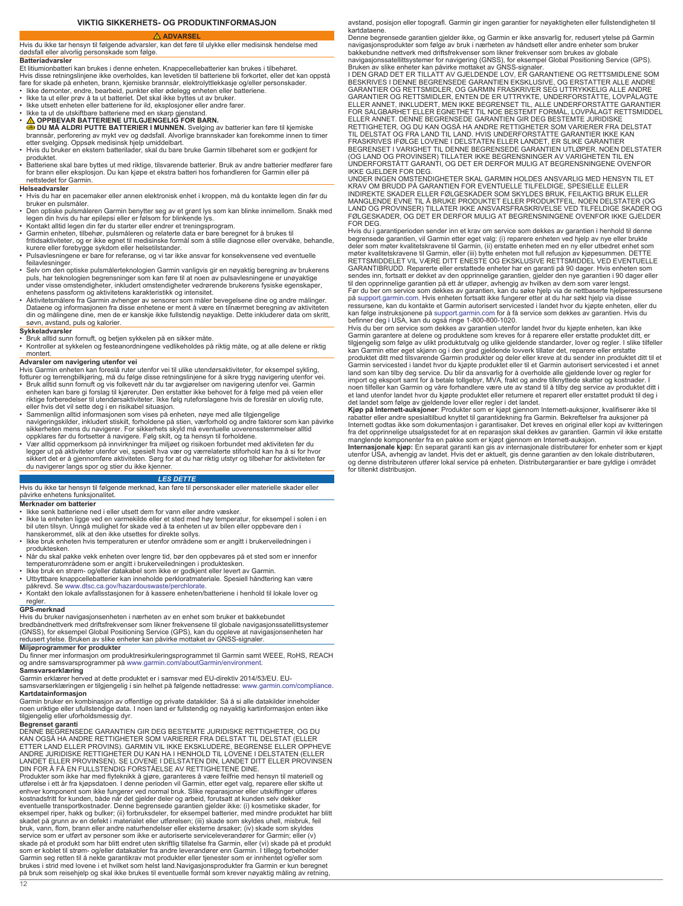# VIKTIG SIKKERHETS- OG PRODUKTINFORMASJON

## ⚠ ADVARSEL

Hvis du ikke tar hensyn til følgende advarsler, kan det føre til ulykke eller medisinsk hendelse med dødsfall eller alvorlig personskade som følge.

### Batteriadvarsler

Et litiumionbatteri kan brukes i denne enheten. Knappecellebatterier kan brukes i tilbehøret.

Hvis disse retningslinjene ikke overholdes, kan levetiden til batteriene bli forkortet, eller det kan oppstå fare for skade på enheten, brann, kjemiske brannsår, elektrolyttlekkasje og/eller personskader.

- Ikke demonter, endre, bearbeid, punkter eller ødelegg enheten eller batteriene.
- Ikke ta ut eller prøv å ta ut batteriet. Det skal ikke byttes ut av bruker.
- Ikke utsett enheten eller batteriene for ild, eksplosjoner eller andre farer.
- Ikke ta ut de utskiftbare batteriene med en skarp gjenstand.
- ⚠ **OPPBEVAR BATTERIENE UTILGJENGELIG FOR BARN.**
  **DU MÅ ALDRI PUTTE BATTERIER I MUNNEN.** Svelging av batterier kan føre til kjemiske brannsår, perforering av mykt vev og dødsfall. Alvorlige brannskader kan forekomme innen to timer etter svelging. Oppsøk medisinsk hjelp umiddelbart.
- Hvis du bruker en ekstern batterilader, skal du bare bruke Garmin tilbehøret som er godkjent for produktet.
- Batteriene skal bare byttes ut med riktige, tilsvarende batterier. Bruk av andre batterier medfører fare for brann eller eksplosjon. Du kan kjøpe et ekstra batteri hos forhandleren for Garmin eller på nettstedet for Garmin.

### Helseadvarsler

- Hvis du har en pacemaker eller annen elektronisk enhet i kroppen, må du kontakte legen din før du bruker en pulsmåler.
- Den optiske pulsmåleren Garmin benytter seg av et grønt lys som kan blinke innimellom. Snakk med legen din hvis du har epilepsi eller er følsom for blinkende lys.
- Kontakt alltid legen din før du starter eller endrer et treningsprogram.
- Garmin enheten, tilbehør, pulsmåleren og relaterte data er bare beregnet for å brukes til fritidsaktiviteter, og er ikke egnet til medisinske formål som å stille diagnose eller overvåke, behandle, kurere eller forebygge sykdom eller helsetilstander.
- Pulsavlesningene er bare for referanse, og vi tar ikke ansvar for konsekvensene ved eventuelle feilavlesninger.
- Selv om den optiske pulsmålerteknologien Garmin vanligvis gir en nøyaktig beregning av brukerens puls, har teknologien begrensninger som kan føre til at noen av pulsavlesningene er unøyaktige under visse omstendigheter, inkludert omstendigheter vedrørende brukerens fysiske egenskaper, enhetens passform og aktivitetens karakteristikk og intensitet.
- Aktivitetsmålere fra Garmin avhenger av sensorer som måler bevegelsene dine og andre målinger. Dataene og informasjonen fra disse enhetene er ment å være en tilnærmet beregning av aktiviteten din og målingene dine, men de er kanskje ikke fullstendig nøyaktige. Dette inkluderer data om skritt, søvn, avstand, puls og kalorier.

### Sykkeladvarsler

- Bruk alltid sunn fornuft, og betjen sykkelen på en sikker måte.
- Kontroller at sykkelen og festeanordningene vedlikeholdes på riktig måte, og at alle delene er riktig montert.

### Advarsler om navigering utenfor vei

Hvis Garmin enheten kan foreslå ruter utenfor vei til ulike utendørsaktiviteter, for eksempel sykling, fotturer og terrengbilkjøring, må du følge disse retningslinjene for å sikre trygg navigering utenfor vei.

- Bruk alltid sunn fornuft og vis folkevett når du tar avgjørelser om navigering utenfor vei. Garmin enheten kan bare gi forslag til kjøreruter. Den erstatter ikke behovet for å følge med på veien eller riktige forberedelser til utendørsaktiviteter. Ikke følg ruteforslagene hvis de foreslår en ulovlig rute, eller hvis det vil sette deg i en risikabel situasjon.
- Sammenlign alltid informasjonen som vises på enheten, nøye med alle tilgjengelige navigeringskilder, inkludert stiskilt, forholdene på stien, værforhold og andre faktorer som kan påvirke sikkerheten mens du navigerer. For sikkerhets skyld må eventuelle uoverensstemmelser alltid oppklares før du fortsetter å navigere. Følg skilt, og ta hensyn til forholdene.
- Vær alltid oppmerksom på innvirkninger fra miljøet og risikoen forbundet med aktiviteten før du legger ut på aktiviteter utenfor vei, spesielt hva vær og værrelaterte stiforhold kan ha å si for hvor sikkert det er å gjennomføre aktiviteten. Sørg for at du har riktig utstyr og tilbehør for aktiviteten før du navigerer langs spor og stier du ikke kjenner.

## *LES DETTE*

Hvis du ikke tar hensyn til følgende merknad, kan føre til personskader eller materielle skader eller påvirke enhetens funksjonalitet.

### Merknader om batterier

- Ikke senk batteriene ned i eller utsett dem for vann eller andre væsker.
- Ikke la enheten ligge ved en varmekilde eller et sted med høy temperatur, for eksempel i solen i en bil uten tilsyn. Unngå mulighet for skade ved å ta enheten ut av bilen eller oppbevare den i hanskerommet, slik at den ikke utsettes for direkte sollys.
- Ikke bruk enheten hvis temperaturen er utenfor områdene som er angitt i brukerveiledningen i produktesken.
- Når du skal pakke vekk enheten over lengre tid, bør den oppbevares på et sted som er innenfor temperaturområdene som er angitt i brukerveiledningen i produktesken.
- Ikke bruk en strøm- og/eller datakabel som ikke er godkjent eller levert av Garmin.
- Utbyttbare knappcellebatterier kan inneholde perkloratmateriale. Spesiell håndtering kan være påkrevd. Se www.dtsc.ca.gov/hazardouswaste/perchlorate.
- Kontakt den lokale avfallsstasjonen for å kassere enheten/batteriene i henhold til lokale lover og regler.

### GPS-merknad

Hvis du bruker navigasjonsenheten i nærheten av en enhet som bruker et bakkebundet bredbåndnettverk med driftsfrekvenser som likner frekvensene til globale navigasjonssatellittsystemer (GNSS), for eksempel Global Positioning Service (GPS), kan du oppleve at navigasjonsenheten har redusert ytelse. Bruken av slike enheter kan påvirke mottaket av GNSS-signaler.

### Miljøprogrammer for produkter

Du finner mer informasjon om produktresirkuleringsprogrammet til Garmin samt WEEE, RoHS, REACH og andre samsvarsprogrammer på www.garmin.com/aboutGarmin/environment.

### Samsvarserklæring

Garmin erklærer herved at dette produktet er i samsvar med EU-direktiv 2014/53/EU. EU-samsvarserklæringen er tilgjengelig i sin helhet på følgende nettadresse: www.garmin.com/compliance.

### Kartdatainformasjon

Garmin bruker en kombinasjon av offentlige og private datakilder. Så å si alle datakilder inneholder noen uriktige eller ufullstendige data. I noen land er fullstendig og nøyaktig kartinformasjon enten ikke tilgjengelig eller uforholdsmessig dyr.

### Begrenset garanti

DENNE BEGRENSEDE GARANTIEN GIR DEG BESTEMTE JURIDISKE RETTIGHETER, OG DU KAN OGSÅ HA ANDRE RETTIGHETER SOM VARIERER FRA DELSTAT TIL DELSTAT (ELLER ETTER LAND ELLER PROVINS). GARMIN VIL IKKE EKSKLUDERE, BEGRENSE ELLER OPPHEVE ANDRE JURIDISKE RETTIGHETER DU KAN HA I HENHOLD TIL LOVENE I DELSTATEN (ELLER LANDET ELLER PROVINSEN). SE LOVENE I DELSTATEN DIN, LANDET DITT ELLER PROVINSEN DIN FOR Å FÅ EN FULLSTENDIG FORSTÅELSE AV RETTIGHETENE DINE.

Produkter som ikke har med flyteknikk å gjøre, garanteres å være feilfrie med hensyn til materiell og utførelse i ett år fra kjøpsdatoen. I denne perioden vil Garmin, etter eget valg, reparere eller skifte ut enhver komponent som ikke fungerer ved normal bruk. Slike reparasjoner eller utskiftinger utføres kostnadsfritt for kunden, både når det gjelder deler og arbeid, forutsatt at kunden selv dekker eventuelle transportkostnader. Denne begrensede garantien gjelder ikke: (i) kosmetiske skader, for eksempel riper, hakk og bulker; (ii) forbruksdeler, for eksempel batterier, med mindre produktet har blitt skadet på grunn av en defekt i materialet eller utførelsen; (iii) skade som skyldes uhell, misbruk, feil bruk, vann, flom, brann eller andre naturhendelser eller eksterne årsaker; (iv) skade som skyldes service som er utført av personer som ikke er autoriserte serviceleverandører for Garmin; eller (v) skade på et produkt som har blitt endret uten skriftlig tillatelse fra Garmin, eller (vi) skade på et produkt som er koblet til strøm- og/eller datakabler fra andre leverandører enn Garmin. I tillegg forbeholder Garmin seg retten til å nekte garantikrav mot produkter eller tjenester som er innhentet og/eller som brukes i strid med lovene i et hvilket som helst land.Navigasjonsprodukter fra Garmin er kun beregnet på bruk som reisehjelp og skal ikke brukes til eventuelle formål som krever nøyaktig måling av retning, avstand, posisjon eller topografi. Garmin gir ingen garantier for nøyaktigheten eller fullstendigheten til kartdataene.

Denne begrensede garantien gjelder ikke, og Garmin er ikke ansvarlig for, redusert ytelse på Garmin navigasjonsprodukter som følge av bruk i nærheten av håndsett eller andre enheter som bruker bakkebundne nettverk med driftsfrekvenser som likner frekvenser som brukes av globale navigasjonssatellittsystemer for navigering (GNSS), for eksempel Global Positioning Service (GPS). Bruken av slike enheter kan påvirke mottaket av GNSS-signaler.

I DEN GRAD DET ER TILLATT AV GJELDENDE LOV, ER GARANTIENE OG RETTSMIDLENE SOM BESKRIVES I DENNE BEGRENSEDE GARANTIEN EKSKLUSIVE, OG ERSTATTER ALLE ANDRE GARANTIER OG RETTSMIDLER, OG GARMIN FRASKRIVER SEG UTTRYKKELIG ALLE ANDRE GARANTIER OG RETTSMIDLER, ENTEN DE ER UTTRYKTE, UNDERFORSTÅTTE, LOVPÅLAGTE ELLER ANNET, INKLUDERT, MEN IKKE BEGRENSET TIL, ALLE UNDERFORSTÅTTE GARANTIER FOR SALGBARHET ELLER EGNETHET TIL NOE BESTEMT FORMÅL, LOVPÅLAGT RETTSMIDDEL ELLER ANNET. DENNE BEGRENSEDE GARANTIEN GIR DEG BESTEMTE JURIDISKE RETTIGHETER, OG DU KAN OGSÅ HA ANDRE RETTIGHETER SOM VARIERER FRA DELSTAT TIL DELSTAT OG FRA LAND TIL LAND. HVIS UNDERFORSTÅTTE GARANTIER IKKE KAN FRASKRIVES IFØLGE LOVENE I DELSTATEN ELLER LANDET, ER SLIKE GARANTIER BEGRENSET I VARIGHET TIL DENNE BEGRENSEDE GARANTIEN UTLØPER. NOEN DELSTATER (OG LAND OG PROVINSER) TILLATER IKKE BEGRENSNINGER AV VARIGHETEN TIL EN UNDERFORSTÅTT GARANTI, OG DET ER DERFOR MULIG AT BEGRENSNINGENE OVENFOR IKKE GJELDER FOR DEG.

UNDER INGEN OMSTENDIGHETER SKAL GARMIN HOLDES ANSVARLIG MED HENSYN TIL ET KRAV OM BRUDD PÅ GARANTIEN FOR EVENTUELLE TILFELDIGE, SPESIELLE ELLER INDIREKTE SKADER ELLER FØLGESKADER SOM SKYLDES BRUK, FEILAKTIG BRUK ELLER MANGLENDE EVNE TIL Å BRUKE PRODUKTET ELLER PRODUKTFEIL. NOEN DELSTATER (OG LAND OG PROVINSER) TILLATER IKKE ANSVARSFRASKRIVELSE VED TILFELDIGE SKADER OG FØLGESKADER, OG DET ER DERFOR MULIG AT BEGRENSNINGENE OVENFOR IKKE GJELDER FOR DEG.

Hvis du i garantiperioden sender inn et krav om service som dekkes av garantien i henhold til denne begrensede garantien, vil Garmin etter eget valg: (i) reparere enheten ved hjelp av nye eller brukte deler som møter kvalitetskravene til Garmin, (ii) erstatte enheten med en ny eller utbedret enhet som møter kvalitetskravene til Garmin, eller (iii) bytte enheten mot full refusjon av kjøpesummen. DETTE RETTSMIDDELET VIL VÆRE DITT ENESTE OG EKSKLUSIVE RETTSMIDDEL VED EVENTUELLE GARANTIBRUDD. Reparerte eller erstattede enheter har en garanti på 90 dager. Hvis enheten som sendes inn, fortsatt er dekket av den opprinnelige garantien, gjelder den nye garantien i 90 dager eller til den opprinnelige garantien på ett år utløper, avhengig av hvilken av dem som varer lengst.

Før du ber om service som dekkes av garantien, kan du søke hjelp via de nettbaserte hjelperessursene på support.garmin.com. Hvis enheten fortsatt ikke fungerer etter at du har søkt hjelp via disse ressursene, kan du kontakte et Garmin autorisert servicested i landet hvor du kjøpte enheten, eller du kan følge instruksjonene på support.garmin.com for å få service som dekkes av garantien. Hvis du befinner deg i USA, kan du også ringe 1-800-800-1020.

Hvis du ber om service som dekkes av garantien utenfor landet hvor du kjøpte enheten, kan ikke Garmin garantere at delene og produktene som kreves for å reparere eller erstatte produktet ditt, er tilgjengelig som følge av ulikt produktutvalg og ulike gjeldende standarder, lover og regler. I slike tilfeller kan Garmin etter eget skjønn og i den grad gjeldende lovverk tillater det, reparere eller erstatte produktet ditt med tilsvarende Garmin produkter og deler eller kreve at du sender inn produktet ditt til et Garmin servicested i landet hvor du kjøpte produktet eller til et Garmin autorisert servicested i et annet land som kan tilby deg service. Du blir da ansvarlig for å overholde alle gjeldende lover og regler for import og eksport samt for å betale tollgebyr, MVA, frakt og andre tilknyttede skatter og kostnader. I noen tilfeller kan Garmin og våre forhandlere være ute av stand til å tilby deg service av produktet ditt i et land utenfor landet hvor du kjøpte produktet eller returnere et reparert eller erstattet produkt til deg i det landet som følge av gjeldende lover eller regler i det landet.

**Kjøp på Internett-auksjoner**: Produkter som er kjøpt gjennom Internett-auksjoner, kvalifiserer ikke til rabatter eller andre spesialtilbud knyttet til garantidekning fra Garmin. Bekreftelser fra auksjoner på Internett godtas ikke som dokumentasjon i garantisaker. Det kreves en original eller kopi av kvitteringen fra det opprinnelige utsalgsstedet for at en reparasjon skal dekkes av garantien. Garmin vil ikke erstatte manglende komponenter fra en pakke som er kjøpt gjennom en Internett-auksjon.

**Internasjonale kjøp:** En separat garanti kan gis av internasjonale distributører for enheter som er kjøpt utenfor USA, avhengig av landet. Hvis det er aktuelt, gis denne garantien av den lokale distributøren, og denne distributøren utfører lokal service på enheten. Distributørgarantier er bare gyldige i området for tiltenkt distribusjon.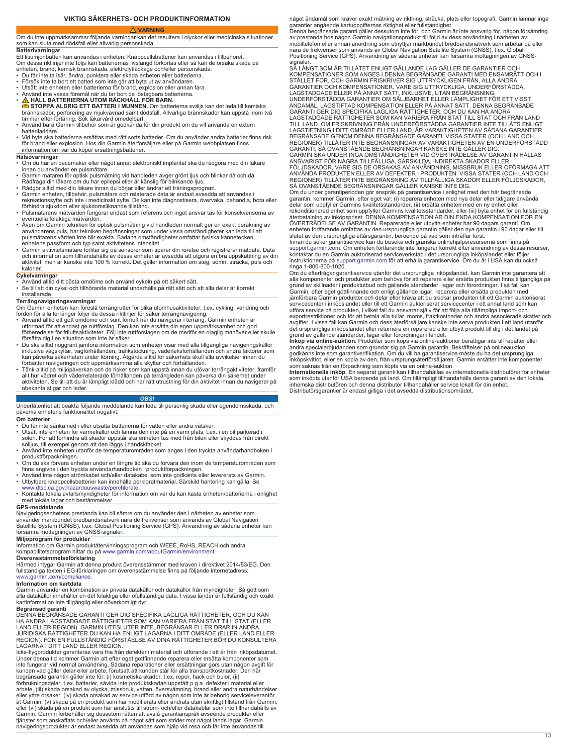# VIKTIG SÄKERHETS- OCH PRODUKTINFORMATION

**⚠ VARNING**

Om du inte uppmärksammar följande varningar kan det resultera i olyckor eller medicinska situationer som kan sluta med dödsfall eller allvarlig personskada.

### Batterivarningar

Ett litiumjonbatteri kan användas i enheten. Knappcellsbatterier kan användas i tillbehöret.
Om dessa riktlinjer inte följs kan batteriernas livslängd förkortas eller så kan de orsaka skada på enheten, brand, kemisk brännskada, elektrolytläckage och/eller personskada.

- Du får inte ta isär, ändra, punktera eller skada enheten eller batterierna.
- Försök inte ta bort ett batteri som inte går att byta ut av användaren.
- Utsätt inte enheten eller batterierna för brand, explosion eller annan fara.
- Använd inte vassa föremål när du tar bort de löstagbara batterierna.
- **⚠ HÅLL BATTERIERNA UTOM RÄCKHÅLL FÖR BARN.**
  **STOPPA ALDRIG ETT BATTERI I MUNNEN.** Om batterierna sväljs kan det leda till kemiska brännskador, perforering av mjukvävnad samt dödsfall. Allvarliga brännskador kan uppstå inom två timmar efter förtäring. Sök läkarvård omedelbart.
- Använd bara Garmin tillbehör som är godkända för din produkt om du vill använda en extern batteriladdare.
- Vid byte ska batterierna ersättas med rätt sorts batterier. Om du använder andra batterier finns risk för brand eller explosion. Hos din Garmin återförsäljare eller på Garmin webbplatsen finns information om var du köper ersättningsbatterier.

### Hälsovarningar

- Om du har en pacemaker eller något annat elektroniskt implantat ska du rådgöra med din läkare innan du använder en pulsmätare.
- Garmin mätaren för optisk pulsmätning vid handleden avger grönt ljus och blinkar då och då. Rådfråga din läkare om du har epilepsi eller är känslig för blinkande ljus.
- Rådgör alltid med din läkare innan du börjar eller ändrar ett träningsprogram.
- Garmin enheten, tillbehör, pulsmätare och relaterade data är endast avsedda att användas i rekreationssyfte och inte i medicinskt syfte. De kan inte diagnostisera, övervaka, behandla, bota eller förhindra sjukdom eller sjukdomsliknande tillstånd.
- Pulsmätarens mätvärden fungerar endast som referens och inget ansvar tas för konsekvenserna av eventuella felaktiga mätvärden.
- Även om Garmin tekniken för optisk pulsmätning vid handleden normalt ger en exakt beräkning av användarens puls, har tekniken begränsningar som under vissa omständigheter kan leda till att pulsmätarens värden inte blir exakta. Sådana omständigheter omfattar fysiska kännetecken, enhetens passform och typ samt aktivitetens intensitet.
- Garmin aktivitetsmätare förlitar sig på sensorer som spårar din rörelse och registrerar mätdata. Data och information som tillhandahålls av dessa enheter är avsedda att utgöra en bra uppskattning av din aktivitet, men är kanske inte 100 % korrekt. Det gäller information om steg, sömn, sträcka, puls och kalorier.

### Cykelvarningar

- Använd alltid ditt bästa omdöme och använd cykeln på ett säkert sätt.
- Se till att din cykel och tillhörande material underhålls på rätt sätt och att alla delar är korrekt installerade.

### Terrängnavigeringsvarningar

Om Garmin enheten kan föreslå terrängrutter för olika utomhusaktiviteter, t.ex. cykling, vandring och fordon för alla terränger följer du dessa riktlinjer för säker terrängnavigering.

- Använd alltid ett gott omdöme och sunt förnuft när du navigerar i terräng. Garmin enheten är utformad för att endast ge ruttförslag. Den kan inte ersätta din egen uppmärksamhet och god förberedelse för friluftsaktiviteter. Följ inte ruttförslagen om de medför en olaglig manöver eller skulle försätta dig i en situation som inte är säker.
- Du ska alltid noggrant jämföra information som enheten visar med alla tillgängliga navigeringskällor inklusive vägskyltar, vägförhållanden, trafikstockning, väderleksförhållanden och andra faktorer som kan påverka säkerheten under körning. Åtgärda alltid för säkerhets skull alla avvikelser innan du fortsätter navigeringen och uppmärksamma alla skyltar och förhållanden.
- Tänk alltid på miljöpåverkan och de risker som kan uppstå innan du utövar terrängaktiviteter, framför allt hur vädret och väderrelaterade förhållanden på terrängleden kan påverka din säkerhet under aktiviteten. Se till att du är lämpligt klädd och har rätt utrustning för din aktivitet innan du navigerar på obekanta stigar och leder.

***OBS!***

Underlåtenhet att beakta följande meddelande kan leda till personlig skada eller egendomsskada, och påverka enhetens funktionalitet negativt.

### Om batterier

- Du får inte sänka ned i eller utsätta batterierna för vatten eller andra vätskor.
- Utsätt inte enheten för värmekällor och lämna den inte på en varm plats, t.ex. i en bil parkerad i solen. För att förhindra att skador uppstår ska enheten tas med från bilen eller skyddas från direkt solljus, till exempel genom att den läggs i handskfacket.
- Använd inte enheten utanför de temperaturområden som anges i den tryckta användarhandboken i produktförpackningen.
- Om du ska förvara enheten under en längre tid ska du förvara den inom de temperaturområden som finns angivna i den tryckta användarhandboken i produktförpackningen.
- Använd inte någon strömkabel och/eller datakabel som inte godkänts eller levererats av Garmin.
- Utbytbara knappcellsbatterier kan innehålla perkloratmaterial. Särskild hantering kan gälla. Se www.dtsc.ca.gov.hazardouswaste/perchlorate.
- Kontakta lokala avfallsmyndigheter för information om var du kan kasta enheten/batterierna i enlighet med lokala lagar och bestämmelser.

### GPS-meddelande

Navigeringsenhetens prestanda kan bli sämre om du använder den i närheten av enheter som använder markbundet bredbandsnätverk nära de frekvenser som används av Global Navigation Satellite System (GNSS), t.ex. Global Positioning Service (GPS). Användning av sådana enheter kan försämra mottagningen av GNSS-signaler.

### Miljöprogram för produkter

Information om Garmin produktåtervinningsprogram och WEEE, RoHS, REACH och andra kompabilitetsprogram hittar du på www.garmin.com/aboutGarmin/environment.

### Överensstämmelseförklaring

Härmed intygar Garmin att denna produkt överensstämmer med kraven i direktivet 2014/53/EG. Den fullständiga texten i EG-förklaringen om överensstämmelse finns på följande internetadress: www.garmin.com/compliance.

### Information om kartdata

Garmin använder en kombination av privata datakällor och datakällor från myndigheter. Så gott som alla datakällor innehåller en del felaktiga eller ofullständiga data. I vissa länder är fullständig och exakt kartinformation inte tillgänglig eller oöverkomligt dyr.

### Begränsad garanti

DENNA BEGRÄNSADE GARANTI GER DIG SPECIFIKA LAGLIGA RÄTTIGHETER, OCH DU KAN HA ANDRA LAGSTADGADE RÄTTIGHETER SOM KAN VARIERA FRÅN STAT TILL STAT (ELLER LAND ELLER REGION). GARMIN UTESLUTER INTE, BEGRÄNSAR ELLER DRAR IN ANDRA JURIDISKA RÄTTIGHETER DU KAN HA ENLIGT LAGARNA I DITT OMRÅDE (ELLER LAND ELLER REGION). FÖR EN FULLSTÄNDIG FÖRSTÅELSE AV DINA RÄTTIGHETER BÖR DU KONSULTERA LAGARNA I DITT LAND ELLER REGION.

Icke-flygprodukter garanteras vara fria från defekter i material och utförande i ett år från inköpsdatumet. Under denna tid kommer Garmin att efter eget gottfinnande reparera eller ersätta komponenter som inte fungerar vid normal användning. Sådana reparationer eller ersättningar görs utan någon avgift för kunden vad gäller delar eller arbete, förutsatt att kunden står för alla transportkostnader. Den här begränsade garantin gäller inte för: (i) kosmetiska skador, t.ex. repor, hack och bulor, (ii) förbrukningsdelar, t.ex. batterier, såvida inte produktskadan uppstått p.g.a. defekter i material eller arbete, (iii) skada orsakad av olycka, missbruk, vatten, översvämning, brand eller andra naturhändelser eller yttre orsaker, (iv) skada orsakad av service utförd av någon som inte är behörig serviceleverantör åt Garmin, (v) skada på en produkt som har modifierats eller ändrats utan skriftligt tillstånd från Garmin, eller (vi) skada på en produkt som har anslutits till ström- och/eller datakablar som inte tillhandahålls av Garmin. Garmin förbehåller sig dessutom rätten att avslå garantianspråk avseende produkter eller tjänster som anskaffats och/eller använts på något sätt som strider mot något lands lagar. Garmin navigeringsprodukter är endast avsedda att användas som hjälp vid resa och får inte användas till något ändamål som kräver exakt mätning av riktning, sträcka, plats eller topografi. Garmin lämnar inga garantier angående kartuppgifternas riktighet eller fullständighet.

Denna begränsade garanti gäller dessutom inte för, och Garmin är inte ansvarig för, någon försämring av prestanda hos någon Garmin navigationsprodukt till följd av dess användning i närheten av mobiltelefon eller annan anordning som utnyttjar markbundet bredbandsnätverk som arbetar på eller nära de frekvenser som används av Global Navigation Satellite System (GNSS), t.ex. Global Positioning Service (GPS). Användning av sådana enheter kan försämra mottagningen av GNSS-signaler.

SÅ LÅNGT SOM ÄR TILLÅTET ENLIGT GÄLLANDE LAG GÄLLER DE GARANTIER OCH KOMPENSATIONER SOM ANGES I DENNA BEGRÄNSADE GARANTI MED ENSAMRÄTT OCH I STÄLLET FÖR, OCH GARMIN FRISKRIVER SIG UTTRYCKLIGEN FRÅN, ALLA ANDRA GARANTIER OCH KOMPENSATIONER, VARE SIG UTTRYCKLIGA, UNDERFÖRSTÅDDA, LAGSTADGADE ELLER PÅ ANNAT SÄTT, INKLUSIVE, UTAN BEGRÄNSNING, UNDERFÖRSTÅDDA GARANTIER OM SÄLJBARHET ELLER LÄMPLIGHET FÖR ETT VISST ÄNDAMÅL, LAGSTIFTAD KOMPENSATION ELLER PÅ ANNAT SÄTT. DENNA BEGRÄNSADE GARANTI GER DIG SPECIFIKA LAGLIGA RÄTTIGHETER, OCH DU KAN HA ANDRA LAGSTADGADE RÄTTIGHETER SOM KAN VARIERA FRÅN STAT TILL STAT OCH FRÅN LAND TILL LAND. OM FRISKRIVNING FRÅN UNDERFÖRSTÅDDA GARANTIER INTE TILLÅTS ENLIGT LAGSTIFTNING I DITT OMRÅDE ELLER LAND, ÄR VARAKTIGHETEN AV SÅDANA GARANTIER BEGRÄNSADE GENOM DENNA BEGRÄNSADE GARANTI. VISSA STATER (OCH LAND OCH REGIONER) TILLÅTER INTE BEGRÄNSNINGAR AV VARAKTIGHETEN AV EN UNDERFÖRSTÅDD GARANTI, SÅ OVANSTÅENDE BEGRÄNSNINGAR KANSKE INTE GÄLLER DIG.

GARMIN SKA UNDER INGA OMSTÄNDIGHETER VID ÖVERTRÄDELSE AV GARANTIN HÅLLAS ANSVARIGT FÖR NÅGRA TILLFÄLLIGA, SÄRSKILDA, INDIREKTA SKADOR ELLER FÖLJDSKADOR, VARE SIG DE ORSAKAS AV ANVÄNDNING, MISSBRUK ELLER OFÖRMÅGA ATT ANVÄNDA PRODUKTEN ELLER AV DEFEKTER I PRODUKTEN. VISSA STATER (OCH LAND OCH REGIONER) TILLÅTER INTE BEGRÄNSNING AV TILLFÄLLIGA SKADOR ELLER FÖLJDSKADOR, SÅ OVANSTÅENDE BEGRÄNSNINGAR GÄLLER KANSKE INTE DIG.

Om du under garantiperioden gör anspråk på garantiservice i enlighet med den här begränsade garantin, kommer Garmin, efter eget val: (i) reparera enheten med nya delar eller tidigare använda delar som uppfyller Garmins kvalitetsstandarder, (ii) ersätta enheten med en ny enhet eller rekonditionerad enhet som uppfyller Garmins kvalitetsstandarder, eller (iii) byta enhet för en fullständig återbetalning av inköpspriset. DENNA KOMPENSATION ÄR DIN ENDA KOMPENSATION FÖR EN ÖVERTRÄDELSE AV GARANTIN. Reparerade eller utbytta enheter har 90 dagars garanti. Om enheten fortfarande omfattas av den ursprungliga garantin gäller den nya garantin i 90 dagar eller till slutet av den ursprungliga ettårsgarantin, beroende på vad som inträffar först.

Innan du söker garantiservice kan du besöka och granska onlinehjälpsresurserna som finns på support.garmin.com. Om enheten fortfarande inte fungerar korrekt efter användning av dessa resurser, kontaktar du en Garmin auktoriserad serviceverkstad i det ursprungliga inköpslandet eller följer instruktionerna på support.garmin.com för att erhålla garantiservice. Om du är i USA kan du också ringa 1-800-800-1020.

Om du efterfrågar garantiservice utanför det ursprungliga inköpslandet, kan Garmin inte garantera att alla komponenter och produkter som behövs för att reparera eller ersätta produkten finns tillgängliga på grund av skillnader i produktutbud och gällande standarder, lagar och förordningar. I så fall kan Garmin, efter eget gottfinnande och enligt gällande lagar, reparera eller ersätta produkten med jämförbara Garmin produkter och delar eller kräva att du skickar produkten till ett Garmin auktoriserat servicecenter i inköpslandet eller till ett Garmin auktoriserat servicecenter i ett annat land som kan utföra service på produkten, i vilket fall du ansvarar själv för att följa alla tillämpliga import- och exportrestriktioner och för att betala alla tullar, moms, fraktkostnader och andra associerade skatter och avgifter. I vissa fall kan Garmin och dess återförsäljare kanske inte serva produkten i ett land utanför det ursprungliga inköpslandet eller returnera en reparerad eller utbytt produkt till dig i det landet på grund av gällande standarder, lagar eller förordningar i landet.

**Inköp via online-auktion**: Produkter som köps via online-auktioner berättigar inte till rabatter eller andra specialerbjudanden som grundar sig på Garmin garantin. Bekräftelser på onlineauktion godkänns inte som garantiverifikation. Om du vill ha garantiservice måste du ha det ursprungliga inköpskvittot, eller en kopia av den, från ursprungsåterförsäljaren. Garmin ersätter inte komponenter som saknas från en förpackning som köpts via en online-auktion.

**Internationella inköp**: En separat garanti kan tillhandahållas av internationella distributörer för enheter som inköpts utanför USA beroende på land. Om tillämpligt tillhandahålls denna garanti av den lokala, inhemska distributören och denna distributör tillhandahåller service lokalt för din enhet. Distributörsgarantier är endast giltiga i det avsedda distributionsområdet.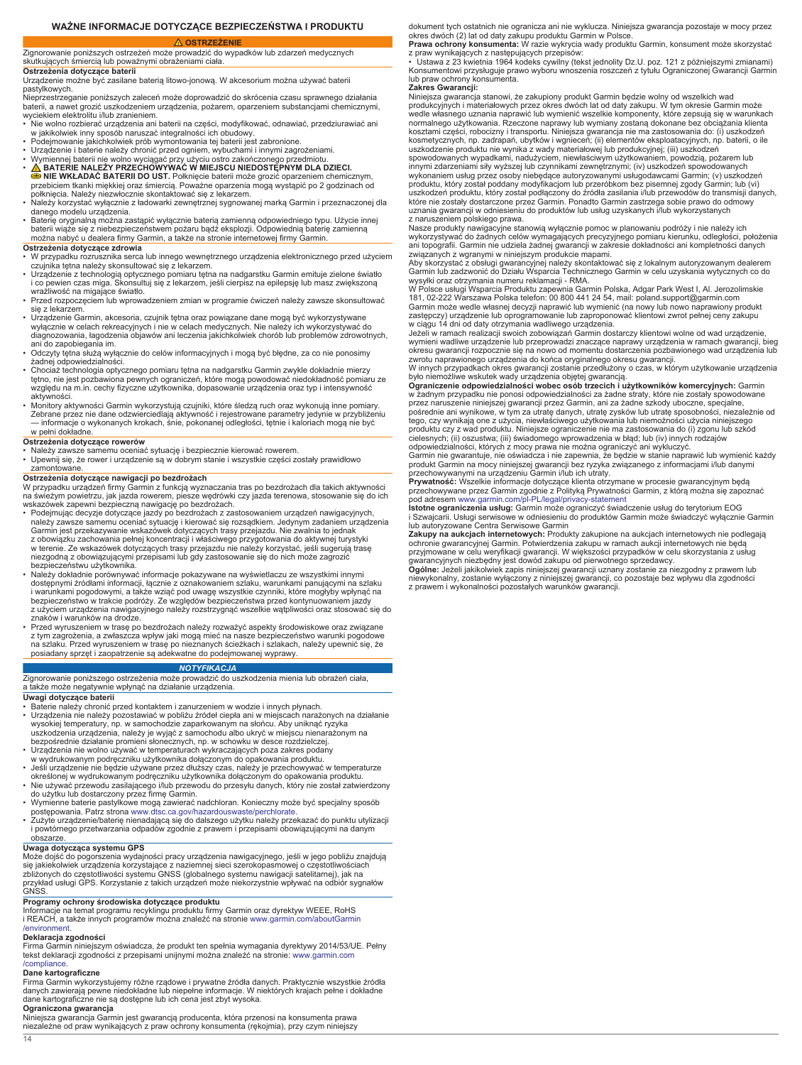# WAŻNE INFORMACJE DOTYCZĄCE BEZPIECZEŃSTWA I PRODUKTU

**⚠ OSTRZEŻENIE**

Zignorowanie poniższych ostrzeżeń może prowadzić do wypadków lub zdarzeń medycznych skutkujących śmiercią lub poważnymi obrażeniami ciała.

**Ostrzeżenia dotyczące baterii**

Urządzenie może być zasilane baterią litowo-jonową. W akcesorium można używać baterii pastylkowych.

Nieprzestrzeganie poniższych zaleceń może doprowadzić do skrócenia czasu sprawnego działania baterii, a nawet grozić uszkodzeniem urządzenia, pożarem, oparzeniem substancjami chemicznymi, wyciekiem elektrolitu i/lub zranieniem.

- Nie wolno rozbierać urządzenia ani baterii na części, modyfikować, odnawiać, przedziurawiać ani w jakikolwiek inny sposób naruszać integralności ich obudowy.
- Podejmowanie jakichkolwiek prób wymontowania tej baterii jest zabronione.
- Urządzenie i baterie należy chronić przed ogniem, wybuchami i innymi zagrożeniami.
- Wymiennej baterii nie wolno wyciągać przy użyciu ostro zakończonego przedmiotu.
- ⚠ **BATERIE NALEŻY PRZECHOWYWAĆ W MIEJSCU NIEDOSTĘPNYM DLA DZIECI.** **NIE WKŁADAĆ BATERII DO UST.** Połknięcie baterii może grozić oparzeniem chemicznym, przebiciem tkanki miękkiej oraz śmiercią. Poważne oparzenia mogą wystąpić po 2 godzinach od połknięcia. Należy niezwłocznie skontaktować się z lekarzem.
- Należy korzystać wyłącznie z ładowarki zewnętrznej sygnowanej marką Garmin i przeznaczonej dla danego modelu urządzenia.
- Baterię oryginalną można zastąpić wyłącznie baterią zamienną odpowiedniego typu. Użycie innej baterii wiąże się z niebezpieczeństwem pożaru bądź eksplozji. Odpowiednią baterię zamienną można nabyć u dealera firmy Garmin, a także na stronie internetowej firmy Garmin.

**Ostrzeżenia dotyczące zdrowia**

- W przypadku rozrusznika serca lub innego wewnętrznego urządzenia elektronicznego przed użyciem czujnika tętna należy skonsultować się z lekarzem.
- Urządzenie z technologią optycznego pomiaru tętna na nadgarstku Garmin emituje zielone światło i co pewien czas miga. Skonsultuj się z lekarzem, jeśli cierpisz na epilepsję lub masz zwiększoną wrażliwość na migające światło.
- Przed rozpoczęciem lub wprowadzeniem zmian w programie ćwiczeń należy zawsze skonsultować się z lekarzem.
- Urządzenie Garmin, akcesoria, czujnik tętna oraz powiązane dane mogą być wykorzystywane wyłącznie w celach rekreacyjnych i nie w celach medycznych. Nie należy ich wykorzystywać do diagnozowania, łagodzenia objawów ani leczenia jakichkolwiek chorób lub problemów zdrowotnych, ani do zapobiegania im.
- Odczyty tętna służą wyłącznie do celów informacyjnych i mogą być błędne, za co nie ponosimy żadnej odpowiedzialności.
- Chociaż technologia optycznego pomiaru tętna na nadgarstku Garmin zwykle dokładnie mierzy tętno, nie jest pozbawiona pewnych ograniczeń, które mogą powodować niedokładność pomiaru ze względu na m.in. cechy fizyczne użytkownika, dopasowanie urządzenia oraz typ i intensywność aktywności.
- Monitory aktywności Garmin wykorzystują czujniki, które śledzą ruch oraz wykonują inne pomiary. Zebrane przez nie dane odzwierciedlają aktywność i rejestrowane parametry jedynie w przybliżeniu — informacje o wykonanych krokach, śnie, pokonanej odległości, tętnie i kaloriach mogą nie być w pełni dokładne.

**Ostrzeżenia dotyczące rowerów**

- Należy zawsze samemu oceniać sytuację i bezpiecznie kierować rowerem.
- Upewnij się, że rower i urządzenie są w dobrym stanie i wszystkie części zostały prawidłowo zamontowane.

**Ostrzeżenia dotyczące nawigacji po bezdrożach**

W przypadku urządzeń firmy Garmin z funkcją wyznaczania tras po bezdrożach dla takich aktywności na świeżym powietrzu, jak jazda rowerem, piesze wędrówki czy jazda terenowa, stosowanie się do ich wskazówek zapewni bezpieczną nawigację po bezdrożach.

- Podejmując decyzje dotyczące jazdy po bezdrożach z zastosowaniem urządzeń nawigacyjnych, należy zawsze samemu oceniać sytuację i kierować się rozsądkiem. Jedynym zadaniem urządzenia Garmin jest przekazywanie wskazówek dotyczących trasy przejazdu. Nie zwalnia to jednak z obowiązku zachowania pełnej koncentracji i właściwego przygotowania do aktywnej turystyki w terenie. Ze wskazówek dotyczących trasy przejazdu nie należy korzystać, jeśli sugerują trasę niezgodną z obowiązującymi przepisami lub gdy zastosowanie się do nich może zagrozić bezpieczeństwu użytkownika.
- Należy dokładnie porównywać informacje pokazywane na wyświetlaczu ze wszystkimi innymi dostępnymi źródłami informacji, łącznie z oznakowaniem szlaku, warunkami panującymi na szlaku i warunkami pogodowymi, a także wziąć pod uwagę wszystkie czynniki, które mogłyby wpłynąć na bezpieczeństwo w trakcie podróży. Ze względów bezpieczeństwa przed kontynuowaniem jazdy z użyciem urządzenia nawigacyjnego należy rozstrzygnąć wszelkie wątpliwości oraz stosować się do znaków i warunków na drodze.
- Przed wyruszeniem w trasę po bezdrożach należy rozważyć aspekty środowiskowe oraz związane z tym zagrożenia, a zwłaszcza wpływ jaki mogą mieć na nasze bezpieczeństwo warunki pogodowe na szlaku. Przed wyruszeniem w trasę po nieznanych ścieżkach i szlakach, należy upewnić się, że posiadany sprzęt i zaopatrzenie są adekwatne do podejmowanej wyprawy.

***NOTYFIKACJA***

Zignorowanie poniższego ostrzeżenia może prowadzić do uszkodzenia mienia lub obrażeń ciała, a także może negatywnie wpłynąć na działanie urządzenia.

**Uwagi dotyczące baterii**

- Baterie należy chronić przed kontaktem i zanurzeniem w wodzie i innych płynach.
- Urządzenia nie należy pozostawiać w pobliżu źródeł ciepła ani w miejscach narażonych na działanie wysokiej temperatury, np. w samochodzie zaparkowanym na słońcu. Aby uniknąć ryzyka uszkodzenia urządzenia, należy je wyjąć z samochodu albo ukryć w miejscu nienarażonym na bezpośrednie działanie promieni słonecznych, np. w schowku w desce rozdzielczej.
- Urządzenia nie wolno używać w temperaturach wykraczających poza zakres podany w wydrukowanym podręczniku użytkownika dołączonym do opakowania produktu.
- Jeśli urządzenie nie będzie używane przez dłuższy czas, należy je przechowywać w temperaturze określonej w wydrukowanym podręczniku użytkownika dołączonym do opakowania produktu.
- Nie używać przewodu zasilającego i/lub przewodu do przesyłu danych, który nie został zatwierdzony do użytku lub dostarczony przez firmę Garmin.
- Wymienne baterie pastylkowe mogą zawierać nadchloran. Konieczny może być specjalny sposób postępowania. Patrz strona www.dtsc.ca.gov/hazardouswaste/perchlorate.
- Zużyte urządzenie/baterię nienadającą się do dalszego użytku należy przekazać do punktu utylizacji i powtórnego przetwarzania odpadów zgodnie z prawem i przepisami obowiązującymi na danym obszarze.

**Uwaga dotycząca systemu GPS**

Może dojść do pogorszenia wydajności pracy urządzenia nawigacyjnego, jeśli w jego pobliżu znajdują się jakiekolwiek urządzenia korzystające z naziemnej sieci szerokopasmowej o częstotliwościach zbliżonych do częstotliwości systemu GNSS (globalnego systemu nawigacji satelitarnej), jak na przykład usługi GPS. Korzystanie z takich urządzeń może niekorzystnie wpływać na odbiór sygnałów GNSS.

**Programy ochrony środowiska dotyczące produktu**

Informacje na temat programu recyklingu produktu firmy Garmin oraz dyrektyw WEEE, RoHS i REACH, a także innych programów można znaleźć na stronie www.garmin.com/aboutGarmin/environment.

**Deklaracja zgodności**

Firma Garmin niniejszym oświadcza, że produkt ten spełnia wymagania dyrektywy 2014/53/UE. Pełny tekst deklaracji zgodności z przepisami unijnymi można znaleźć na stronie: www.garmin.com/compliance.

**Dane kartograficzne**

Firma Garmin wykorzystujemy różne rządowe i prywatne źródła danych. Praktycznie wszystkie źródła danych zawierają pewne niedokładne lub niepełne informacje. W niektórych krajach pełne i dokładne dane kartograficzne nie są dostępne lub ich cena jest zbyt wysoka.

**Ograniczona gwarancja**

Niniejsza gwarancja Garmin jest gwarancją producenta, która przenosi na konsumenta prawa niezależne od praw wynikających z praw ochrony konsumenta (rękojmia), przy czym niniejszy dokument tych ostatnich nie ogranicza ani nie wyklucza. Niniejsza gwarancja pozostaje w mocy przez okres dwóch (2) lat od daty zakupu produktu Garmin w Polsce.

**Prawa ochrony konsumenta:** W razie wykrycia wady produktu Garmin, konsument może skorzystać z praw wynikających z następujących przepisów:

- Ustawa z 23 kwietnia 1964 kodeks cywilny (tekst jednolity Dz.U. poz. 121 z późniejszymi zmianami)

Konsumentowi przysługuje prawo wyboru wnoszenia roszczeń z tytułu Ograniczonej Gwarancji Garmin lub praw ochrony konsumenta.

**Zakres Gwarancji:**

Niniejsza gwarancja stanowi, że zakupiony produkt Garmin będzie wolny od wszelkich wad produkcyjnych i materiałowych przez okres dwóch lat od daty zakupu. W tym okresie Garmin może wedle własnego uznania naprawić lub wymienić wszelkie komponenty, które zepsują się w warunkach normalnego użytkowania. Rzeczone naprawy lub wymiany zostaną dokonane bez obciążania klienta kosztami części, robocizny i transportu. Niniejsza gwarancja nie ma zastosowania do: (i) uszkodzeń kosmetycznych, np. zadrapań, ubytków i wgnieceń; (ii) elementów eksploatacyjnych, np. baterii, o ile uszkodzenie produktu nie wynika z wady materiałowej lub produkcyjnej; (iii) uszkodzeń spowodowanych wypadkami, nadużyciem, niewłaściwym użytkowaniem, powodzią, pożarem lub innymi zdarzeniami siły wyższej lub czynnikami zewnętrznymi; (iv) uszkodzeń spowodowanych wykonaniem usług przez osoby niebędące autoryzowanymi usługodawcami Garmin; (v) uszkodzeń produktu, który został poddany modyfikacjom lub przeróbkom bez pisemnej zgody Garmin; lub (vi) uszkodzeń produktu, który został podłączony do źródła zasilania i/lub przewodów do transmisji danych, które nie zostały dostarczone przez Garmin. Ponadto Garmin zastrzega sobie prawo do odmowy uznania gwarancji w odniesieniu do produktów lub usług uzyskanych i/lub wykorzystanych z naruszeniem polskiego prawa.

Nasze produkty nawigacyjne stanowią wyłącznie pomoc w planowaniu podróży i nie należy ich wykorzystywać do żadnych celów wymagających precyzyjnego pomiaru kierunku, odległości, położenia ani topografii. Garmin nie udziela żadnej gwarancji w zakresie dokładności ani kompletności danych związanych z wgranymi w niniejszym produkcie mapami.

Aby skorzystać z obsługi gwarancyjnej należy skontaktować się z lokalnym autoryzowanym dealerem Garmin lub zadzwonić do Działu Wsparcia Technicznego Garmin w celu uzyskania wytycznych co do wysyłki oraz otrzymania numeru reklamacji - RMA.

W Polsce usługi Wsparcia Produktu zapewnia Garmin Polska, Adgar Park West I, Al. Jerozolimskie 181, 02-222 Warszawa Polska telefon: 00 800 441 24 54, mail: poland.support@garmin.com

Garmin może wedle własnej decyzji naprawić lub wymienić (na nowy lub nowo naprawiony produkt zastępczy) urządzenie lub oprogramowanie lub zaproponować klientowi zwrot pełnej ceny zakupu w ciągu 14 dni od daty otrzymania wadliwego urządzenia.

Jeżeli w ramach realizacji swoich zobowiązań Garmin dostarczy klientowi wolne od wad urządzenie, wymieni wadliwe urządzenie lub przeprowadzi znaczące naprawy urządzenia w ramach gwarancji, bieg okresu gwarancji rozpocznie się na nowo od momentu dostarczenia pozbawionego wad urządzenia lub zwrotu naprawionego urządzenia do końca oryginalnego okresu gwarancji.

W innych przypadkach okres gwarancji zostanie przedłużony o czas, w którym użytkowanie urządzenia było niemożliwe wskutek wady urządzenia objętej gwarancją.

**Ograniczenie odpowiedzialności wobec osób trzecich i użytkowników komercyjnych:** Garmin w żadnym przypadku nie ponosi odpowiedzialności za żadne straty, które nie zostały spowodowane przez naruszenie niniejszej gwarancji przez Garmin, ani za żadne szkody uboczne, specjalne, pośrednie ani wynikowe, w tym za utratę danych, utratę zysków lub utratę sposobności, niezależnie od tego, czy wynikają one z użycia, niewłaściwego użytkowania lub niemożności użycia niniejszego produktu czy z wad produktu. Niniejsze ograniczenie nie ma zastosowania do (i) zgonu lub szkód cielesnych; (ii) oszustwa; (iii) świadomego wprowadzenia w błąd; lub (iv) innych rodzajów odpowiedzialności, których z mocy prawa nie można ograniczyć ani wykluczyć.

Garmin nie gwarantuje, nie oświadcza i nie zapewnia, że będzie w stanie naprawić lub wymienić każdy produkt Garmin na mocy niniejszej gwarancji bez ryzyka związanego z informacjami i/lub danymi przechowywanymi na urządzeniu Garmin i/lub ich utraty.

**Prywatność:** Wszelkie informacje dotyczące klienta otrzymane w procesie gwarancyjnym będą przechowywane przez Garmin zgodnie z Polityką Prywatności Garmin, z którą można się zapoznać pod adresem www.garmin.com/pl-PL/legal/privacy-statement

**Istotne ograniczenia usług:** Garmin może ograniczyć świadczenie usług do terytorium EOG i Szwajcarii. Usługi serwisowe w odniesieniu do produktów Garmin może świadczyć wyłącznie Garmin lub autoryzowane Centra Serwisowe Garmin

**Zakupy na aukcjach internetowych:** Produkty zakupione na aukcjach internetowych nie podlegają ochronie gwarancyjnej Garmin. Potwierdzenia zakupu w ramach aukcji internetowych nie będą przyjmowane w celu weryfikacji gwarancji. W większości przypadków w celu skorzystania z usług gwarancyjnych niezbędny jest dowód zakupu od pierwotnego sprzedawcy.

**Ogólne:** Jeżeli jakikolwiek zapis niniejszej gwarancji uznany zostanie za niezgodny z prawem lub niewykonalny, zostanie wyłączony z niniejszej gwarancji, co pozostaje bez wpływu dla zgodności z prawem i wykonalności pozostałych warunków gwarancji.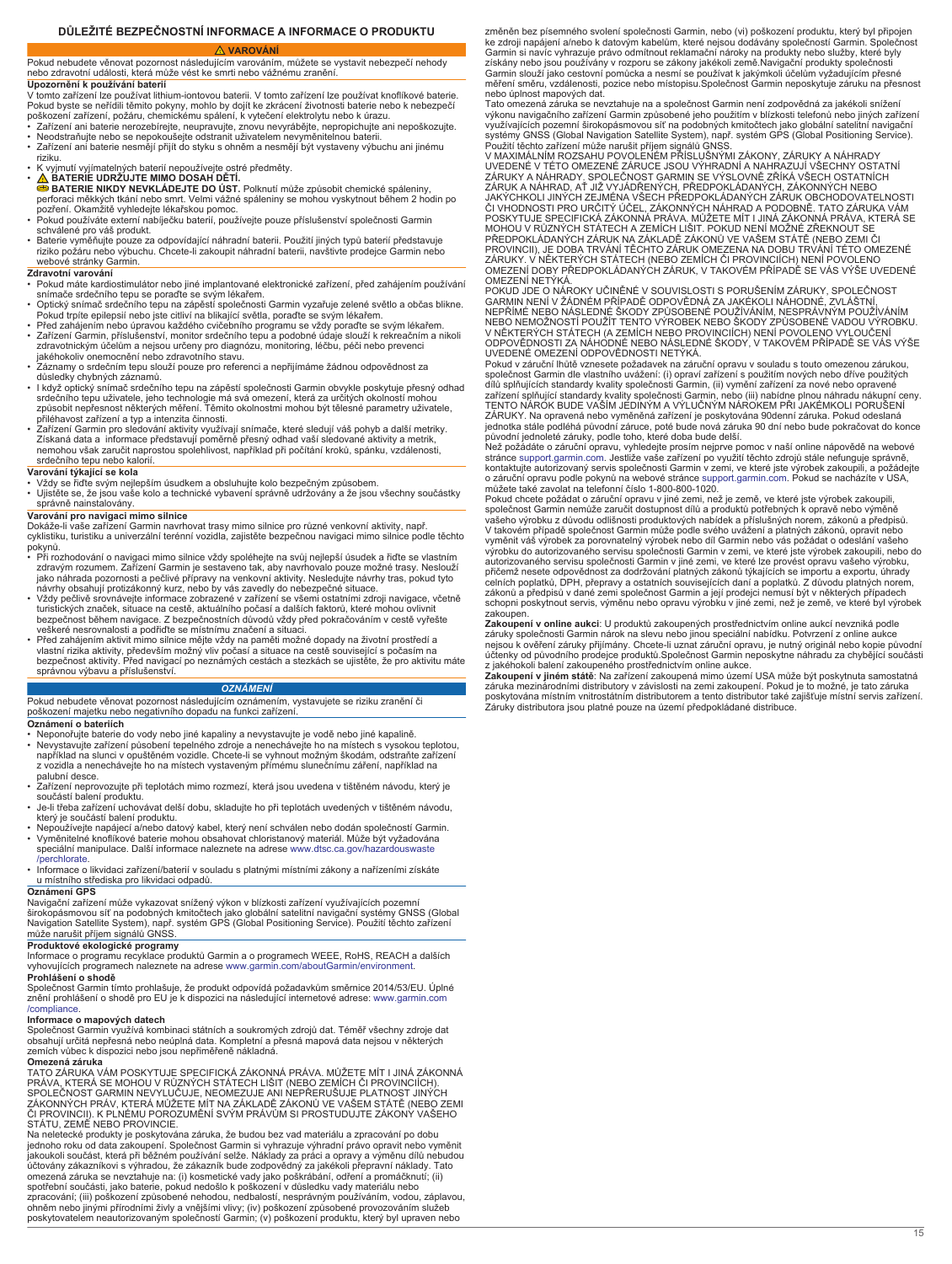# DŮLEŽITÉ BEZPEČNOSTNÍ INFORMACE A INFORMACE O PRODUKTU

## ⚠ VAROVÁNÍ

Pokud nebudete věnovat pozornost následujícím varováním, můžete se vystavit nebezpečí nehody nebo zdravotní události, která může vést ke smrti nebo vážnému zranění.

**Upozornění k používání baterií**

V tomto zařízení lze používat lithium-iontovou baterii. V tomto zařízení lze používat knoflíkové baterie. Pokud byste se neřídili těmito pokyny, mohlo by dojít ke zkrácení životnosti baterie nebo k nebezpečí poškození zařízení, požáru, chemickému spálení, k vytečení elektrolytu nebo k úrazu.

- Zařízení ani baterie nerozebírejte, neupravujte, znovu nevyrábějte, nepropichujte ani nepoškozujte.
- Neodstraňujte nebo se nepokoušejte odstranit uživatelem nevyměnitelnou baterii.
- Zařízení ani baterie nesmějí přijít do styku s ohněm a nesmějí být vystaveny výbuchu ani jinému riziku.
- K vyjmutí vyjímatelných baterií nepoužívejte ostré předměty.
- ⚠ **BATERIE UDRŽUJTE MIMO DOSAH DĚTÍ.**
  **BATERIE NIKDY NEVKLÁDEJTE DO ÚST.** Polknutí může způsobit chemické spáleniny, perforaci měkkých tkání nebo smrt. Velmi vážné spáleniny se mohou vyskytnout během 2 hodin po požití. Okamžitě vyhledejte lékařskou pomoc.
- Pokud používáte externí nabíječku baterií, používejte pouze příslušenství společnosti Garmin schválené pro váš produkt.
- Baterie vyměňujte pouze za odpovídající náhradní baterii. Použití jiných typů baterií představuje riziko požáru nebo výbuchu. Chcete-li zakoupit náhradní baterii, navštivte prodejce Garmin nebo webové stránky Garmin.

**Zdravotní varování**

- Pokud máte kardiostimulátor nebo jiné implantované elektronické zařízení, před zahájením používání snímače srdečního tepu se poraďte se svým lékařem.
- Optický snímač srdečního tepu na zápěstí společnosti Garmin vyzařuje zelené světlo a občas bliká. Pokud trpíte epilepsií nebo jste citliví na blikající světla, poraďte se svým lékařem.
- Před zahájením nebo úpravou každého cvičebního programu se vždy poraďte se svým lékařem.
- Zařízení Garmin, příslušenství, monitor srdečního tepu a podobné údaje slouží k rekreačním a nikoli zdravotnickým účelům a nejsou určeny pro diagnózu, monitoring, léčbu, péči nebo prevenci jakéhokoliv onemocnění nebo zdravotního stavu.
- Záznamy o srdečním tepu slouží pouze pro referenci a nepřijímáme žádnou odpovědnost za důsledky chybných záznamů.
- I když optický snímač srdečního tepu na zápěstí společnosti Garmin obvykle poskytuje přesný odhad srdečního tepu uživatele, jeho technologie má svá omezení, která za určitých okolností mohou způsobit nepřesnost některých měření. Těmito okolnostmi mohou být tělesné parametry uživatele, přiléhavost zařízení a typ a intenzita činnosti.
- Zařízení Garmin pro sledování aktivity využívají snímače, které sledují váš pohyb a další metriky. Získaná data a informace představují poměrně přesný odhad vaší sledované aktivity a metrik, nemohou však zaručit naprostou spolehlivost, například při počítání kroků, spánku, vzdálenosti, srdečního tepu nebo kalorií.

**Varování týkající se kola**

- Vždy se řiďte svým nejlepším úsudkem a obsluhujte kolo bezpečným způsobem.
- Ujistěte se, že jsou vaše kolo a technické vybavení správně udržovány a že jsou všechny součástky správně nainstalovány.

**Varování pro navigaci mimo silnice**

Dokáže-li vaše zařízení Garmin navrhovat trasy mimo silnice pro různé venkovní aktivity, např. cyklistiku, turistiku a univerzální terénní vozidla, zajistěte bezpečnou navigaci mimo silnice podle těchto pokynů.

- Při rozhodování o navigaci mimo silnice vždy spoléhejte na svůj nejlepší úsudek a řiďte se vlastním zdravým rozumem. Zařízení Garmin je sestaveno tak, aby navrhovalo pouze možné trasy. Neslouží jako náhrada pozornosti a pečlivé přípravy na venkovní aktivity. Nesledujte návrhy tras, pokud tyto návrhy obsahují protizákonný kurz, nebo by vás zavedly do nebezpečné situace.
- Vždy pečlivě srovnávejte informace zobrazené v zařízení se všemi ostatními zdroji navigace, včetně turistických značek, situace na cestě, aktuálního počasí a dalších faktorů, které mohou ovlivnit bezpečnost během navigace. Z bezpečnostních důvodů vždy před pokračováním v cestě vyřešte veškeré nesrovnalosti a podřiďte se místnímu značení a situaci.
- Před zahájením aktivit mimo silnice mějte vždy na paměti možné dopady na životní prostředí a vlastní rizika aktivity, především možný vliv počasí a situace na cestě související s počasím na bezpečnost aktivity. Před navigací po neznámých cestách a stezkách se ujistěte, že pro aktivitu máte správnou výbavu a příslušenství.

## *OZNÁMENÍ*

Pokud nebudete věnovat pozornost následujícím oznámením, vystavujete se riziku zranění či poškození majetku nebo negativního dopadu na funkci zařízení.

**Oznámení o bateriích**

- Neponořujte baterie do vody nebo jiné kapaliny a nevystavujte je vodě nebo jiné kapalině.
- Nevystavujte zařízení působení tepelného zdroje a nenechávejte ho na místech s vysokou teplotou, například na slunci v opuštěném vozidle. Chcete-li se vyhnout možným škodám, odstraňte zařízení z vozidla a nenechávejte ho na místech vystaveným přímému slunečnímu záření, například na palubní desce.
- Zařízení neprovozujte při teplotách mimo rozmezí, která jsou uvedena v tištěném návodu, který je součástí balení produktu.
- Je-li třeba zařízení uchovávat delší dobu, skladujte ho při teplotách uvedených v tištěném návodu, který je součástí balení produktu.
- Nepoužívejte napájecí a/nebo datový kabel, který není schválen nebo dodán společností Garmin.
- Vyměnitelné knoflíkové baterie mohou obsahovat chloristanový materiál. Může být vyžadována speciální manipulace. Další informace naleznete na adrese www.dtsc.ca.gov/hazardouswaste/perchlorate.
- Informace o likvidaci zařízení/baterií v souladu s platnými místními zákony a nařízeními získáte u místního střediska pro likvidaci odpadů.

**Oznámení GPS**

Navigační zařízení může vykazovat snížený výkon v blízkosti zařízení využívajících pozemní širokopásmovou síť na podobných kmitočtech jako globální satelitní navigační systémy GNSS (Global Navigation Satellite System), např. systém GPS (Global Positioning Service). Použití těchto zařízení může narušit příjem signálů GNSS.

**Produktové ekologické programy**

Informace o programu recyklace produktů Garmin a o programech WEEE, RoHS, REACH a dalších vyhovujících programech naleznete na adrese www.garmin.com/aboutGarmin/environment.

**Prohlášení o shodě**

Společnost Garmin tímto prohlašuje, že produkt odpovídá požadavkům směrnice 2014/53/EU. Úplné znění prohlášení o shodě pro EU je k dispozici na následující internetové adrese: www.garmin.com/compliance.

**Informace o mapových datech**

Společnost Garmin využívá kombinaci státních a soukromých zdrojů dat. Téměř všechny zdroje dat obsahují určitá nepřesná nebo neúplná data. Kompletní a přesná mapová data nejsou v některých zemích vůbec k dispozici nebo jsou nepřiměřeně nákladná.

**Omezená záruka**

TATO ZÁRUKA VÁM POSKYTUJE SPECIFICKÁ ZÁKONNÁ PRÁVA. MŮŽETE MÍT I JINÁ ZÁKONNÁ PRÁVA, KTERÁ SE MOHOU V RŮZNÝCH STÁTECH LIŠIT (NEBO ZEMÍCH ČI PROVINCIÍCH). SPOLEČNOST GARMIN NEVYLUČUJE, NEOMEZUJE ANI NEPŘERUŠUJE PLATNOST JINÝCH ZÁKONNÝCH PRÁV, KTERÁ MŮŽETE MÍT NA ZÁKLADĚ ZÁKONŮ VE VAŠEM STÁTĚ (NEBO ZEMI ČI PROVINCII). K PLNÉMU POROZUMĚNÍ SVÝM PRÁVŮM SI PROSTUDUJTE ZÁKONY VAŠEHO STÁTU, ZEMĚ NEBO PROVINCIE.

Na neletecké produkty je poskytována záruka, že budou bez vad materiálu a zpracování po dobu jednoho roku od data zakoupení. Společnost Garmin si vyhrazuje výhradní právo opravit nebo vyměnit jakoukoli součást, která při běžném používání selže. Náklady za práci a opravy a výměnu dílů nebudou účtovány zákazníkovi s výhradou, že zákazník bude zodpovědný za jakékoli přepravní náklady. Tato omezená záruka se nevztahuje na: (i) kosmetické vady jako poškrábání, odření a promáčknutí; (ii) spotřební součásti, jako baterie, pokud nedošlo k poškození v důsledku vady materiálu nebo zpracování; (iii) poškození způsobené nehodou, nedbalostí, nesprávným používáním, vodou, záplavou, ohněm nebo jinými přírodními živly a vnějšími vlivy; (iv) poškození způsobené provozováním služeb poskytovatelem neautorizovaným společností Garmin; (v) poškození produktu, který byl upraven nebo změněn bez písemného svolení společnosti Garmin, nebo (vi) poškození produktu, který byl připojen ke zdroji napájení a/nebo k datovým kabelům, které nejsou dodávány společností Garmin. Společnost Garmin si navíc vyhrazuje právo odmítnout reklamační nároky na produkty nebo služby, které byly získány nebo jsou používány v rozporu se zákony jakékoli země.Navigační produkty společnosti Garmin slouží jako cestovní pomůcka a nesmí se používat k jakýmkoli účelům vyžadujícím přesné měření směru, vzdálenosti, pozice nebo místopisu.Společnost Garmin neposkytuje záruku na přesnost nebo úplnost mapových dat.

Tato omezená záruka se nevztahuje na a společnost Garmin není zodpovědná za jakékoli snížení výkonu navigačního zařízení Garmin způsobené jeho použitím v blízkosti telefonů nebo jiných zařízení využívajících pozemní širokopásmovou síť na podobných kmitočtech jako globální satelitní navigační systémy GNSS (Global Navigation Satellite System), např. systém GPS (Global Positioning Service). Použití těchto zařízení může narušit příjem signálů GNSS.

V MAXIMÁLNÍM ROZSAHU POVOLENÉM PŘÍSLUŠNÝMI ZÁKONY, ZÁRUKY A NÁHRADY UVEDENÉ V TÉTO OMEZENÉ ZÁRUCE JSOU VÝHRADNÍ A NAHRAZUJÍ VŠECHNY OSTATNÍ ZÁRUKY A NÁHRADY. SPOLEČNOST GARMIN SE VÝSLOVNĚ ZŘÍKÁ VŠECH OSTATNÍCH ZÁRUK A NÁHRAD, AŤ JIŽ VYJÁDŘENÝCH, PŘEDPOKLÁDANÝCH, ZÁKONNÝCH NEBO JAKÝCHKOLI JINÝCH ZEJMÉNA VŠECH PŘEDPOKLÁDANÝCH ZÁRUK OBCHODOVATELNOSTI ČI VHODNOSTI PRO URČITÝ ÚČEL, ZÁKONNÝCH NÁHRAD A PODOBNĚ. TATO ZÁRUKA VÁM POSKYTUJE SPECIFICKÁ ZÁKONNÁ PRÁVA. MŮŽETE MÍT I JINÁ ZÁKONNÁ PRÁVA, KTERÁ SE MOHOU V RŮZNÝCH STÁTECH A ZEMÍCH LIŠIT. POKUD NENÍ MOŽNÉ ZŘEKNOUT SE PŘEDPOKLÁDANÝCH ZÁRUK NA ZÁKLADĚ ZÁKONŮ VE VAŠEM STÁTĚ (NEBO ZEMI ČI PROVINCII), JE DOBA TRVÁNÍ TĚCHTO ZÁRUK OMEZENA NA DOBU TRVÁNÍ TÉTO OMEZENÉ ZÁRUKY. V NĚKTERÝCH STÁTECH (NEBO ZEMÍCH ČI PROVINCIÍCH) NENÍ POVOLENO OMEZENÍ DOBY PŘEDPOKLÁDANÝCH ZÁRUK, V TAKOVÉM PŘÍPADĚ SE VÁS VÝŠE UVEDENÉ OMEZENÍ NETÝKÁ.

POKUD JDE O NÁROKY UČINĚNÉ V SOUVISLOSTI S PORUŠENÍM ZÁRUKY, SPOLEČNOST GARMIN NENÍ V ŽÁDNÉM PŘÍPADĚ ODPOVĚDNÁ ZA JAKÉKOLI NÁHODNÉ, ZVLÁŠTNÍ, NEPŘÍMÉ NEBO NÁSLEDNÉ ŠKODY ZPŮSOBENÉ POUŽÍVÁNÍM, NESPRÁVNÝM POUŽÍVÁNÍM NEBO NEMOŽNOSTÍ POUŽÍT TENTO VÝROBEK NEBO ŠKODY ZPŮSOBENÉ VADOU VÝROBKU. V NĚKTERÝCH STÁTECH (A ZEMÍCH NEBO PROVINCIÍCH) NENÍ POVOLENO VYLOUČENÍ ODPOVĚDNOSTI ZA NÁHODNÉ NEBO NÁSLEDNÉ ŠKODY, V TAKOVÉM PŘÍPADĚ SE VÁS VÝŠE UVEDENÉ OMEZENÍ ODPOVĚDNOSTI NETÝKÁ.

Pokud v záruční lhůtě vznesete požadavek na záruční opravu v souladu s touto omezenou zárukou, společnost Garmin dle vlastního uvážení: (i) opraví zařízení s použitím nových nebo dříve použitých dílů splňujících standardy kvality společnosti Garmin, (ii) vymění zařízení za nové nebo opravené zařízení splňující standardy kvality společnosti Garmin, nebo (iii) nabídne plnou náhradu nákupní ceny. TENTO NÁROK BUDE VAŠÍM JEDINÝM A VÝLUČNÝM NÁROKEM PŘI JAKÉMKOLI PORUŠENÍ ZÁRUKY. Na opravená nebo vyměněná zařízení je poskytována 90denní záruka. Pokud odeslaná jednotka stále podléhá původní záruce, poté bude nová záruka 90 dní nebo bude pokračovat do konce původní jednoleté záruky, podle toho, které doba bude delší.

Než požádáte o záruční opravu, vyhledejte prosím nejprve pomoc v naší online nápovědě na webové stránce support.garmin.com. Jestliže vaše zařízení po využití těchto zdrojů stále nefunguje správně, kontaktujte autorizovaný servis společnosti Garmin v zemi, ve které jste výrobek zakoupili, a požádejte o záruční opravu podle pokynů na webové stránce support.garmin.com. Pokud se nacházíte v USA, můžete také zavolat na telefonní číslo 1-800-800-1020.

Pokud chcete požádat o záruční opravu v jiné zemi, než je země, ve které jste výrobek zakoupili, společnost Garmin nemůže zaručit dostupnost dílů a produktů potřebných k opravě nebo výměně vašeho výrobku z důvodu odlišnosti produktových nabídek a příslušných norem, zákonů a předpisů. V takovém případě společnost Garmin může podle svého uvážení a platných zákonů, opravit nebo vyměnit váš výrobek za porovnatelný výrobek nebo díl Garmin nebo vás požádat o odeslání vašeho výrobku do autorizovaného servisu společnosti Garmin v zemi, ve které jste výrobek zakoupili, nebo do autorizovaného servisu společnosti Garmin v jiné zemi, ve které lze provést opravu vašeho výrobku, přičemž nesete odpovědnost za dodržování platných zákonů týkajících se importu a exportu, úhrady celních poplatků, DPH, přepravy a ostatních souvisejících daní a poplatků. Z důvodu platných norem, zákonů a předpisů v dané zemi společnost Garmin a její prodejci nemusí být v některých případech schopni poskytnout servis, výměnu nebo opravu výrobku v jiné zemi, než je země, ve které byl výrobek zakoupen.

**Zakoupení v online aukci**: U produktů zakoupených prostřednictvím online aukcí nevzniká podle záruky společnosti Garmin nárok na slevu nebo jinou speciální nabídku. Potvrzení z online aukce nejsou k ověření záruky přijímány. Chcete-li uznat záruční opravu, je nutný originál nebo kopie původní účtenky od původního prodejce produktů.Společnost Garmin neposkytne náhradu za chybějící součásti z jakéhokoli balení zakoupeného prostřednictvím online aukce.

**Zakoupení v jiném státě**: Na zařízení zakoupená mimo území USA může být poskytnuta samostatná záruka mezinárodními distributory v závislosti na zemi zakoupení. Pokud je to možné, je tato záruka poskytována místním vnitrostátním distributorem a tento distributor také zajišťuje místní servis zařízení. Záruky distributora jsou platné pouze na území předpokládané distribuce.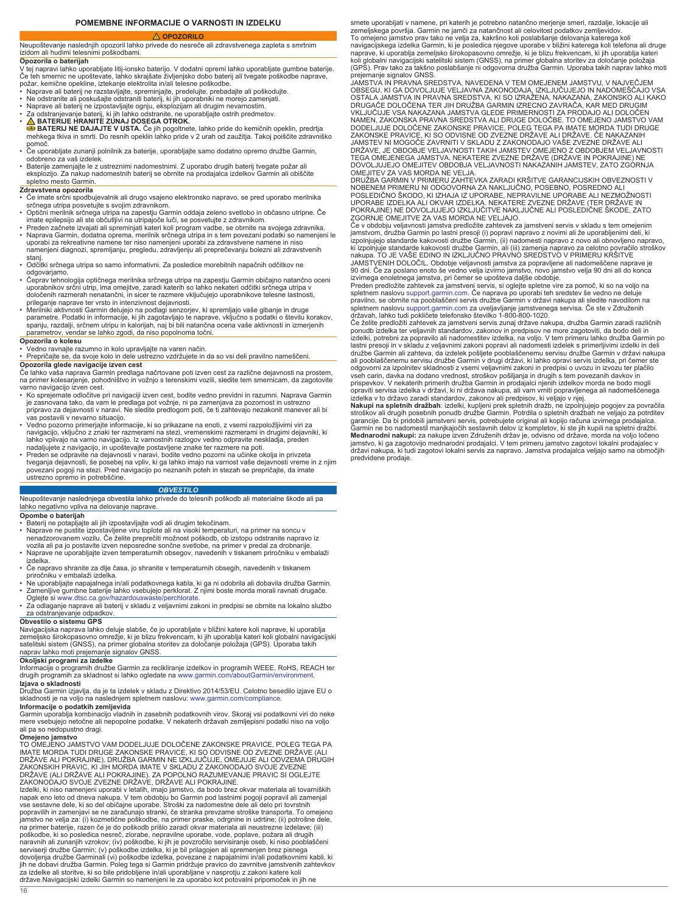# POMEMBNE INFORMACIJE O VARNOSTI IN IZDELKU

## ⚠ OPOZORILO

Neupoštevanje naslednjih opozoril lahko privede do nesreče ali zdravstvenega zapleta s smrtnim izidom ali hudimi telesnimi poškodbami.

### Opozorila o baterijah

V tej napravi lahko uporabljate litij-ionsko baterijo. V dodatni opremi lahko uporabljate gumbne baterije. Če teh smernic ne upoštevate, lahko skrajšate življenjsko dobo baterij ali tvegate poškodbe naprave, požar, kemične opekline, iztekanje elektrolita in/ali telesne poškodbe.

- Naprave ali baterij ne razstavljajte, spreminjajte, predelujte, prebadajte ali poškodujte.
- Ne odstranite ali poskušajte odstraniti baterij, ki jih uporabniki ne morejo zamenjati.
- Naprave ali baterij ne izpostavljajte ognju, eksplozijam ali drugim nevarnostim.
- Za odstranjevanje baterij, ki jih lahko odstranite, ne uporabljajte ostrih predmetov.
- ⚠ **BATERIJE HRANITE ZUNAJ DOSEGA OTROK.**
  **BATERIJ NE DAJAJTE V USTA.** Če jih pogoltnete, lahko pride do kemičnih opeklin, predrtja mehkega tkiva in smrti. Do resnih opeklin lahko pride v 2 urah od zaužitja. Takoj poiščite zdravniško pomoč.
- Če uporabljate zunanji polnilnik za baterije, uporabljajte samo dodatno opremo družbe Garmin, odobreno za vaš izdelek.
- Baterije zamenjajte le z ustreznimi nadomestnimi. Z uporabo drugih baterij tvegate požar ali eksplozijo. Za nakup nadomestnih baterij se obrnite na prodajalca izdelkov Garmin ali obiščite spletno mesto Garmin.

### Zdravstvena opozorila

- Če imate srčni spodbujevalnik ali drugo vsajeno elektronsko napravo, se pred uporabo merilnika srčnega utripa posvetujte s svojim zdravnikom.
- Optični merilnik srčnega utripa na zapestju Garmin oddaja zeleno svetlobo in občasno utripne. Če imate epilepsijo ali ste občutljivi na utripajoče luči, se posvetujte z zdravnikom.
- Preden začnete izvajati ali spreminjati kateri koli program vadbe, se obrnite na svojega zdravnika.
- Naprava Garmin, dodatna oprema, merilnik srčnega utripa in s tem povezani podatki so namenjeni le uporabi za rekreativne namene ter niso namenjeni uporabi za zdravstvene namene in niso namenjeni diagnozi, spremljanju, pregledu, zdravljenju ali preprečevanju bolezni ali zdravstvenih stanj.
- Odčitki srčnega utripa so samo informativni. Za posledice morebitnih napačnih odčitkov ne odgovarjamo.
- Čeprav tehnologija optičnega merilnika srčnega utripa na zapestju Garmin običajno natančno oceni uporabnikov srčni utrip, ima omejitve, zaradi katerih so lahko nekateri odčitki srčnega utripa v določenih razmerah nenatančni, in sicer te razmere vključujejo uporabnikove telesne lastnosti, prileganje naprave ter vrsto in intenzivnost dejavnosti.
- Merilniki aktivnosti Garmin delujejo na podlagi senzorjev, ki spremljajo vaše gibanje in druge parametre. Podatki in informacije, ki jih zagotavljajo te naprave, vključno s podatki o številu korakov, spanju, razdalji, srčnem utripu in kalorijah, naj bi bili natančna ocena vaše aktivnosti in izmerjenih parametrov, vendar se lahko zgodi, da niso popolnoma točni.

### Opozorila o kolesu

- Vedno ravnajte razumno in kolo upravljajte na varen način.
- Prepričajte se, da svoje kolo in dele ustrezno vzdržujete in da so vsi deli pravilno nameščeni.

### Opozorila glede navigacije izven cest

Če lahko vaša naprava Garmin predlaga načrtovane poti izven cest za različne dejavnosti na prostem, na primer kolesarjenje, pohodništvo in vožnjo s terenskimi vozili, sledite tem smernicam, da zagotovite varno navigacijo izven cest.

- Ko sprejemate odločitve pri navigaciji izven cest, bodite vedno previdni in razumni. Naprava Garmin je zasnovana tako, da vam le predlaga pot vožnje, ni pa zamenjava za pozornost in ustrezno pripravo za dejavnosti v naravi. Ne sledite predlogom poti, če ti zahtevajo nezakonit manever ali bi vas postavili v nevarno situacijo.
- Vedno pozorno pregledujte informacije, ki so prikazane na enoti, z vsemi razpoložljivimi viri za navigacijo, vključno z znaki ter razmerami na stezi, vremenskimi razmerami in drugimi dejavniki, ki lahko vplivajo na varno navigacijo. Iz varnostnih razlogov vedno odpravite neskladja, preden nadaljujete z navigacijo, in upoštevajte postavljene znake ter razmere na poti.
- Preden se odpravite na dejavnosti v naravi, bodite vedno pozorni na učinke okolja in prizveta tveganja dejavnosti, še posebej na vpliv, ki ga lahko imajo na varnost vaše dejavnosti vreme in z njim povezani pogoji na stezi. Pred navigacijo po neznanih poteh in stezah se prepričajte, da imate ustrezno opremo in potrebščine.

## OBVESTILO

Neupoštevanje naslednjega obvestila lahko privede do telesnih poškodb ali materialne škode ali pa lahko negativno vpliva na delovanje naprave.

### Opombe o baterijah

- Baterij ne potapljajte ali jih izpostavljajte vodi ali drugim tekočinam.
- Naprave ne pustite izpostavljene viru toplote ali na visoki temperaturi, na primer na soncu v nenadzorovanem vozilu. Če želite preprečiti možnost poškodb, ob izstopu odstranite napravo iz vozila ali pa jo postavite izven neposredne sončne svetlobe, na primer v predal za drobnarije.
- Naprave ne uporabljajte izven temperaturnih obsegov, navedenih v tiskanem priročniku v embalaži izdelka.
- Če napravo shranite za dlje časa, jo shranite v temperaturnih obsegih, navedenih v tiskanem priročniku v embalaži izdelka.
- Ne uporabljajte napajalnega in/ali podatkovnega kabla, ki ga ni odobrila ali dobavila družba Garmin.
- Zamenljive gumbne baterije lahko vsebujejo perklorat. Z njimi bo morda treba ravnati drugače. Oglejte si www.dtsc.ca.gov/hazardouswaste/perchlorate.
- Za odlaganje naprave ali baterij v skladu z veljavnimi zakoni in predpisi se obrnite na lokalno službo za odstranjevanje odpadkov.

### Obvestilo o sistemu GPS

Navigacijska naprava lahko deluje slabše, če jo uporabljate v bližini katere koli naprave, ki uporablja zemeljsko širokopasovno omrežje, ki je blizu frekvencam, ki jih uporablja kateri koli globalni navigacijski satelitski sistem (GNSS), na primer globalna storitev za določanje položaja (GPS). Uporaba takih naprav lahko moti prejemanje signalov GNSS.

### Okoljski programi za izdelke

Informacije o programih družbe Garmin za recikliranje izdelkov in programih WEEE, RoHS, REACH ter drugih programih za skladnost si lahko ogledate na www.garmin.com/aboutGarmin/environment.

### Izjava o skladnosti

Družba Garmin izjavlja, da je ta izdelek v skladu z Direktivo 2014/53/EU. Celotno besedilo izjave EU o skladnosti je na voljo na naslednjem spletnem naslovu: www.garmin.com/compliance.

### Informacije o podatkih zemljevida

Garmin uporablja kombinacijo vladnih in zasebnih podatkovnih virov. Skoraj vsi podatkovni viri do neke mere vsebujejo netočne ali nepopolne podatke. V nekaterih državah zemljepisni podatki niso na voljo ali pa so nedopustno dragi.

### Omejeno jamstvo

TO OMEJENO JAMSTVO VAM DODELJUJE DOLOČENE ZAKONSKE PRAVICE, POLEG TEGA PA IMATE MORDA TUDI DRUGE ZAKONSKE PRAVICE, KI SO ODVISNE OD ZVEZNE DRŽAVE (ALI DRŽAVE ALI POKRAJINE). DRUŽBA GARMIN NE IZKLJUČUJE, OMEJUJE ALI ODVZEMA DRUGIH ZAKONSKIH PRAVIC, KI JIH MORDA IMATE V SKLADU Z ZAKONODAJO SVOJE ZVEZNE DRŽAVE (ALI DRŽAVE ALI POKRAJINE). ZA POPOLNO RAZUMEVANJE PRAVIC SI OGLEJTE ZAKONODAJO SVOJE ZVEZNE DRŽAVE, DRŽAVE ALI POKRAJINE.

Izdelki, ki niso namenjeni uporabi v letalih, imajo jamstvo, da bodo brez okvar materiala ali tovarniških napak eno leto od dneva nakupa. V tem obdobju bo Garmin pod lastnimi pogoji popravil ali zamenjal vse sestavne dele, ki so del običajne uporabe. Stroški za nadomestne dele ali delo pri tovrstnih popravilih in zamenjavi se ne zaračunajo stranki, če stranka prevzame stroške transporta. To omejeno jamstvo ne velja za: (i) kozmetične poškodbe, na primer praske, odrgnine in udrtine; (ii) potrošne dele, na primer baterije, razen če je do poškodb prišlo zaradi okvar materiala ali neustrezne izdelave; (iii) poškodbe, ki so posledica nesreč, zlorabe, nepravilne uporabe, vode, poplave, požara ali drugih naravnih ali zunanjih vzrokov; (iv) poškodbe, ki jih je povzročilo servisiranje oseb, ki niso pooblaščeni serviserji družbe Garmin; (v) poškodbe izdelka, ki je bil prilagojen ali spremenjen brez pisnega dovoljenja družbe Garminali (vi) poškodbe izdelka, povezane z napajalnimi in/ali podatkovnimi kabli, ki jih ne dobavi družba Garmin. Poleg tega si Garmin pridržuje pravico do zavrnitve jamstvenih zahtevkov za izdelke ali storitve, ki so bile pridobljene in/ali uporabljane v nasprotju z zakoni katere koli države.Navigacijski izdelki Garmin so namenjeni le za uporabo kot potovalni pripomoček in jih ne smete uporabljati v namene, pri katerih je potrebno natančno merjenje smeri, razdalje, lokacije ali zemeljskega površja. Garmin ne jamči za natančnost ali celovitost podatkov zemljevidov.

To omejeno jamstvo prav tako ne velja za, kakršno koli poslabšanje delovanja katerega koli navigacijskega izdelka Garmin, ki je posledica njegove uporabe v bližini katerega koli telefona ali druge naprave, ki uporablja zemeljsko širokopasovno omrežje, ki je blizu frekvencam, ki jih uporablja kateri koli globalni navigacijski satelitski sistem (GNSS), na primer globalna storitev za določanje položaja (GPS). Prav tako za takšno poslabšanje ni odgovorna družba Garmin. Uporaba takih naprav lahko moti prejemanje signalov GNSS.

JAMSTVA IN PRAVNA SREDSTVA, NAVEDENA V TEM OMEJENEM JAMSTVU, V NAJVEČJEM OBSEGU, KI GA DOVOLJUJE VELJAVNA ZAKONODAJA, IZKLJUČUJEJO IN NADOMEŠČAJO VSA OSTALA JAMSTVA IN PRAVNA SREDSTVA, KI SO IZRAŽENA, NAKAZANA, ZAKONSKO ALI KAKO DRUGAČE DOLOČENA TER JIH DRUŽBA GARMIN IZRECNO ZAVRAČA, KAR MED DRUGIM VKLJUČUJE VSA NAKAZANA JAMSTVA GLEDE PRIMERNOSTI ZA PRODAJO ALI DOLOČEN NAMEN, ZAKONSKA PRAVNA SREDSTVA ALI DRUGE DOLOČBE. TO OMEJENO JAMSTVO VAM DODELJUJE DOLOČENE ZAKONSKE PRAVICE, POLEG TEGA PA IMATE MORDA TUDI DRUGE ZAKONSKE PRAVICE, KI SO ODVISNE OD ZVEZNE DRŽAVE ALI DRŽAVE. ČE NAKAZANIH JAMSTEV NI MOGOČE ZAVRNITI V SKLADU Z ZAKONODAJO VAŠE ZVEZNE DRŽAVE ALI DRŽAVE, JE OBDOBJE VELJAVNOSTI TAKIH JAMSTEV OMEJENO Z OBDOBJEM VELJAVNOSTI TEGA OMEJENEGA JAMSTVA. NEKATERE ZVEZNE DRŽAVE (DRŽAVE IN POKRAJINE) NE DOVOLJUJEJO OMEJITEV OBDOBJA VELJAVNOSTI NAKAZANIH JAMSTEV, ZATO ZGORNJA OMEJITEV ZA VAS MORDA NE VELJA.

DRUŽBA GARMIN V PRIMERU ZAHTEVKA ZARADI KRŠITVE GARANCIJSKIH OBVEZNOSTI V NOBENEM PRIMERU NI ODGOVORNA ZA NAKLJUČNO, POSEBNO, POSREDNO ALI POSLEDIČNO ŠKODO, KI IZHAJA IZ UPORABE, NEPRAVILNE UPORABE ALI NEZMOŽNOSTI UPORABE IZDELKA ALI OKVAR IZDELKA. NEKATERE ZVEZNE DRŽAVE (TER DRŽAVE IN POKRAJINE) NE DOVOLJUJEJO IZKLJUČITVE NAKLJUČNE ALI POSLEDIČNE ŠKODE, ZATO ZGORNJE OMEJITVE ZA VAS MORDA NE VELJAJO.

Če v obdobju veljavnosti jamstva predložite zahtevek za jamstveni servis v skladu s tem omejenim jamstvom, družba Garmin po lastni presoji (i) popravi napravo z novimi ali že uporabljenimi deli, ki izpolnjujejo standarde kakovosti družbe Garmin, (ii) nadomesti napravo z novo ali obnovljeno napravo, ki izpolnjuje standarde kakovosti družbe Garmin, ali (iii) zamenja napravo za celotno povračilo stroškov nakupa. TO JE VAŠE EDINO IN IZKLJUČNO PRAVNO SREDSTVO V PRIMERU KRŠITVE JAMSTVENIH DOLOČIL. Obdobje veljavnosti jamstva za popravljene ali nadomeščene naprave je 90 dni. Če za poslano enoto še vedno velja izvirno jamstvo, novo jamstvo velja 90 dni ali do konca izvirnega enoletnega jamstva, pri čemer se upošteva daljše obdobje.

Preden predložite zahtevek za jamstveni servis, si oglejte spletne vire za pomoč, ki so vam na voljo na spletnem naslovu support.garmin.com. Če naprava po uporabi teh sredstev še vedno ne deluje pravilno, se obrnite na pooblaščeni servis družbe Garmin v državi nakupa ali sledite navodilom na spletnem naslovu support.garmin.com za uveljavljanje jamstvenega servisa. Če ste v Združenih državah, lahko tudi pokličete telefonsko številko 1-800-800-1020.

Če želite predložiti zahtevek za jamstveni servis zunaj države nakupa, družba Garmin zaradi različnih ponudb izdelka ter veljavnih standardov, zakonov in predpisov ne more zagotoviti, da bodo deli in izdelki, potrebni za popravilo ali nadomestitev izdelka, na voljo. V tem primeru lahko družba Garmin po lastni presoji in v skladu z veljavnimi zakoni popravi ali nadomesti izdelek s primerljivimi izdelki in deli družbe Garmin ali zahteva, da izdelek pošljete pooblaščenemu servisu družbe Garmin v državi nakupa ali pooblaščenemu servisu družbe Garmin v drugi državi, ki lahko opravi servis izdelka, pri čemer ste odgovorni za izpolnitev skladnosti z vsemi veljavnimi zakoni in predpisi o uvozu in izvozu ter plačilo vseh carin, davka na dodano vrednost, stroškov pošiljanja in drugih s tem povezanih davkov in prispevkov. V nekaterih primerih družba Garmin in prodajalci njenih izdelkov morda ne bodo mogli opraviti servisa izdelka v državi, ki ni država nakupa, ali vam vrniti popravljenega ali nadomeščenega izdelka v to državo zaradi standardov, zakonov ali predpisov, ki veljajo v njej.

**Nakupi na spletnih dražbah**: izdelki, kupljeni prek spletnih dražb, ne izpolnjujejo pogojev za povračila stroškov ali drugih posebnih ponudb družbe Garmin. Potrdila o spletnih dražbah ne veljajo za potrditev garancije. Da bi pridobili jamstveni servis, potrebujete original ali kopijo računa izvirnega prodajalca. Garmin ne bo nadomestil manjkajočih sestavnih delov iz kompletov, ki ste jih kupili na spletni dražbi.

**Mednarodni nakupi:** za nakupe izven Združenih držav je, odvisno od države, morda na voljo ločeno jamstvo, ki ga zagotovijo mednarodni prodajalci. V tem primeru jamstvo zagotovi lokalni prodajalec v državi nakupa, ki tudi zagotovi lokalni servis za napravo. Jamstva prodajalca veljajo samo na območjih predvidene prodaje.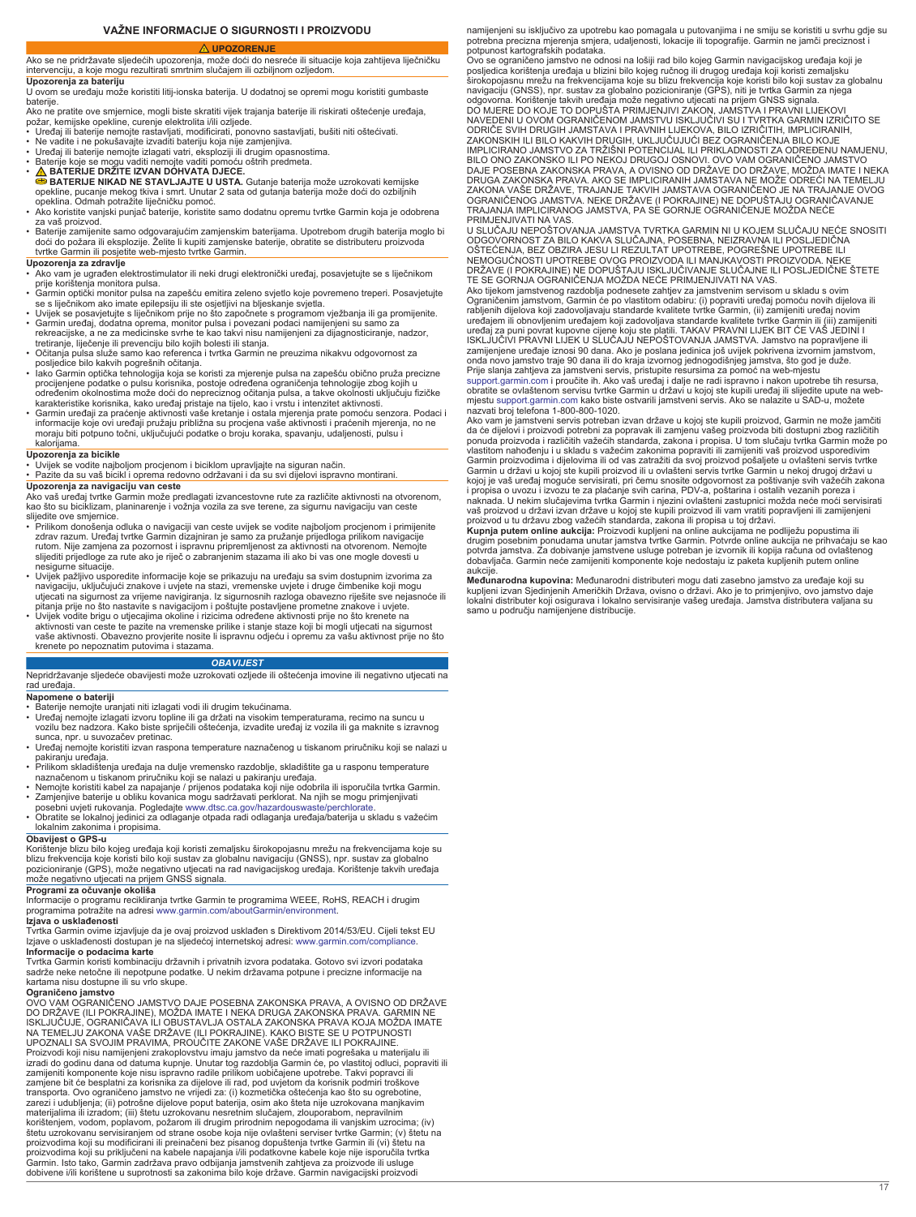# VAŽNE INFORMACIJE O SIGURNOSTI I PROIZVODU

## ⚠ UPOZORENJE

Ako se ne pridržavate sljedećih upozorenja, može doći do nesreće ili situacije koja zahtijeva liječničku intervenciju, a koje mogu rezultirati smrtnim slučajem ili ozbiljnom ozljedom.

### Upozorenja za bateriju

U ovom se uređaju može koristiti litij-ionska baterija. U dodatnoj se opremi mogu koristiti gumbaste baterije.

Ako ne pratite ove smjernice, mogli biste skratiti vijek trajanja baterije ili riskirati oštećenje uređaja, požar, kemijske opekline, curenje elektrolita i/ili ozljede.

- Uređaj ili baterije nemojte rastavljati, modificirati, ponovno sastavljati, bušiti niti oštećivati.
- Ne vadite i ne pokušavajte izvaditi bateriju koja nije zamjenjiva.
- Uređaj ili baterije nemojte izlagati vatri, eksploziji ili drugim opasnostima.
- Baterije koje se mogu vaditi nemojte vaditi pomoću oštrih predmeta.
- ⚠ **BATERIJE DRŽITE IZVAN DOHVATA DJECE.**
  **BATERIJE NIKAD NE STAVLJAJTE U USTA.** Gutanje baterija može uzrokovati kemijske opekline, pucanje mekog tkiva i smrt. Unutar 2 sata od gutanja baterija može doći do ozbiljnih opeklina. Odmah potražite liječničku pomoć.
- Ako koristite vanjski punjač baterije, koristite samo dodatnu opremu tvrtke Garmin koja je odobrena za vaš proizvod.
- Baterije zamijenite samo odgovarajućim zamjenskim baterijama. Upotrebom drugih baterija moglo bi doći do požara ili eksplozije. Želite li kupiti zamjenske baterije, obratite se distributeru proizvoda tvrtke Garmin ili posjetite web-mjesto tvrtke Garmin.

### Upozorenja za zdravlje

- Ako vam je ugrađen elektrostimulator ili neki drugi elektronički uređaj, posavjetujte se s liječnikom prije korištenja monitora pulsa.
- Garmin optički monitor pulsa na zapešću emitira zeleno svjetlo koje povremeno treperi. Posavjetujte se s liječnikom ako imate epilepsiju ili ste osjetljivi na bljeskanje svjetla.
- Uvijek se posavjetujte s liječnikom prije no što započnete s programom vježbanja ili ga promijenite.
- Garmin uređaj, dodatna oprema, monitor pulsa i povezani podaci namijenjeni su samo za rekreacijske, a ne za medicinske svrhe te kao takvi nisu namijenjeni za dijagnosticiranje, nadzor, tretiranje, liječenje ili prevenciju bilo kojih bolesti ili stanja.
- Očitanja pulsa služe samo kao referenca i tvrtka Garmin ne preuzima nikakvu odgovornost za posljedice bilo kakvih pogrešnih očitanja.
- Iako Garmin optička tehnologija koja se koristi za mjerenje pulsa na zapešću obično pruža precizne procijenjene podatke o pulsu korisnika, postoje određena ograničenja tehnologije zbog kojih u određenim okolnostima može doći do nepreciznog očitanja pulsa, a takve okolnosti uključuju fizičke karakteristike korisnika, kako uređaj pristaje na tijelo, kao i vrstu i intenzitet aktivnosti.
- Garmin uređaji za praćenje aktivnosti vaše kretanje i ostala mjerenja prate pomoću senzora. Podaci i informacije koje ovi uređaji pružaju približna su procjena vaše aktivnosti i praćenih mjerenja, no ne moraju biti potpuno točni, uključujući podatke o broju koraka, spavanju, udaljenosti, pulsu i kalorijama.

### Upozorenja za bicikle

- Uvijek se vodite najboljom procjenom i biciklom upravljajte na siguran način.
- Pazite da su vaš bicikl i oprema redovno održavani i da su svi dijelovi ispravno montirani.

### Upozorenja za navigaciju van ceste

Ako vaš uređaj tvrtke Garmin može predlagati izvancestovne rute za različite aktivnosti na otvorenom, kao što su biciklizam, planinarenje i vožnja vozila za sve terene, za sigurnu navigaciju van ceste slijedite ove smjernice.

- Prilikom donošenja odluka o navigaciji van ceste uvijek se vodite najboljom procjenom i primijenite zdrav razum. Uređaj tvrtke Garmin dizajniran je samo za pružanje prijedloga prilikom navigacije rutom. Nije zamjena za pozornost i ispravnu pripremljenost za aktivnosti na otvorenom. Nemojte slijediti prijedloge za rute ako je riječ o zabranjenim stazama ili ako bi vas one mogle dovesti u nesigurne situacije.
- Uvijek pažljivo usporedite informacije koje se prikazuju na uređaju sa svim dostupnim izvorima za navigaciju, uključujući znakove i uvjete na stazi, vremenske uvjete i druge čimbenike koji mogu utjecati na sigurnost za vrijeme navigiranja. Iz sigurnosnih razloga obavezno riješite sve nejasnoće ili pitanja prije no što nastavite s navigacijom i poštujte postavljene prometne znakove i uvjete.
- Uvijek vodite brigu o utjecajima okoline i rizicima određene aktivnosti prije no što krenete na aktivnosti van ceste te pazite na vremenske prilike i stanje staze koji bi mogli utjecati na sigurnost vaše aktivnosti. Obavezno provjerite nosite li ispravnu odjeću i opremu za vašu aktivnost prije no što krenete po nepoznatim putovima i stazama.

## *OBAVIJEST*

Nepridržavanje sljedeće obavijesti može uzrokovati ozljede ili oštećenja imovine ili negativno utjecati na rad uređaja.

### Napomene o bateriji

- Baterije nemojte uranjati niti izlagati vodi ili drugim tekućinama.
- Uređaj nemojte izlagati izvoru topline ili ga držati na visokim temperaturama, recimo na suncu u vozilu bez nadzora. Kako biste spriječili oštećenja, izvadite uređaj iz vozila ili ga maknite s izravnog sunca, npr. u suvozačev pretinac.
- Uređaj nemojte koristiti izvan raspona temperature naznačenog u tiskanom priručniku koji se nalazi u pakiranju uređaja.
- Prilikom skladištenja uređaja na dulje vremensko razdoblje, skladištite ga u rasponu temperature naznačenom u tiskanom priručniku koji se nalazi u pakiranju uređaja.
- Nemojte koristiti kabel za napajanje / prijenos podataka koji nije odobrila ili isporučila tvrtka Garmin.
- Zamjenjive baterije u obliku kovanica mogu sadržavati perklorat. Na njih se mogu primjenjivati posebni uvjeti rukovanja. Pogledajte www.dtsc.ca.gov/hazardouswaste/perchlorate.
- Obratite se lokalnoj jedinici za odlaganje otpada radi odlaganja uređaja/baterija u skladu s važećim lokalnim zakonima i propisima.

### Obavijest o GPS-u

Korištenje blizu bilo kojeg uređaja koji koristi zemaljsku širokopojasnu mrežu na frekvencijama koje su blizu frekvencija koje koristi bilo koji sustav za globalnu navigaciju (GNSS), npr. sustav za globalno pozicioniranje (GPS), može negativno utjecati na rad navigacijskog uređaja. Korištenje takvih uređaja može negativno utjecati na prijem GNSS signala.

### Programi za očuvanje okoliša

Informacije o programu recikliranja tvrtke Garmin te programima WEEE, RoHS, REACH i drugim programima potražite na adresi www.garmin.com/aboutGarmin/environment.

### Izjava o usklađenosti

Tvrtka Garmin ovime izjavljuje da je ovaj proizvod usklađen s Direktivom 2014/53/EU. Cijeli tekst EU Izjave o usklađenosti dostupan je na sljedećoj internetskoj adresi: www.garmin.com/compliance.

### Informacije o podacima karte

Tvrtka Garmin koristi kombinaciju državnih i privatnih izvora podataka. Gotovo svi izvori podataka sadrže neke netočne ili nepotpune podatke. U nekim državama potpune i precizne informacije na kartama nisu dostupne ili su vrlo skupe.

### Ograničeno jamstvo

OVO VAM OGRANIČENO JAMSTVO DAJE POSEBNA ZAKONSKA PRAVA, A OVISNO OD DRŽAVE DO DRŽAVE (ILI POKRAJINE), MOŽDA IMATE I NEKA DRUGA ZAKONSKA PRAVA. GARMIN NE ISKLJUČUJE, OGRANIČAVA ILI OBUSTAVLJA OSTALA ZAKONSKA PRAVA KOJA MOŽDA IMATE NA TEMELJU ZAKONA VAŠE DRŽAVE (ILI POKRAJINE). KAKO BISTE SE U POTPUNOSTI UPOZNALI SA SVOJIM PRAVIMA, PROUČITE ZAKONE VAŠE DRŽAVE ILI POKRAJINE.

Proizvodi koji nisu namijenjeni zrakoplovstvu imaju jamstvo da neće imati pogrešaka u materijalu ili izradi do godinu dana od datuma kupnje. Unutar tog razdoblja Garmin će, po vlastitoj odluci, popraviti ili zamijeniti komponente koje nisu ispravno radile prilikom uobičajene upotrebe. Takvi popravci ili zamjene bit će besplatni za korisnika za dijelove ili rad, pod uvjetom da korisnik podmiri troškove transporta. Ovo ograničeno jamstvo ne vrijedi za: (i) kozmetička oštećenja kao što su ogrebotine, zarezi i udubljenja; (ii) potrošne dijelove poput baterija, osim ako šteta nije uzrokovana manjkavim materijalima ili izradom; (iii) štetu uzrokovanu nesretnim slučajem, zlouporabom, nepravilnim korištenjem, vodom, poplavom, požarom ili drugim prirodnim nepogodama ili vanjskim uzrocima; (iv) štetu uzrokovanu servisiranjem od strane osobe koja nije ovlašteni serviser tvrtke Garmin; (v) štetu na proizvodima koji su modificirani ili preinačeni bez pisanog dopuštenja tvrtke Garmin ili (vi) štetu na proizvodima koji su priključeni na kabele napajanja i/ili podatkovne kabele koje nije isporučila tvrtka Garmin. Isto tako, Garmin zadržava pravo odbijanja jamstvenih zahtjeva za proizvode ili usluge dobivene i/ili korištene u suprotnosti sa zakonima bilo koje države. Garmin navigacijski proizvodi namijenjeni su isključivo za upotrebu kao pomagala u putovanjima i ne smiju se koristiti u svrhu gdje su potrebna precizna mjerenja smjera, udaljenosti, lokacije ili topografije. Garmin ne jamči preciznost i potpunost kartografskih podataka.

Ovo se ograničeno jamstvo ne odnosi na loš rad bilo kojeg Garmin navigacijskog uređaja koji je posljedica korištenja uređaja u blizini bilo kojeg ručnog ili drugog uređaja koji koristi zemaljsku širokopojasnu mrežu na frekvencijama koje su blizu frekvencija koje koristi bilo koji sustav za globalnu navigaciju (GNSS), npr. sustav za globalno pozicioniranje (GPS), niti je tvrtka Garmin za njega odgovorna. Korištenje takvih uređaja može negativno utjecati na prijem GNSS signala.

DO MJERE DO KOJE TO DOPUŠTA PRIMJENJIVI ZAKON, JAMSTVA I PRAVNI LIJEKOVI NAVEDENI U OVOM OGRANIČENOM JAMSTVU ISKLJUČIVI SU I TVRTKA GARMIN IZRIČITO SE ODRIČE SVIH DRUGIH JAMSTAVA I PRAVNIH LIJEKOVA, BILO IZRIČITIH, IMPLICIRANIH, ZAKONSKIH ILI BILO KAKVIH DRUGIH, UKLJUČUJUĆI BEZ OGRANIČENJA BILO KOJE IMPLICIRANO JAMSTVO ZA TRŽIŠNI POTENCIJAL ILI PRIKLADNOSTI ZA ODREĐENU NAMJENU, BILO ONO ZAKONSKO ILI PO NEKOJ DRUGOJ OSNOVI. OVO VAM OGRANIČENO JAMSTVO DAJE POSEBNA ZAKONSKA PRAVA, A OVISNO OD DRŽAVE DO DRŽAVE, MOŽDA IMATE I NEKA DRUGA ZAKONSKA PRAVA. AKO SE IMPLICIRANIH JAMSTAVA NE MOŽE ODREĆI NA TEMELJU ZAKONA VAŠE DRŽAVE, TRAJANJE TAKVIH JAMSTAVA OGRANIČENO JE NA TRAJANJE OVOG OGRANIČENOG JAMSTVA. NEKE DRŽAVE (I POKRAJINE) NE DOPUŠTAJU OGRANIČAVANJE TRAJANJA IMPLICIRANOG JAMSTVA, PA SE GORNJE OGRANIČENJE MOŽDA NEĆE PRIMJENJIVATI NA VAS.

U SLUČAJU NEPOŠTOVANJA JAMSTVA TVRTKA GARMIN NI U KOJEM SLUČAJU NEĆE SNOSITI ODGOVORNOST ZA BILO KAKVA SLUČAJNA, POSEBNA, NEIZRAVNA ILI POSLJEDIČNA OŠTEĆENJA, BEZ OBZIRA JESU LI REZULTAT UPOTREBE, POGREŠNE UPOTREBE ILI NEMOGUĆNOSTI UPOTREBE OVOG PROIZVODA ILI MANJKAVOSTI PROIZVODA. NEKE DRŽAVE (I POKRAJINE) NE DOPUŠTAJU ISKLJUČIVANJE SLUČAJNE ILI POSLJEDIČNE ŠTETE TE SE GORNJA OGRANIČENJA MOŽDA NEĆE PRIMJENJIVATI NA VAS.

Ako tijekom jamstvenog razdoblja podnesete zahtjev za jamstvenim servisom u skladu s ovim Ograničenim jamstvom, Garmin će po vlastitom odabiru: (i) popraviti uređaj pomoću novih dijelova ili rabljenih dijelova koji zadovoljavaju standarde kvalitete tvrtke Garmin, (ii) zamijeniti uređaj novim uređajem ili obnovljenim uređajem koji zadovoljava standarde kvalitete tvrtke Garmin ili (iii) zamijeniti uređaj za puni povrat kupovne cijene koju ste platili. TAKAV PRAVNI LIJEK BIT ĆE VAŠ JEDINI I ISKLJUČIVI PRAVNI LIJEK U SLUČAJU NEPOŠTOVANJA JAMSTVA. Jamstvo na popravljene ili zamijenjene uređaje iznosi 90 dana. Ako je poslana jedinica još uvijek pokrivena izvornim jamstvom, onda novo jamstvo traje 90 dana ili do kraja izvornog jednogodišnjeg jamstva, što god je duže.

Prije slanja zahtjeva za jamstveni servis, pristupite resursima za pomoć na web-mjestu support.garmin.com i proučite ih. Ako vaš uređaj i dalje ne radi ispravno i nakon upotrebe tih resursa, obratite se ovlaštenom servisu tvrtke Garmin u državi u kojoj ste kupili uređaj ili slijedite upute na web-mjestu support.garmin.com kako biste ostvarili jamstveni servis. Ako se nalazite u SAD-u, možete nazvati broj telefona 1-800-800-1020.

Ako vam je jamstveni servis potreban izvan države u kojoj ste kupili proizvod, Garmin ne može jamčiti da će dijelovi i proizvodi potrebni za popravak ili zamjenu vašeg proizvoda biti dostupni zbog različitih ponuda proizvoda i različitih važećih standarda, zakona i propisa. U tom slučaju tvrtka Garmin može po vlastitom nahođenju i u skladu s važećim zakonima popraviti ili zamijeniti vaš proizvod usporedivim Garmin proizvodima i dijelovima ili od vas zatražiti da svoj proizvod pošaljete u ovlašteni servis tvrtke Garmin u državi u kojoj ste kupili proizvod ili u ovlašteni servis tvrtke Garmin u nekoj drugoj državi u kojoj je vaš uređaj moguće servisirati, pri čemu snosite odgovornost za poštivanje svih važećih zakona i propisa o uvozu i izvozu te za plaćanje svih carina, PDV-a, poštarina i ostalih vezanih poreza i naknada. U nekim slučajevima tvrtka Garmin i njezini ovlašteni zastupnici možda neće moći servisirati vaš proizvod u državi izvan države u kojoj ste kupili proizvod ili vam vratiti popravljeni ili zamijenjeni proizvod u tu državu zbog važećih standarda, zakona ili propisa u toj državi.

**Kupnja putem online aukcija:** Proizvodi kupljeni na online aukcijama ne podliježu popustima ili drugim posebnim ponudama unutar jamstva tvrtke Garmin. Potvrde online aukcija ne prihvaćaju se kao potvrda jamstva. Za dobivanje jamstvene usluge potreban je izvornik ili kopija računa od ovlaštenog dobavljača. Garmin neće zamijeniti komponente koje nedostaju iz paketa kupljenih putem online aukcije.

**Međunarodna kupovina:** Međunarodni distributeri mogu dati zasebno jamstvo za uređaje koji su kupljeni izvan Sjedinjenih Američkih Država, ovisno o državi. Ako je to primjenjivo, ovo jamstvo daje lokalni distributer koji osigurava i lokalno servisiranje vašeg uređaja. Jamstva distributera valjana su samo u području namijenjene distribucije.